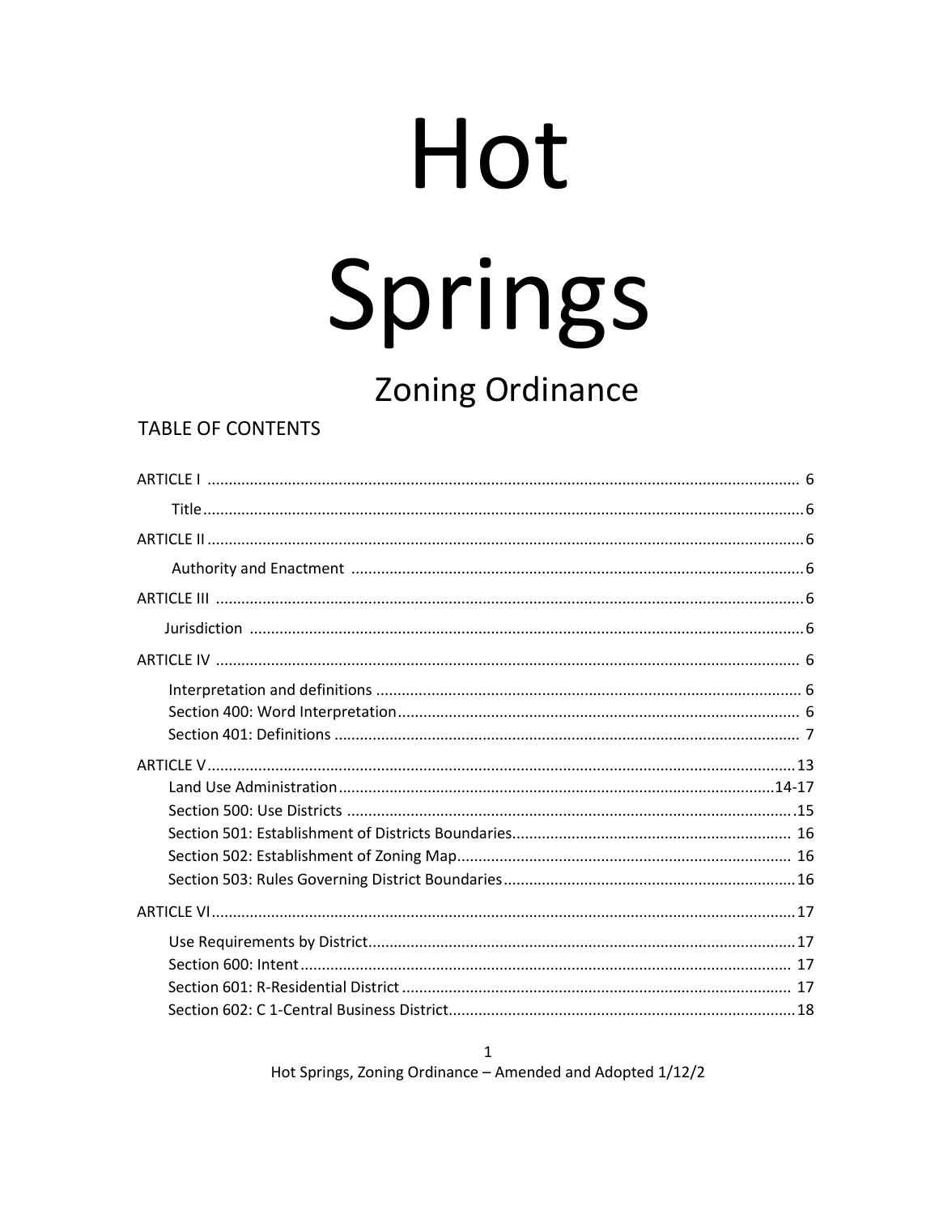# Hot Springs

## Zoning Ordinance

TABLE OF CONTENTS

ARTICLE I ........................................................................................................................ 6

Title ........................................................................................................................ 6

ARTICLE II ........................................................................................................................ 6

Authority and Enactment ........................................................................................ 6

ARTICLE III ........................................................................................................................ 6

Jurisdiction ........................................................................................................................ 6

ARTICLE IV ........................................................................................................................ 6

Interpretation and definitions ........................................................................................ 6
Section 400: Word Interpretation ........................................................................................ 6
Section 401: Definitions ........................................................................................ 7

ARTICLE V ........................................................................................................................ 13

Land Use Administration ........................................................................................ 14-17
Section 500: Use Districts ........................................................................................ 15
Section 501: Establishment of Districts Boundaries ........................................................................................ 16
Section 502: Establishment of Zoning Map ........................................................................................ 16
Section 503: Rules Governing District Boundaries ........................................................................................ 16

ARTICLE VI ........................................................................................................................ 17

Use Requirements by District ........................................................................................ 17
Section 600: Intent ........................................................................................ 17
Section 601: R-Residential District ........................................................................................ 17
Section 602: C 1-Central Business District ........................................................................................ 18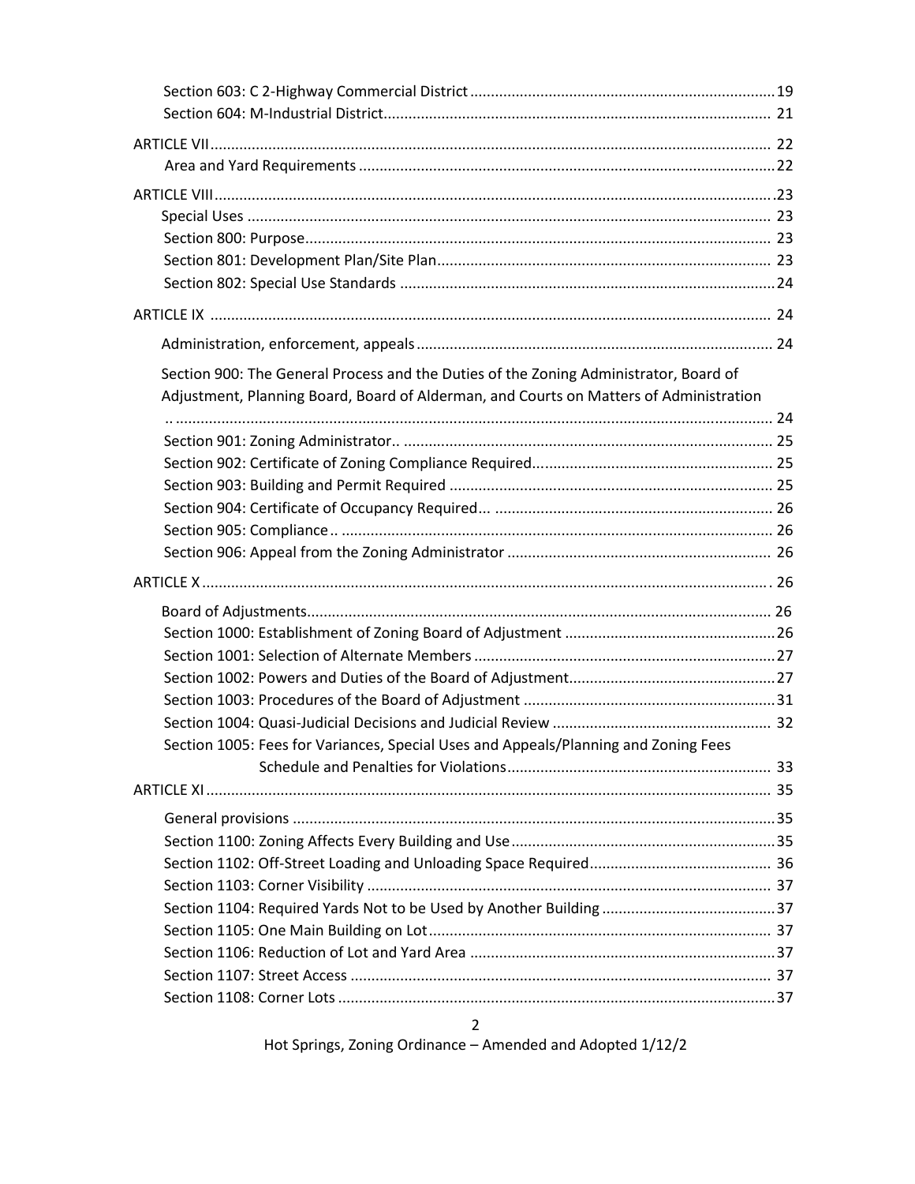Section 603: C 2-Highway Commercial District ........................................................................ 19
Section 604: M-Industrial District............................................................................................ 21

ARTICLE VII ...................................................................................................................... 22
Area and Yard Requirements ................................................................................................... 22

ARTICLE VIII ..................................................................................................................... 23
Special Uses .............................................................................................................................. 23
Section 800: Purpose ................................................................................................................ 23
Section 801: Development Plan/Site Plan ................................................................................ 23
Section 802: Special Use Standards .......................................................................................... 24

ARTICLE IX ....................................................................................................................... 24

Administration, enforcement, appeals ..................................................................................... 24

Section 900: The General Process and the Duties of the Zoning Administrator, Board of Adjustment, Planning Board, Board of Alderman, and Courts on Matters of Administration .. ............................................................................................................................................ 24
Section 901: Zoning Administrator.. ......................................................................................... 25
Section 902: Certificate of Zoning Compliance Required ......................................................... 25
Section 903: Building and Permit Required .............................................................................. 25
Section 904: Certificate of Occupancy Required... ................................................................... 26
Section 905: Compliance .. ........................................................................................................ 26
Section 906: Appeal from the Zoning Administrator ................................................................ 26

ARTICLE X ......................................................................................................................... 26

Board of Adjustments ................................................................................................................ 26
Section 1000: Establishment of Zoning Board of Adjustment ................................................... 26
Section 1001: Selection of Alternate Members ......................................................................... 27
Section 1002: Powers and Duties of the Board of Adjustment .................................................. 27
Section 1003: Procedures of the Board of Adjustment ............................................................. 31
Section 1004: Quasi-Judicial Decisions and Judicial Review ..................................................... 32
Section 1005: Fees for Variances, Special Uses and Appeals/Planning and Zoning Fees Schedule and Penalties for Violations ................................................................ 33

ARTICLE XI ....................................................................................................................... 35

General provisions .................................................................................................................... 35
Section 1100: Zoning Affects Every Building and Use ................................................................ 35
Section 1102: Off-Street Loading and Unloading Space Required ............................................ 36
Section 1103: Corner Visibility .................................................................................................. 37
Section 1104: Required Yards Not to be Used by Another Building .......................................... 37
Section 1105: One Main Building on Lot ................................................................................... 37
Section 1106: Reduction of Lot and Yard Area .......................................................................... 37
Section 1107: Street Access ....................................................................................................... 37
Section 1108: Corner Lots .......................................................................................................... 37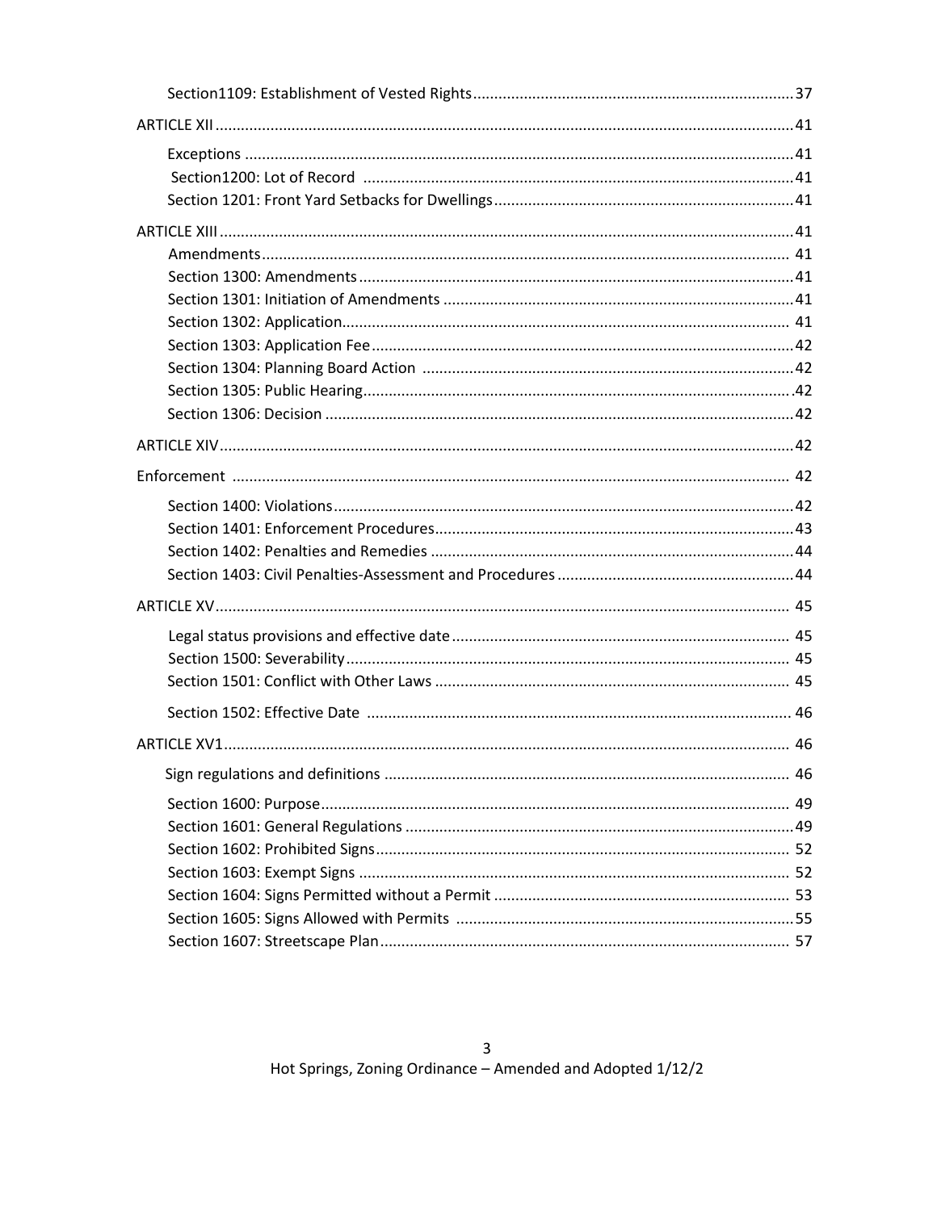Section1109: Establishment of Vested Rights ........................................................................ 37

ARTICLE XII ........................................................................................................................ 41

Exceptions ........................................................................................................................ 41
Section1200: Lot of Record ................................................................................................ 41
Section 1201: Front Yard Setbacks for Dwellings ................................................................ 41

ARTICLE XIII ....................................................................................................................... 41
Amendments ...................................................................................................................... 41
Section 1300: Amendments ................................................................................................ 41
Section 1301: Initiation of Amendments ............................................................................ 41
Section 1302: Application ................................................................................................... 41
Section 1303: Application Fee ............................................................................................ 42
Section 1304: Planning Board Action ................................................................................. 42
Section 1305: Public Hearing .............................................................................................. 42
Section 1306: Decision ....................................................................................................... 42

ARTICLE XIV ....................................................................................................................... 42

Enforcement ....................................................................................................................... 42

Section 1400: Violations ..................................................................................................... 42
Section 1401: Enforcement Procedures .............................................................................. 43
Section 1402: Penalties and Remedies ............................................................................... 44
Section 1403: Civil Penalties-Assessment and Procedures ................................................. 44

ARTICLE XV ........................................................................................................................ 45

Legal status provisions and effective date .......................................................................... 45
Section 1500: Severability .................................................................................................. 45
Section 1501: Conflict with Other Laws .............................................................................. 45

Section 1502: Effective Date .............................................................................................. 46

ARTICLE XV1 ...................................................................................................................... 46

Sign regulations and definitions ......................................................................................... 46

Section 1600: Purpose ........................................................................................................ 49
Section 1601: General Regulations ..................................................................................... 49
Section 1602: Prohibited Signs ........................................................................................... 52
Section 1603: Exempt Signs ................................................................................................ 52
Section 1604: Signs Permitted without a Permit ................................................................ 53
Section 1605: Signs Allowed with Permits .......................................................................... 55
Section 1607: Streetscape Plan ........................................................................................... 57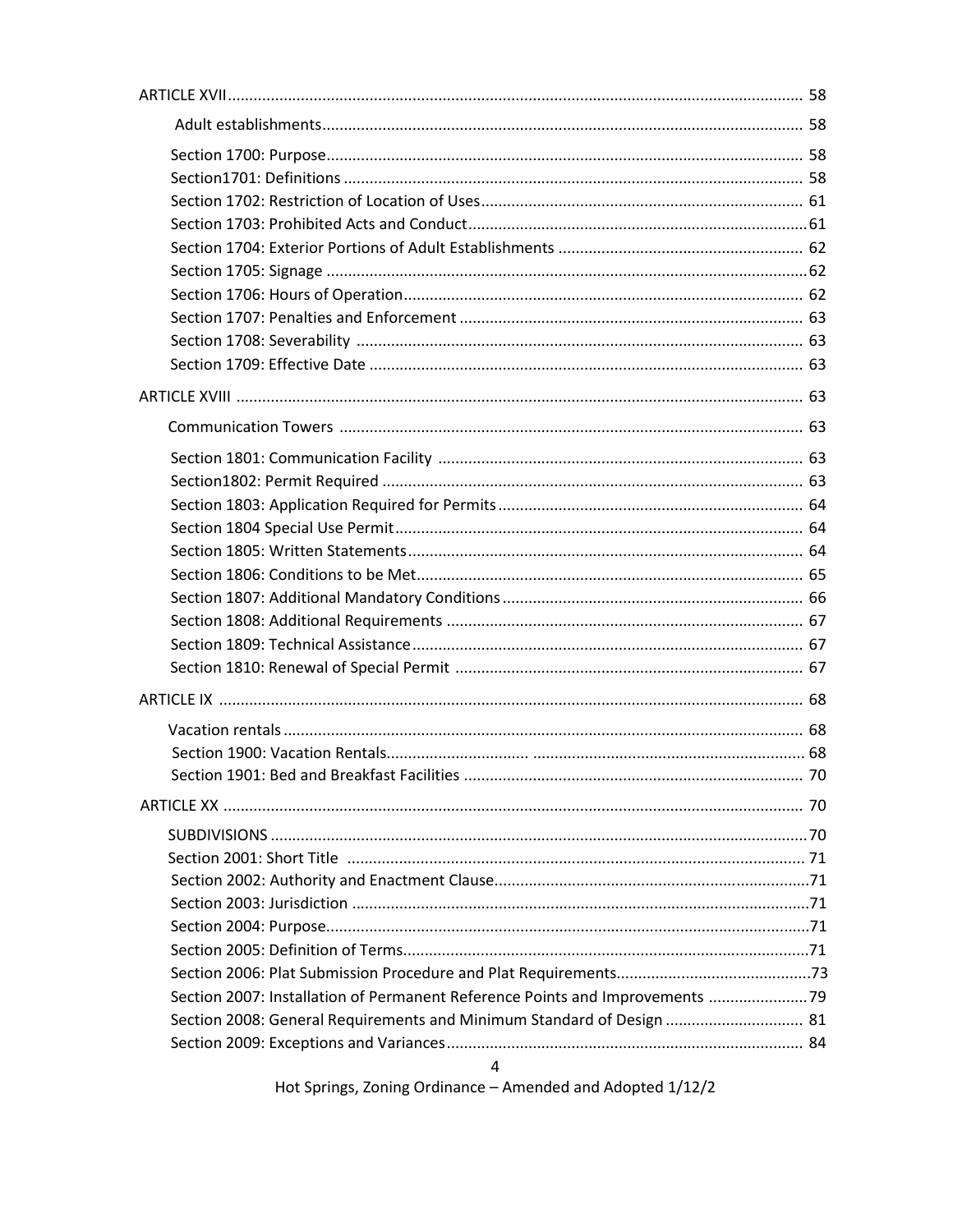ARTICLE XVII ... 58

Adult establishments ... 58

Section 1700: Purpose ... 58
Section1701: Definitions ... 58
Section 1702: Restriction of Location of Uses ... 61
Section 1703: Prohibited Acts and Conduct ... 61
Section 1704: Exterior Portions of Adult Establishments ... 62
Section 1705: Signage ... 62
Section 1706: Hours of Operation ... 62
Section 1707: Penalties and Enforcement ... 63
Section 1708: Severability ... 63
Section 1709: Effective Date ... 63

ARTICLE XVIII ... 63

Communication Towers ... 63

Section 1801: Communication Facility ... 63
Section1802: Permit Required ... 63
Section 1803: Application Required for Permits ... 64
Section 1804 Special Use Permit ... 64
Section 1805: Written Statements ... 64
Section 1806: Conditions to be Met ... 65
Section 1807: Additional Mandatory Conditions ... 66
Section 1808: Additional Requirements ... 67
Section 1809: Technical Assistance ... 67
Section 1810: Renewal of Special Permit ... 67

ARTICLE IX ... 68

Vacation rentals ... 68
Section 1900: Vacation Rentals ... 68
Section 1901: Bed and Breakfast Facilities ... 70

ARTICLE XX ... 70

SUBDIVISIONS ... 70
Section 2001: Short Title ... 71
Section 2002: Authority and Enactment Clause ... 71
Section 2003: Jurisdiction ... 71
Section 2004: Purpose ... 71
Section 2005: Definition of Terms ... 71
Section 2006: Plat Submission Procedure and Plat Requirements ... 73
Section 2007: Installation of Permanent Reference Points and Improvements ... 79
Section 2008: General Requirements and Minimum Standard of Design ... 81
Section 2009: Exceptions and Variances ... 84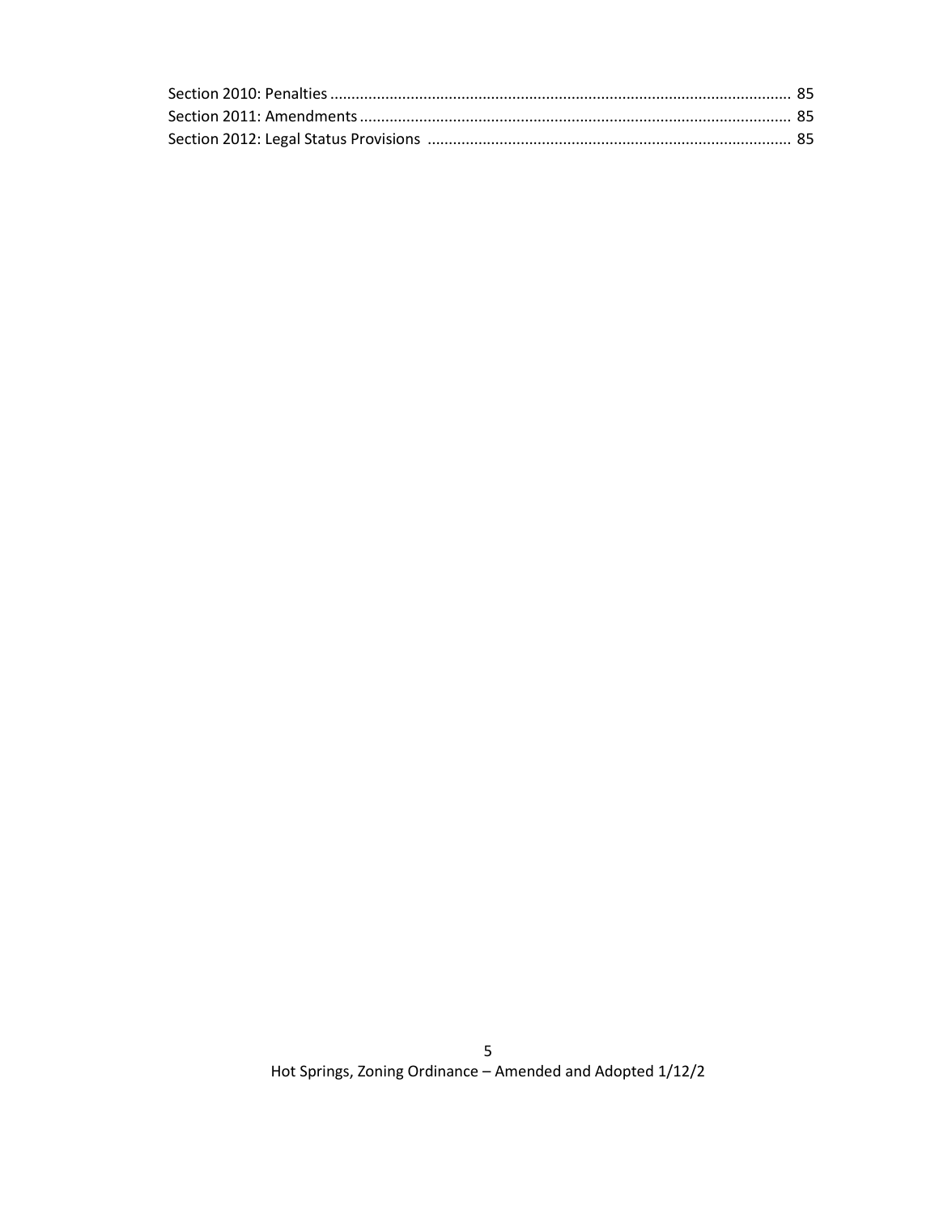Section 2010: Penalties ........................................................................................................ 85
Section 2011: Amendments ................................................................................................. 85
Section 2012: Legal Status Provisions ................................................................................. 85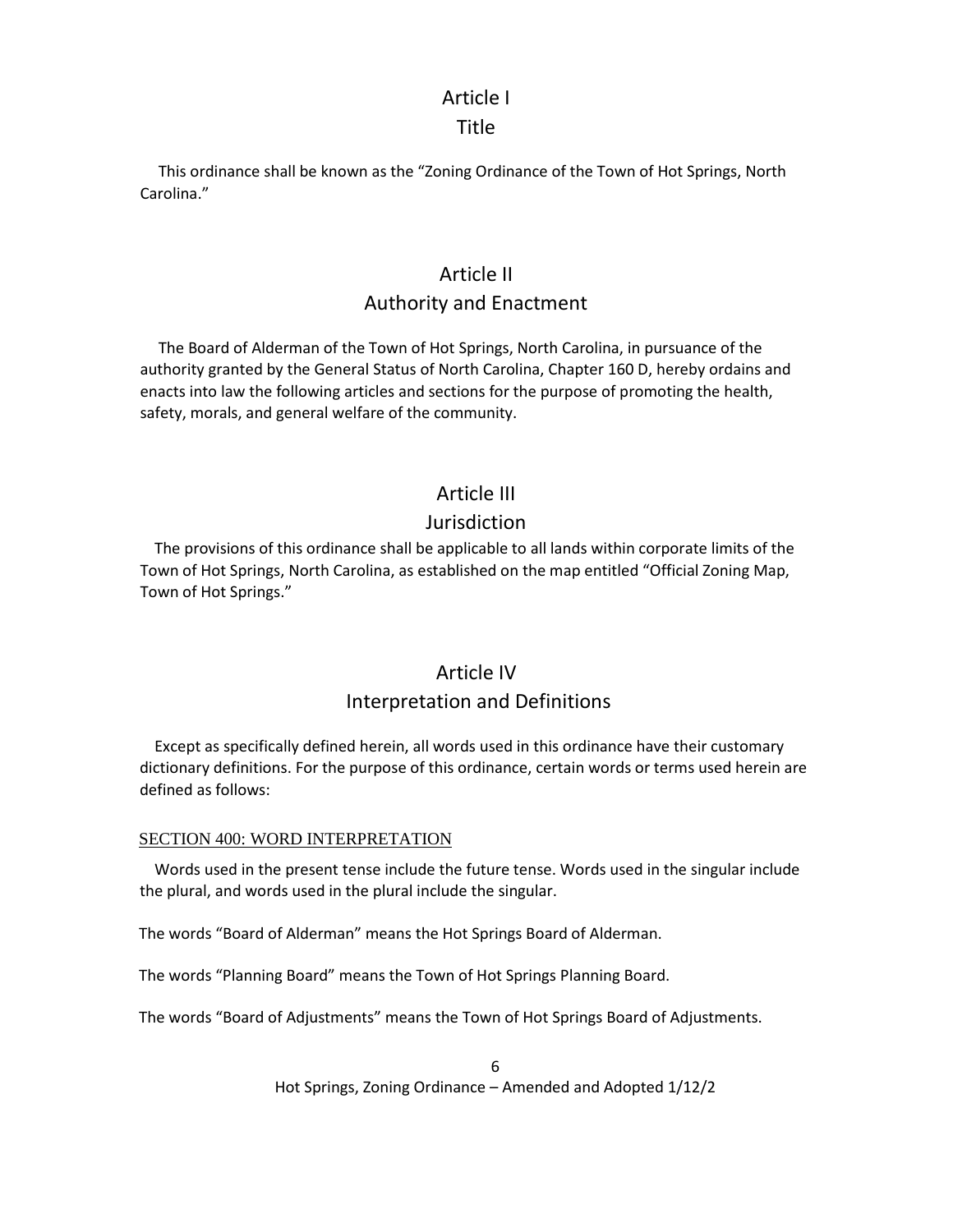# Article I
## Title

This ordinance shall be known as the "Zoning Ordinance of the Town of Hot Springs, North Carolina."

# Article II
## Authority and Enactment

The Board of Alderman of the Town of Hot Springs, North Carolina, in pursuance of the authority granted by the General Status of North Carolina, Chapter 160 D, hereby ordains and enacts into law the following articles and sections for the purpose of promoting the health, safety, morals, and general welfare of the community.

# Article III
## Jurisdiction

The provisions of this ordinance shall be applicable to all lands within corporate limits of the Town of Hot Springs, North Carolina, as established on the map entitled "Official Zoning Map, Town of Hot Springs."

# Article IV
## Interpretation and Definitions

Except as specifically defined herein, all words used in this ordinance have their customary dictionary definitions. For the purpose of this ordinance, certain words or terms used herein are defined as follows:

### SECTION 400: WORD INTERPRETATION

Words used in the present tense include the future tense. Words used in the singular include the plural, and words used in the plural include the singular.

The words "Board of Alderman" means the Hot Springs Board of Alderman.

The words "Planning Board" means the Town of Hot Springs Planning Board.

The words "Board of Adjustments" means the Town of Hot Springs Board of Adjustments.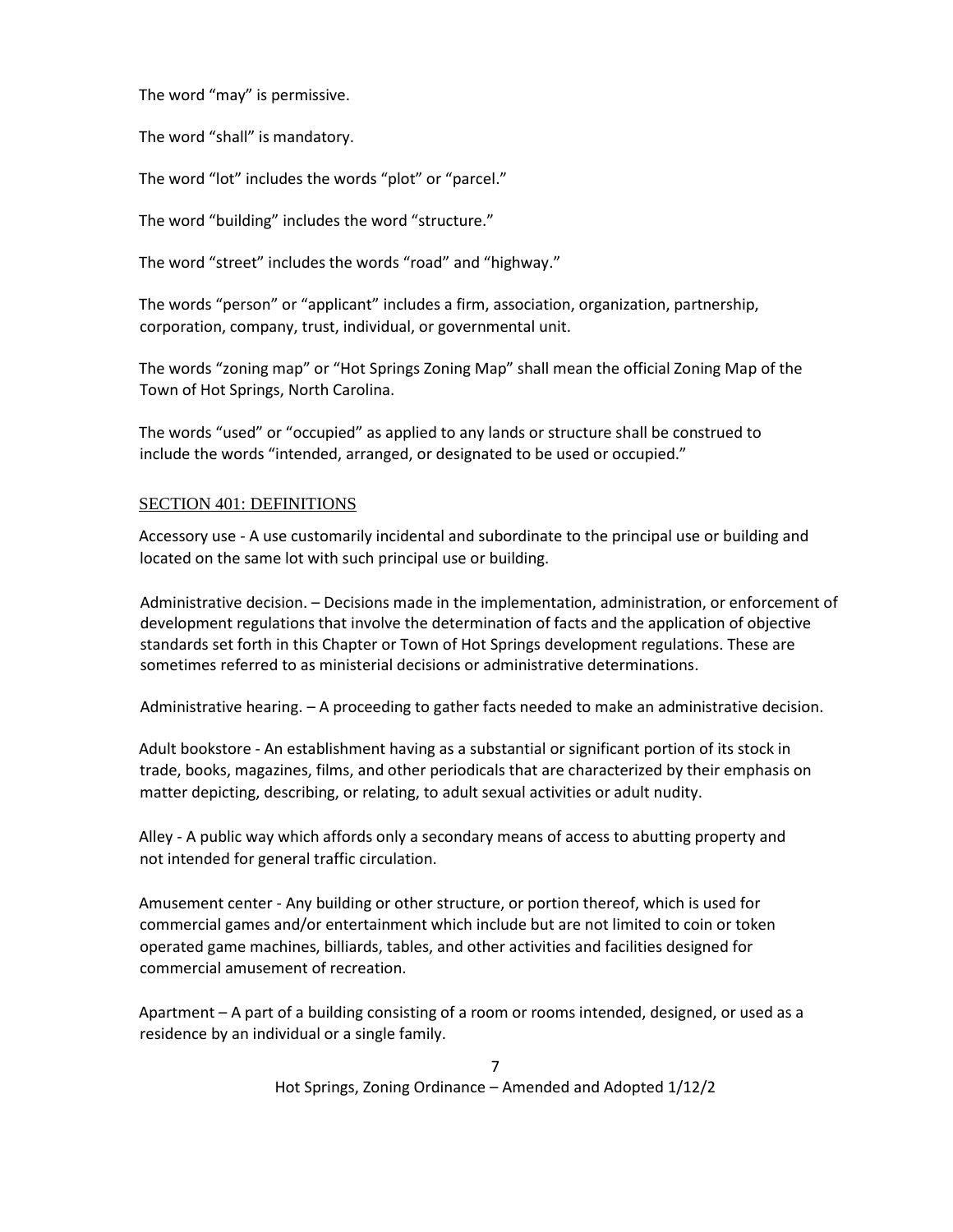The word “may” is permissive.

The word “shall” is mandatory.

The word “lot” includes the words “plot” or “parcel.”

The word “building” includes the word “structure.”

The word “street” includes the words “road” and “highway.”

The words “person” or “applicant” includes a firm, association, organization, partnership, corporation, company, trust, individual, or governmental unit.

The words “zoning map” or “Hot Springs Zoning Map” shall mean the official Zoning Map of the Town of Hot Springs, North Carolina.

The words “used” or “occupied” as applied to any lands or structure shall be construed to include the words “intended, arranged, or designated to be used or occupied.”

## SECTION 401: DEFINITIONS

Accessory use - A use customarily incidental and subordinate to the principal use or building and located on the same lot with such principal use or building.

Administrative decision. – Decisions made in the implementation, administration, or enforcement of development regulations that involve the determination of facts and the application of objective standards set forth in this Chapter or Town of Hot Springs development regulations. These are sometimes referred to as ministerial decisions or administrative determinations.

Administrative hearing. – A proceeding to gather facts needed to make an administrative decision.

Adult bookstore - An establishment having as a substantial or significant portion of its stock in trade, books, magazines, films, and other periodicals that are characterized by their emphasis on matter depicting, describing, or relating, to adult sexual activities or adult nudity.

Alley - A public way which affords only a secondary means of access to abutting property and not intended for general traffic circulation.

Amusement center - Any building or other structure, or portion thereof, which is used for commercial games and/or entertainment which include but are not limited to coin or token operated game machines, billiards, tables, and other activities and facilities designed for commercial amusement of recreation.

Apartment – A part of a building consisting of a room or rooms intended, designed, or used as a residence by an individual or a single family.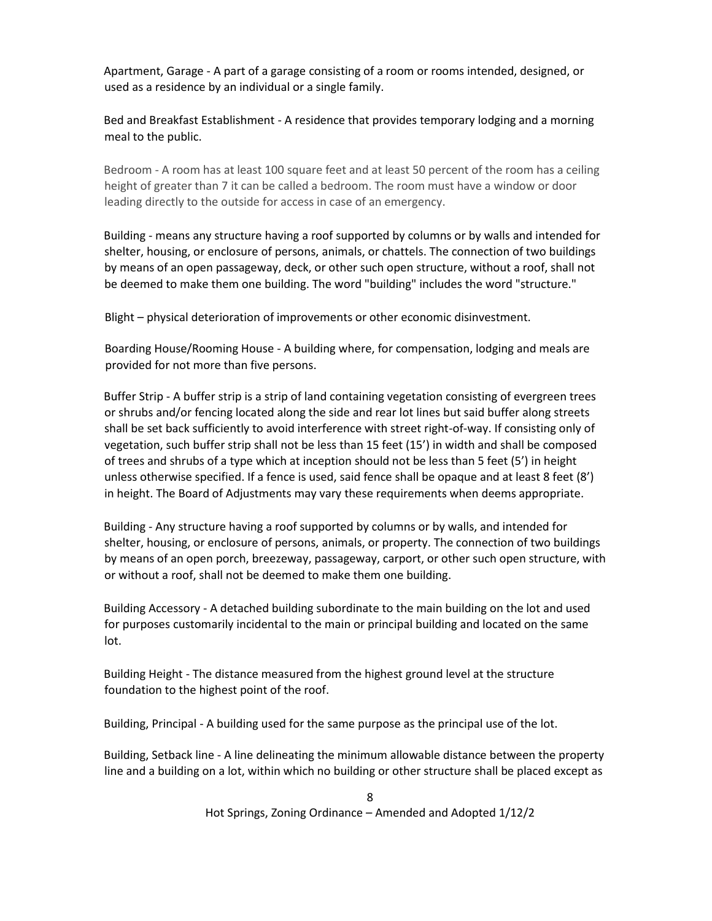Apartment, Garage - A part of a garage consisting of a room or rooms intended, designed, or used as a residence by an individual or a single family.

Bed and Breakfast Establishment - A residence that provides temporary lodging and a morning meal to the public.

Bedroom - A room has at least 100 square feet and at least 50 percent of the room has a ceiling height of greater than 7 it can be called a bedroom. The room must have a window or door leading directly to the outside for access in case of an emergency.

Building - means any structure having a roof supported by columns or by walls and intended for shelter, housing, or enclosure of persons, animals, or chattels. The connection of two buildings by means of an open passageway, deck, or other such open structure, without a roof, shall not be deemed to make them one building. The word "building" includes the word "structure."

Blight – physical deterioration of improvements or other economic disinvestment.

Boarding House/Rooming House - A building where, for compensation, lodging and meals are provided for not more than five persons.

Buffer Strip - A buffer strip is a strip of land containing vegetation consisting of evergreen trees or shrubs and/or fencing located along the side and rear lot lines but said buffer along streets shall be set back sufficiently to avoid interference with street right-of-way. If consisting only of vegetation, such buffer strip shall not be less than 15 feet (15') in width and shall be composed of trees and shrubs of a type which at inception should not be less than 5 feet (5') in height unless otherwise specified. If a fence is used, said fence shall be opaque and at least 8 feet (8') in height. The Board of Adjustments may vary these requirements when deems appropriate.

Building - Any structure having a roof supported by columns or by walls, and intended for shelter, housing, or enclosure of persons, animals, or property. The connection of two buildings by means of an open porch, breezeway, passageway, carport, or other such open structure, with or without a roof, shall not be deemed to make them one building.

Building Accessory - A detached building subordinate to the main building on the lot and used for purposes customarily incidental to the main or principal building and located on the same lot.

Building Height - The distance measured from the highest ground level at the structure foundation to the highest point of the roof.

Building, Principal - A building used for the same purpose as the principal use of the lot.

Building, Setback line - A line delineating the minimum allowable distance between the property line and a building on a lot, within which no building or other structure shall be placed except as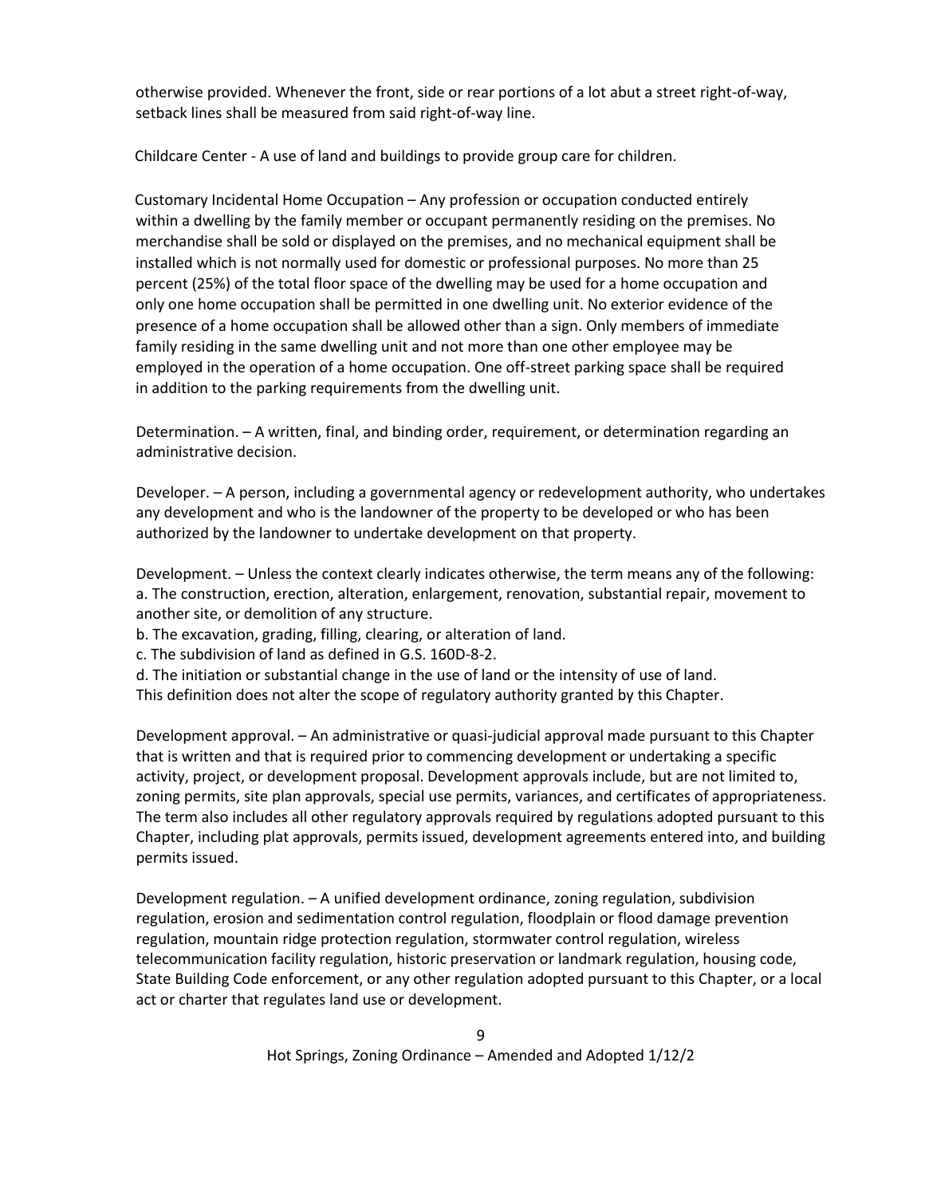otherwise provided. Whenever the front, side or rear portions of a lot abut a street right-of-way, setback lines shall be measured from said right-of-way line.

Childcare Center - A use of land and buildings to provide group care for children.

Customary Incidental Home Occupation – Any profession or occupation conducted entirely within a dwelling by the family member or occupant permanently residing on the premises. No merchandise shall be sold or displayed on the premises, and no mechanical equipment shall be installed which is not normally used for domestic or professional purposes. No more than 25 percent (25%) of the total floor space of the dwelling may be used for a home occupation and only one home occupation shall be permitted in one dwelling unit. No exterior evidence of the presence of a home occupation shall be allowed other than a sign. Only members of immediate family residing in the same dwelling unit and not more than one other employee may be employed in the operation of a home occupation. One off-street parking space shall be required in addition to the parking requirements from the dwelling unit.

Determination. – A written, final, and binding order, requirement, or determination regarding an administrative decision.

Developer. – A person, including a governmental agency or redevelopment authority, who undertakes any development and who is the landowner of the property to be developed or who has been authorized by the landowner to undertake development on that property.

Development. – Unless the context clearly indicates otherwise, the term means any of the following:
a. The construction, erection, alteration, enlargement, renovation, substantial repair, movement to another site, or demolition of any structure.
b. The excavation, grading, filling, clearing, or alteration of land.
c. The subdivision of land as defined in G.S. 160D-8-2.
d. The initiation or substantial change in the use of land or the intensity of use of land.
This definition does not alter the scope of regulatory authority granted by this Chapter.

Development approval. – An administrative or quasi-judicial approval made pursuant to this Chapter that is written and that is required prior to commencing development or undertaking a specific activity, project, or development proposal. Development approvals include, but are not limited to, zoning permits, site plan approvals, special use permits, variances, and certificates of appropriateness. The term also includes all other regulatory approvals required by regulations adopted pursuant to this Chapter, including plat approvals, permits issued, development agreements entered into, and building permits issued.

Development regulation. – A unified development ordinance, zoning regulation, subdivision regulation, erosion and sedimentation control regulation, floodplain or flood damage prevention regulation, mountain ridge protection regulation, stormwater control regulation, wireless telecommunication facility regulation, historic preservation or landmark regulation, housing code, State Building Code enforcement, or any other regulation adopted pursuant to this Chapter, or a local act or charter that regulates land use or development.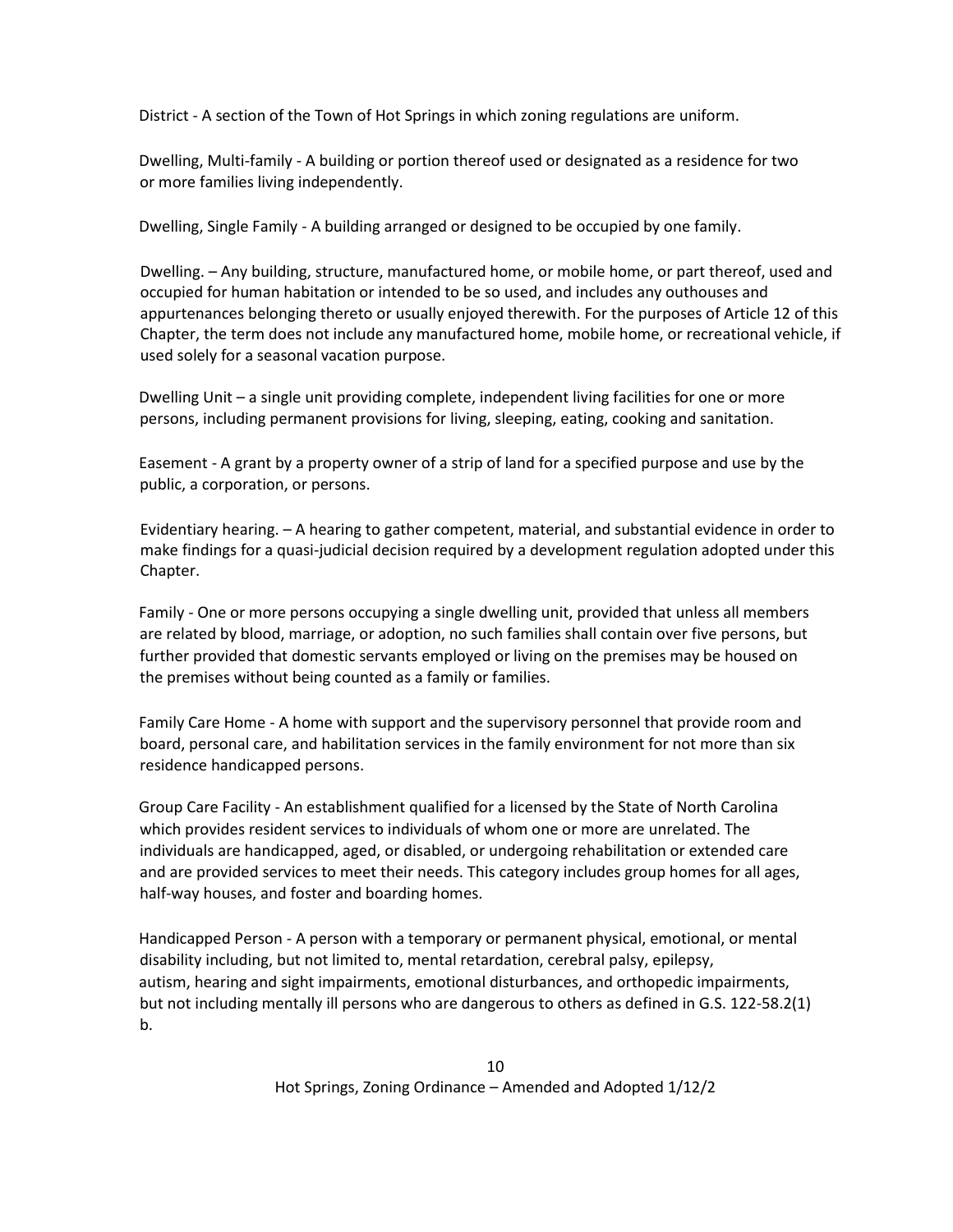District - A section of the Town of Hot Springs in which zoning regulations are uniform.

Dwelling, Multi-family - A building or portion thereof used or designated as a residence for two or more families living independently.

Dwelling, Single Family - A building arranged or designed to be occupied by one family.

Dwelling. – Any building, structure, manufactured home, or mobile home, or part thereof, used and occupied for human habitation or intended to be so used, and includes any outhouses and appurtenances belonging thereto or usually enjoyed therewith. For the purposes of Article 12 of this Chapter, the term does not include any manufactured home, mobile home, or recreational vehicle, if used solely for a seasonal vacation purpose.

Dwelling Unit – a single unit providing complete, independent living facilities for one or more persons, including permanent provisions for living, sleeping, eating, cooking and sanitation.

Easement - A grant by a property owner of a strip of land for a specified purpose and use by the public, a corporation, or persons.

Evidentiary hearing. – A hearing to gather competent, material, and substantial evidence in order to make findings for a quasi-judicial decision required by a development regulation adopted under this Chapter.

Family - One or more persons occupying a single dwelling unit, provided that unless all members are related by blood, marriage, or adoption, no such families shall contain over five persons, but further provided that domestic servants employed or living on the premises may be housed on the premises without being counted as a family or families.

Family Care Home - A home with support and the supervisory personnel that provide room and board, personal care, and habilitation services in the family environment for not more than six residence handicapped persons.

Group Care Facility - An establishment qualified for a licensed by the State of North Carolina which provides resident services to individuals of whom one or more are unrelated. The individuals are handicapped, aged, or disabled, or undergoing rehabilitation or extended care and are provided services to meet their needs. This category includes group homes for all ages, half-way houses, and foster and boarding homes.

Handicapped Person - A person with a temporary or permanent physical, emotional, or mental disability including, but not limited to, mental retardation, cerebral palsy, epilepsy, autism, hearing and sight impairments, emotional disturbances, and orthopedic impairments, but not including mentally ill persons who are dangerous to others as defined in G.S. 122-58.2(1) b.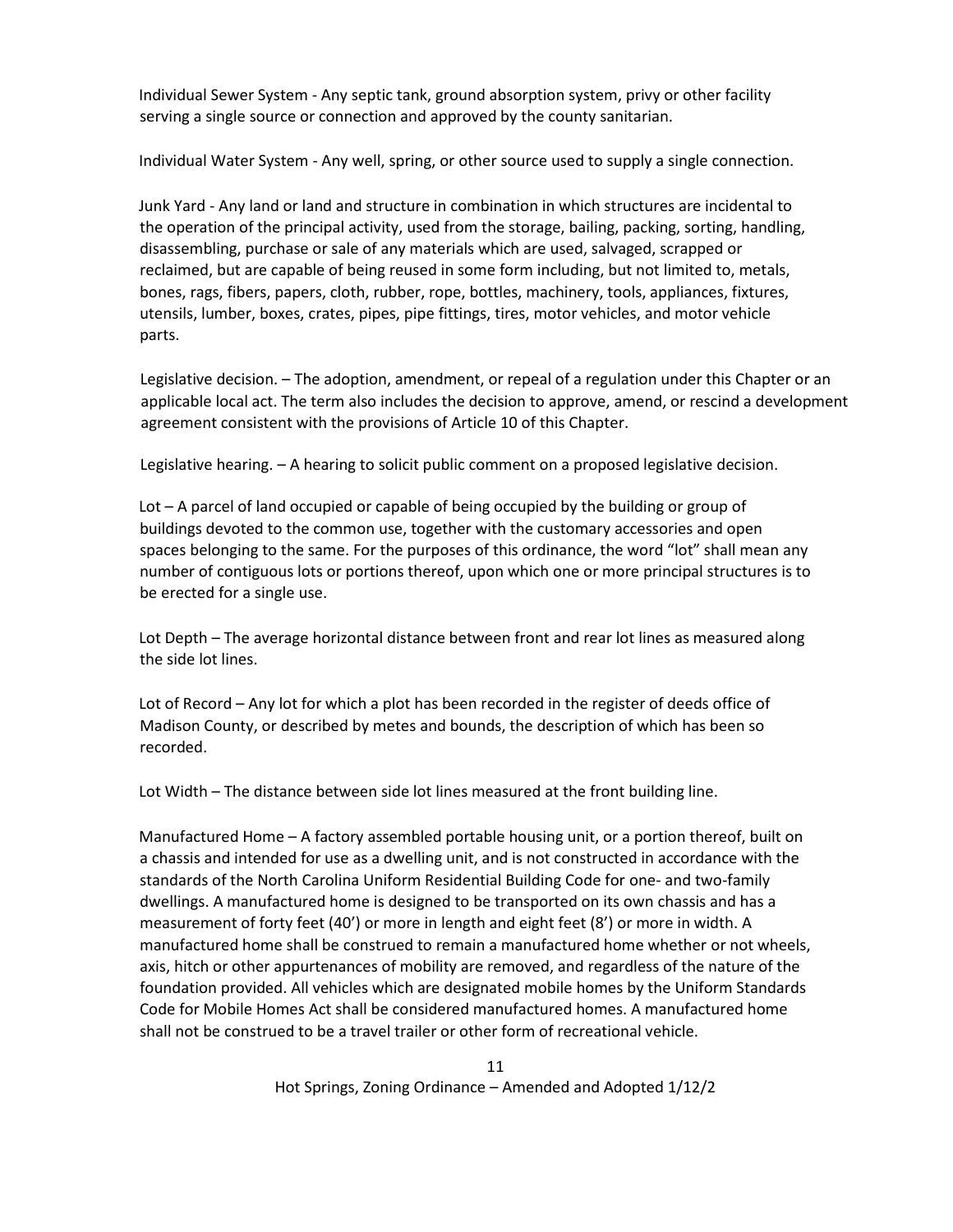Individual Sewer System - Any septic tank, ground absorption system, privy or other facility serving a single source or connection and approved by the county sanitarian.

Individual Water System - Any well, spring, or other source used to supply a single connection.

Junk Yard - Any land or land and structure in combination in which structures are incidental to the operation of the principal activity, used from the storage, bailing, packing, sorting, handling, disassembling, purchase or sale of any materials which are used, salvaged, scrapped or reclaimed, but are capable of being reused in some form including, but not limited to, metals, bones, rags, fibers, papers, cloth, rubber, rope, bottles, machinery, tools, appliances, fixtures, utensils, lumber, boxes, crates, pipes, pipe fittings, tires, motor vehicles, and motor vehicle parts.

Legislative decision. – The adoption, amendment, or repeal of a regulation under this Chapter or an applicable local act. The term also includes the decision to approve, amend, or rescind a development agreement consistent with the provisions of Article 10 of this Chapter.

Legislative hearing. – A hearing to solicit public comment on a proposed legislative decision.

Lot – A parcel of land occupied or capable of being occupied by the building or group of buildings devoted to the common use, together with the customary accessories and open spaces belonging to the same. For the purposes of this ordinance, the word "lot" shall mean any number of contiguous lots or portions thereof, upon which one or more principal structures is to be erected for a single use.

Lot Depth – The average horizontal distance between front and rear lot lines as measured along the side lot lines.

Lot of Record – Any lot for which a plot has been recorded in the register of deeds office of Madison County, or described by metes and bounds, the description of which has been so recorded.

Lot Width – The distance between side lot lines measured at the front building line.

Manufactured Home – A factory assembled portable housing unit, or a portion thereof, built on a chassis and intended for use as a dwelling unit, and is not constructed in accordance with the standards of the North Carolina Uniform Residential Building Code for one- and two-family dwellings. A manufactured home is designed to be transported on its own chassis and has a measurement of forty feet (40') or more in length and eight feet (8') or more in width. A manufactured home shall be construed to remain a manufactured home whether or not wheels, axis, hitch or other appurtenances of mobility are removed, and regardless of the nature of the foundation provided. All vehicles which are designated mobile homes by the Uniform Standards Code for Mobile Homes Act shall be considered manufactured homes. A manufactured home shall not be construed to be a travel trailer or other form of recreational vehicle.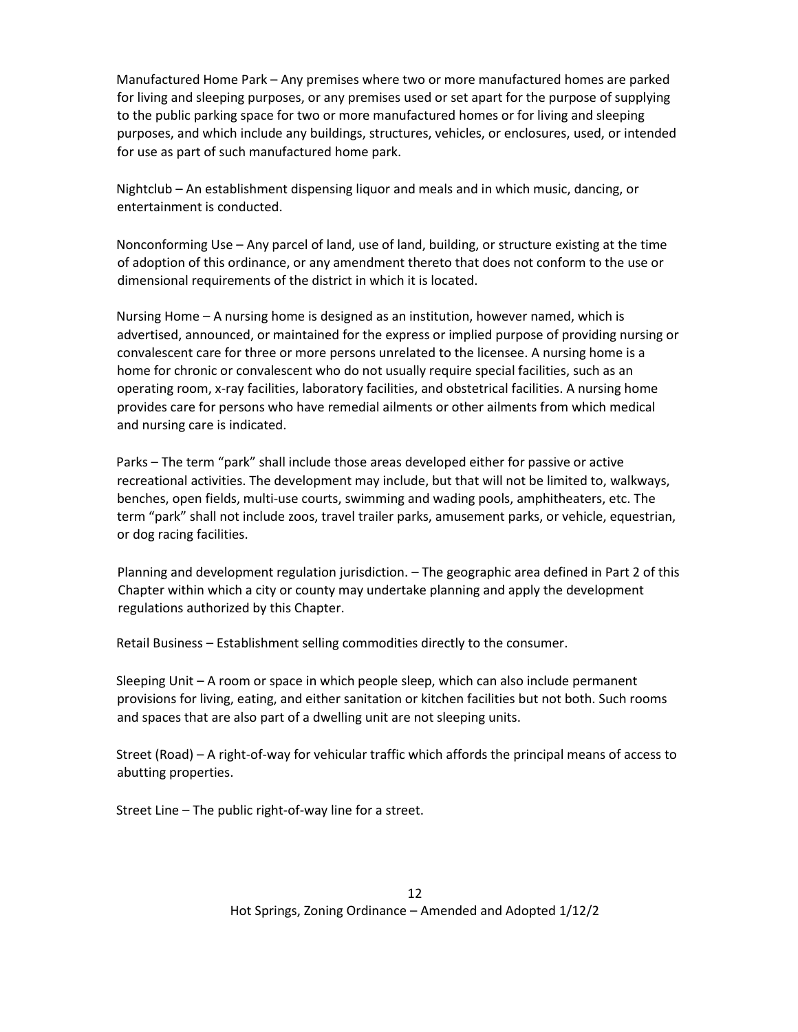Manufactured Home Park – Any premises where two or more manufactured homes are parked for living and sleeping purposes, or any premises used or set apart for the purpose of supplying to the public parking space for two or more manufactured homes or for living and sleeping purposes, and which include any buildings, structures, vehicles, or enclosures, used, or intended for use as part of such manufactured home park.

Nightclub – An establishment dispensing liquor and meals and in which music, dancing, or entertainment is conducted.

Nonconforming Use – Any parcel of land, use of land, building, or structure existing at the time of adoption of this ordinance, or any amendment thereto that does not conform to the use or dimensional requirements of the district in which it is located.

Nursing Home – A nursing home is designed as an institution, however named, which is advertised, announced, or maintained for the express or implied purpose of providing nursing or convalescent care for three or more persons unrelated to the licensee. A nursing home is a home for chronic or convalescent who do not usually require special facilities, such as an operating room, x-ray facilities, laboratory facilities, and obstetrical facilities. A nursing home provides care for persons who have remedial ailments or other ailments from which medical and nursing care is indicated.

Parks – The term "park" shall include those areas developed either for passive or active recreational activities. The development may include, but that will not be limited to, walkways, benches, open fields, multi-use courts, swimming and wading pools, amphitheaters, etc. The term "park" shall not include zoos, travel trailer parks, amusement parks, or vehicle, equestrian, or dog racing facilities.

Planning and development regulation jurisdiction. – The geographic area defined in Part 2 of this Chapter within which a city or county may undertake planning and apply the development regulations authorized by this Chapter.

Retail Business – Establishment selling commodities directly to the consumer.

Sleeping Unit – A room or space in which people sleep, which can also include permanent provisions for living, eating, and either sanitation or kitchen facilities but not both. Such rooms and spaces that are also part of a dwelling unit are not sleeping units.

Street (Road) – A right-of-way for vehicular traffic which affords the principal means of access to abutting properties.

Street Line – The public right-of-way line for a street.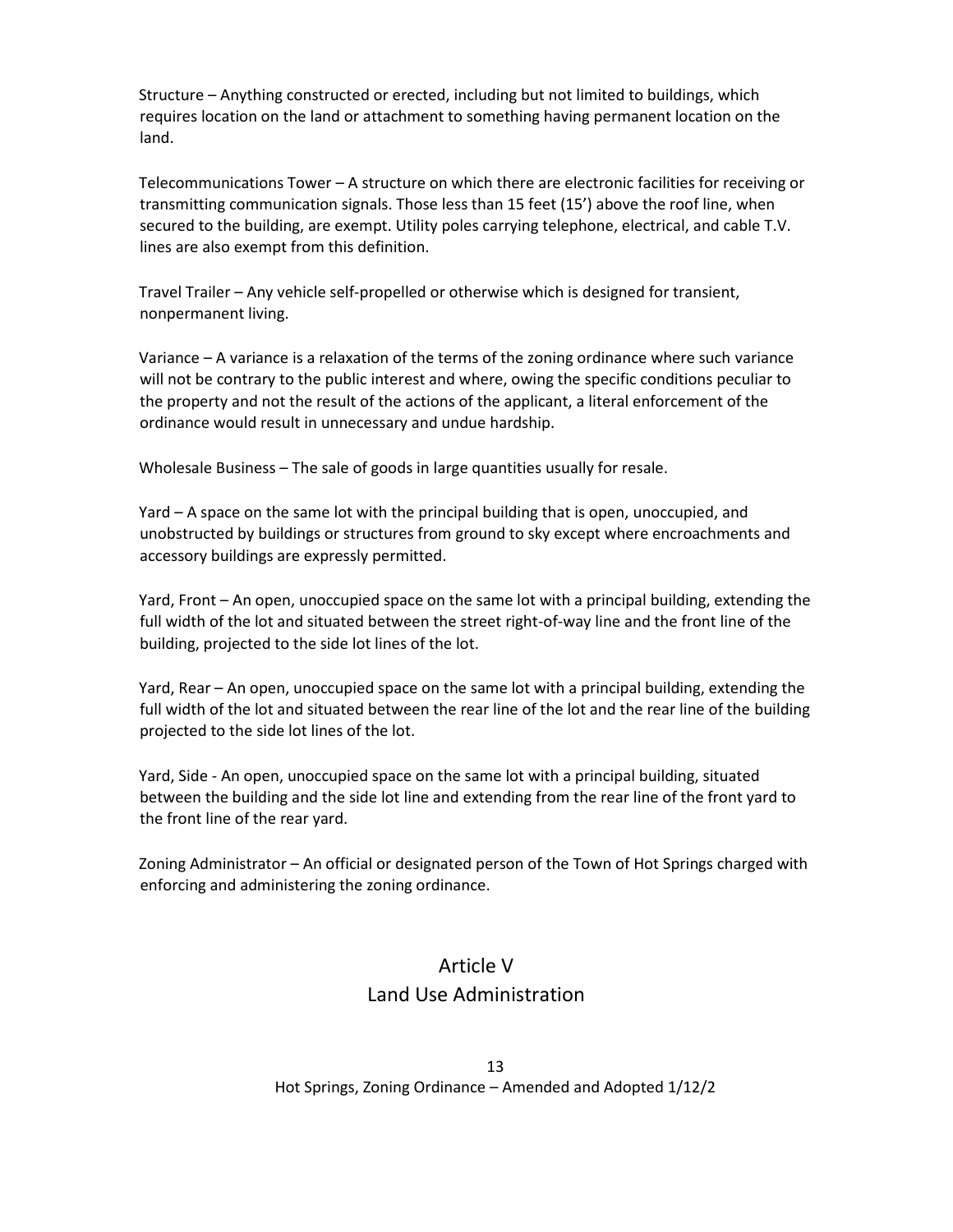Structure – Anything constructed or erected, including but not limited to buildings, which requires location on the land or attachment to something having permanent location on the land.

Telecommunications Tower – A structure on which there are electronic facilities for receiving or transmitting communication signals. Those less than 15 feet (15') above the roof line, when secured to the building, are exempt. Utility poles carrying telephone, electrical, and cable T.V. lines are also exempt from this definition.

Travel Trailer – Any vehicle self-propelled or otherwise which is designed for transient, nonpermanent living.

Variance – A variance is a relaxation of the terms of the zoning ordinance where such variance will not be contrary to the public interest and where, owing the specific conditions peculiar to the property and not the result of the actions of the applicant, a literal enforcement of the ordinance would result in unnecessary and undue hardship.

Wholesale Business – The sale of goods in large quantities usually for resale.

Yard – A space on the same lot with the principal building that is open, unoccupied, and unobstructed by buildings or structures from ground to sky except where encroachments and accessory buildings are expressly permitted.

Yard, Front – An open, unoccupied space on the same lot with a principal building, extending the full width of the lot and situated between the street right-of-way line and the front line of the building, projected to the side lot lines of the lot.

Yard, Rear – An open, unoccupied space on the same lot with a principal building, extending the full width of the lot and situated between the rear line of the lot and the rear line of the building projected to the side lot lines of the lot.

Yard, Side - An open, unoccupied space on the same lot with a principal building, situated between the building and the side lot line and extending from the rear line of the front yard to the front line of the rear yard.

Zoning Administrator – An official or designated person of the Town of Hot Springs charged with enforcing and administering the zoning ordinance.

# Article V
# Land Use Administration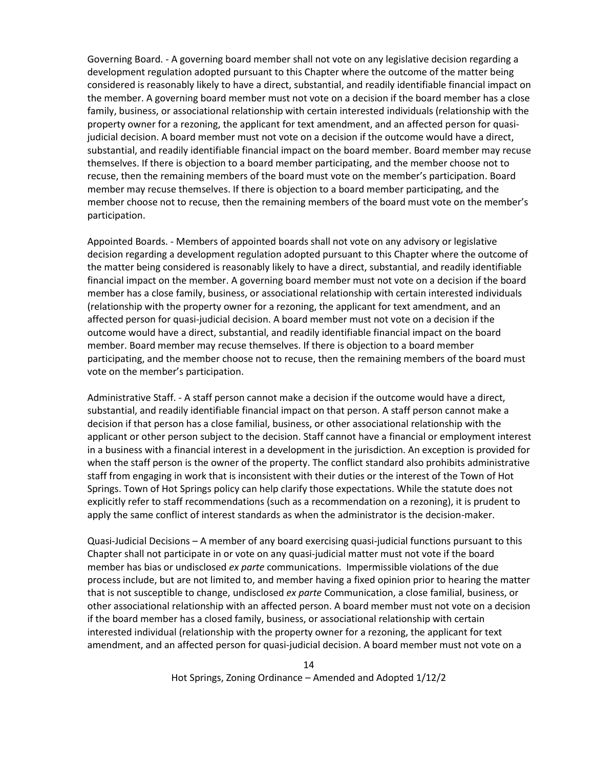Governing Board. - A governing board member shall not vote on any legislative decision regarding a development regulation adopted pursuant to this Chapter where the outcome of the matter being considered is reasonably likely to have a direct, substantial, and readily identifiable financial impact on the member. A governing board member must not vote on a decision if the board member has a close family, business, or associational relationship with certain interested individuals (relationship with the property owner for a rezoning, the applicant for text amendment, and an affected person for quasi-judicial decision. A board member must not vote on a decision if the outcome would have a direct, substantial, and readily identifiable financial impact on the board member. Board member may recuse themselves. If there is objection to a board member participating, and the member choose not to recuse, then the remaining members of the board must vote on the member's participation. Board member may recuse themselves. If there is objection to a board member participating, and the member choose not to recuse, then the remaining members of the board must vote on the member's participation.

Appointed Boards. - Members of appointed boards shall not vote on any advisory or legislative decision regarding a development regulation adopted pursuant to this Chapter where the outcome of the matter being considered is reasonably likely to have a direct, substantial, and readily identifiable financial impact on the member. A governing board member must not vote on a decision if the board member has a close family, business, or associational relationship with certain interested individuals (relationship with the property owner for a rezoning, the applicant for text amendment, and an affected person for quasi-judicial decision. A board member must not vote on a decision if the outcome would have a direct, substantial, and readily identifiable financial impact on the board member. Board member may recuse themselves. If there is objection to a board member participating, and the member choose not to recuse, then the remaining members of the board must vote on the member's participation.

Administrative Staff. - A staff person cannot make a decision if the outcome would have a direct, substantial, and readily identifiable financial impact on that person. A staff person cannot make a decision if that person has a close familial, business, or other associational relationship with the applicant or other person subject to the decision. Staff cannot have a financial or employment interest in a business with a financial interest in a development in the jurisdiction. An exception is provided for when the staff person is the owner of the property. The conflict standard also prohibits administrative staff from engaging in work that is inconsistent with their duties or the interest of the Town of Hot Springs. Town of Hot Springs policy can help clarify those expectations. While the statute does not explicitly refer to staff recommendations (such as a recommendation on a rezoning), it is prudent to apply the same conflict of interest standards as when the administrator is the decision-maker.

Quasi-Judicial Decisions – A member of any board exercising quasi-judicial functions pursuant to this Chapter shall not participate in or vote on any quasi-judicial matter must not vote if the board member has bias or undisclosed *ex parte* communications. Impermissible violations of the due process include, but are not limited to, and member having a fixed opinion prior to hearing the matter that is not susceptible to change, undisclosed *ex parte* Communication, a close familial, business, or other associational relationship with an affected person. A board member must not vote on a decision if the board member has a closed family, business, or associational relationship with certain interested individual (relationship with the property owner for a rezoning, the applicant for text amendment, and an affected person for quasi-judicial decision. A board member must not vote on a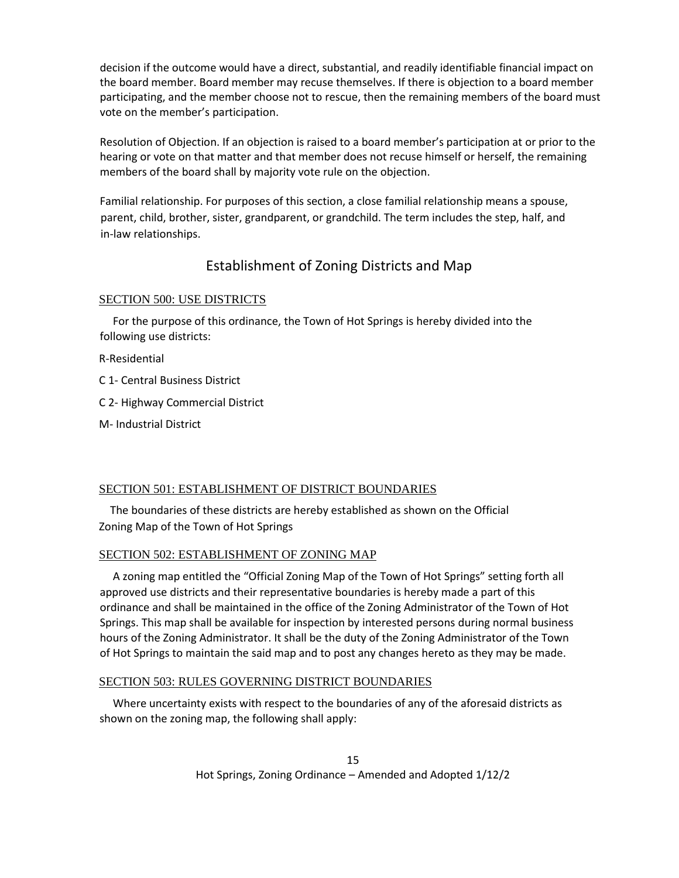decision if the outcome would have a direct, substantial, and readily identifiable financial impact on the board member. Board member may recuse themselves. If there is objection to a board member participating, and the member choose not to rescue, then the remaining members of the board must vote on the member's participation.

Resolution of Objection. If an objection is raised to a board member's participation at or prior to the hearing or vote on that matter and that member does not recuse himself or herself, the remaining members of the board shall by majority vote rule on the objection.

Familial relationship. For purposes of this section, a close familial relationship means a spouse, parent, child, brother, sister, grandparent, or grandchild. The term includes the step, half, and in-law relationships.

## Establishment of Zoning Districts and Map

### SECTION 500: USE DISTRICTS

For the purpose of this ordinance, the Town of Hot Springs is hereby divided into the following use districts:

R-Residential

C 1- Central Business District

C 2- Highway Commercial District

M- Industrial District

### SECTION 501: ESTABLISHMENT OF DISTRICT BOUNDARIES

The boundaries of these districts are hereby established as shown on the Official Zoning Map of the Town of Hot Springs

### SECTION 502: ESTABLISHMENT OF ZONING MAP

A zoning map entitled the "Official Zoning Map of the Town of Hot Springs" setting forth all approved use districts and their representative boundaries is hereby made a part of this ordinance and shall be maintained in the office of the Zoning Administrator of the Town of Hot Springs. This map shall be available for inspection by interested persons during normal business hours of the Zoning Administrator. It shall be the duty of the Zoning Administrator of the Town of Hot Springs to maintain the said map and to post any changes hereto as they may be made.

### SECTION 503: RULES GOVERNING DISTRICT BOUNDARIES

Where uncertainty exists with respect to the boundaries of any of the aforesaid districts as shown on the zoning map, the following shall apply: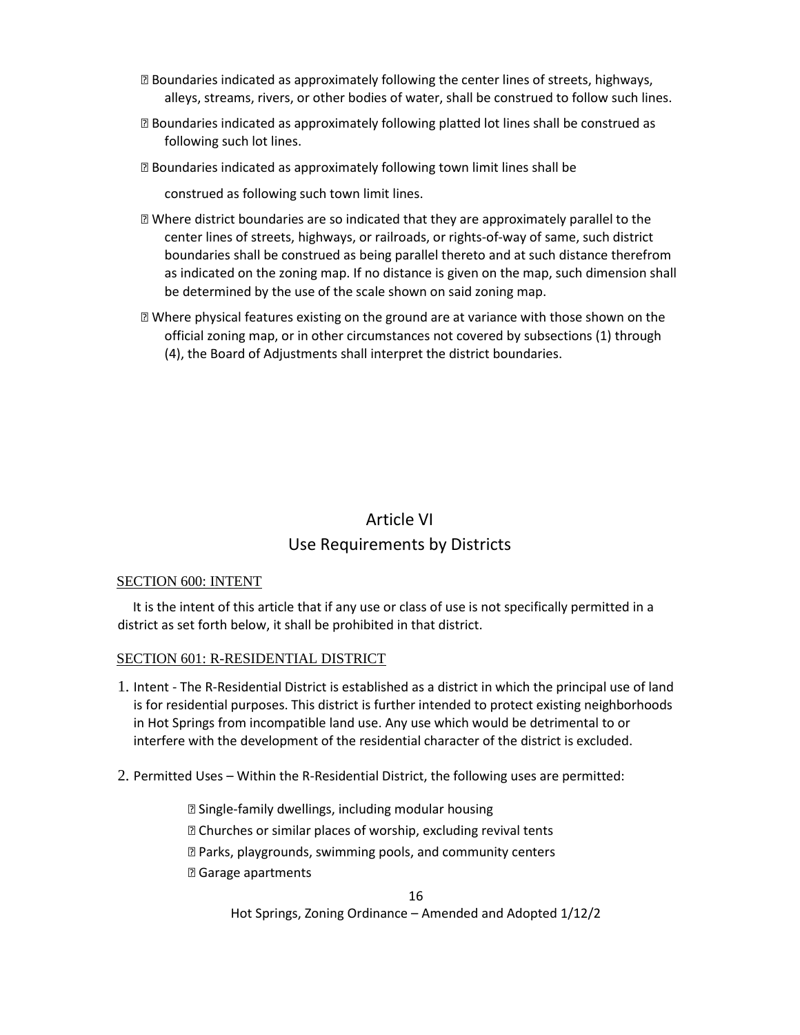- Boundaries indicated as approximately following the center lines of streets, highways, alleys, streams, rivers, or other bodies of water, shall be construed to follow such lines.
- Boundaries indicated as approximately following platted lot lines shall be construed as following such lot lines.
- Boundaries indicated as approximately following town limit lines shall be

  construed as following such town limit lines.
- Where district boundaries are so indicated that they are approximately parallel to the center lines of streets, highways, or railroads, or rights-of-way of same, such district boundaries shall be construed as being parallel thereto and at such distance therefrom as indicated on the zoning map. If no distance is given on the map, such dimension shall be determined by the use of the scale shown on said zoning map.
- Where physical features existing on the ground are at variance with those shown on the official zoning map, or in other circumstances not covered by subsections (1) through (4), the Board of Adjustments shall interpret the district boundaries.

# Article VI
## Use Requirements by Districts

SECTION 600: INTENT

It is the intent of this article that if any use or class of use is not specifically permitted in a district as set forth below, it shall be prohibited in that district.

SECTION 601: R-RESIDENTIAL DISTRICT

1. Intent - The R-Residential District is established as a district in which the principal use of land is for residential purposes. This district is further intended to protect existing neighborhoods in Hot Springs from incompatible land use. Any use which would be detrimental to or interfere with the development of the residential character of the district is excluded.

2. Permitted Uses – Within the R-Residential District, the following uses are permitted:

   - Single-family dwellings, including modular housing
   - Churches or similar places of worship, excluding revival tents
   - Parks, playgrounds, swimming pools, and community centers
   - Garage apartments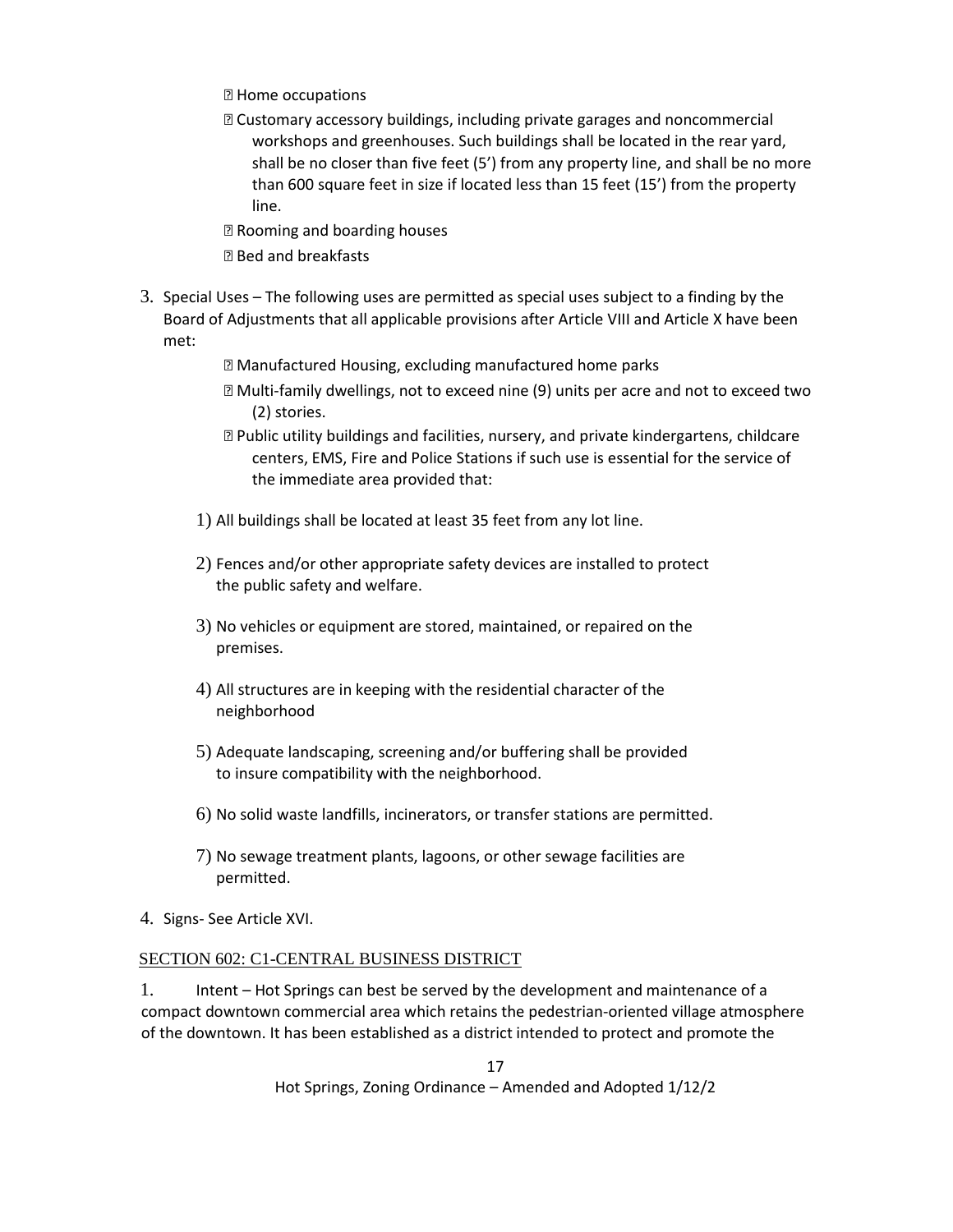- Home occupations
- Customary accessory buildings, including private garages and noncommercial workshops and greenhouses. Such buildings shall be located in the rear yard, shall be no closer than five feet (5') from any property line, and shall be no more than 600 square feet in size if located less than 15 feet (15') from the property line.
- Rooming and boarding houses
- Bed and breakfasts

3. Special Uses – The following uses are permitted as special uses subject to a finding by the Board of Adjustments that all applicable provisions after Article VIII and Article X have been met:
   - Manufactured Housing, excluding manufactured home parks
   - Multi-family dwellings, not to exceed nine (9) units per acre and not to exceed two (2) stories.
   - Public utility buildings and facilities, nursery, and private kindergartens, childcare centers, EMS, Fire and Police Stations if such use is essential for the service of the immediate area provided that:

   1) All buildings shall be located at least 35 feet from any lot line.

   2) Fences and/or other appropriate safety devices are installed to protect the public safety and welfare.

   3) No vehicles or equipment are stored, maintained, or repaired on the premises.

   4) All structures are in keeping with the residential character of the neighborhood

   5) Adequate landscaping, screening and/or buffering shall be provided to insure compatibility with the neighborhood.

   6) No solid waste landfills, incinerators, or transfer stations are permitted.

   7) No sewage treatment plants, lagoons, or other sewage facilities are permitted.

4. Signs- See Article XVI.

## SECTION 602: C1-CENTRAL BUSINESS DISTRICT

1. Intent – Hot Springs can best be served by the development and maintenance of a compact downtown commercial area which retains the pedestrian-oriented village atmosphere of the downtown. It has been established as a district intended to protect and promote the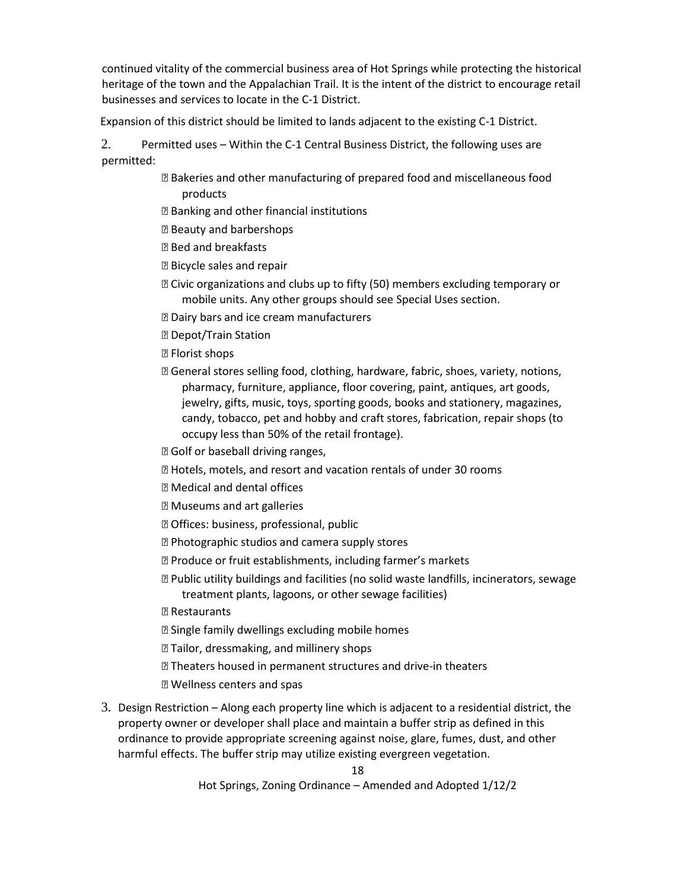continued vitality of the commercial business area of Hot Springs while protecting the historical heritage of the town and the Appalachian Trail. It is the intent of the district to encourage retail businesses and services to locate in the C-1 District.

Expansion of this district should be limited to lands adjacent to the existing C-1 District.

2. Permitted uses – Within the C-1 Central Business District, the following uses are permitted:

- Bakeries and other manufacturing of prepared food and miscellaneous food products
- Banking and other financial institutions
- Beauty and barbershops
- Bed and breakfasts
- Bicycle sales and repair
- Civic organizations and clubs up to fifty (50) members excluding temporary or mobile units. Any other groups should see Special Uses section.
- Dairy bars and ice cream manufacturers
- Depot/Train Station
- Florist shops
- General stores selling food, clothing, hardware, fabric, shoes, variety, notions, pharmacy, furniture, appliance, floor covering, paint, antiques, art goods, jewelry, gifts, music, toys, sporting goods, books and stationery, magazines, candy, tobacco, pet and hobby and craft stores, fabrication, repair shops (to occupy less than 50% of the retail frontage).
- Golf or baseball driving ranges,
- Hotels, motels, and resort and vacation rentals of under 30 rooms
- Medical and dental offices
- Museums and art galleries
- Offices: business, professional, public
- Photographic studios and camera supply stores
- Produce or fruit establishments, including farmer's markets
- Public utility buildings and facilities (no solid waste landfills, incinerators, sewage treatment plants, lagoons, or other sewage facilities)
- Restaurants
- Single family dwellings excluding mobile homes
- Tailor, dressmaking, and millinery shops
- Theaters housed in permanent structures and drive-in theaters
- Wellness centers and spas

3. Design Restriction – Along each property line which is adjacent to a residential district, the property owner or developer shall place and maintain a buffer strip as defined in this ordinance to provide appropriate screening against noise, glare, fumes, dust, and other harmful effects. The buffer strip may utilize existing evergreen vegetation.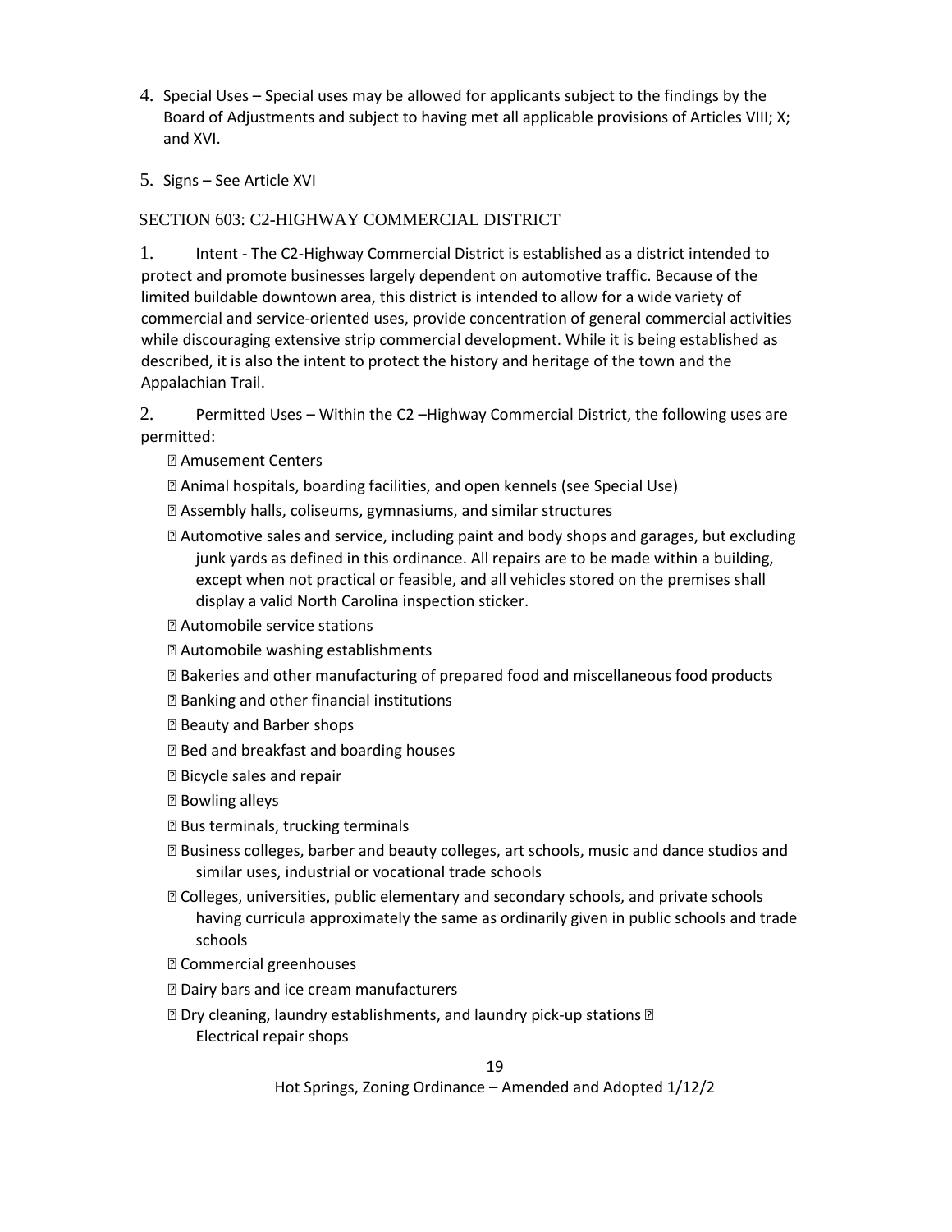4. Special Uses – Special uses may be allowed for applicants subject to the findings by the Board of Adjustments and subject to having met all applicable provisions of Articles VIII; X; and XVI.

5. Signs – See Article XVI

## SECTION 603: C2-HIGHWAY COMMERCIAL DISTRICT

1. Intent - The C2-Highway Commercial District is established as a district intended to protect and promote businesses largely dependent on automotive traffic. Because of the limited buildable downtown area, this district is intended to allow for a wide variety of commercial and service-oriented uses, provide concentration of general commercial activities while discouraging extensive strip commercial development. While it is being established as described, it is also the intent to protect the history and heritage of the town and the Appalachian Trail.

2. Permitted Uses – Within the C2 –Highway Commercial District, the following uses are permitted:

- Amusement Centers
- Animal hospitals, boarding facilities, and open kennels (see Special Use)
- Assembly halls, coliseums, gymnasiums, and similar structures
- Automotive sales and service, including paint and body shops and garages, but excluding junk yards as defined in this ordinance. All repairs are to be made within a building, except when not practical or feasible, and all vehicles stored on the premises shall display a valid North Carolina inspection sticker.
- Automobile service stations
- Automobile washing establishments
- Bakeries and other manufacturing of prepared food and miscellaneous food products
- Banking and other financial institutions
- Beauty and Barber shops
- Bed and breakfast and boarding houses
- Bicycle sales and repair
- Bowling alleys
- Bus terminals, trucking terminals
- Business colleges, barber and beauty colleges, art schools, music and dance studios and similar uses, industrial or vocational trade schools
- Colleges, universities, public elementary and secondary schools, and private schools having curricula approximately the same as ordinarily given in public schools and trade schools
- Commercial greenhouses
- Dairy bars and ice cream manufacturers
- Dry cleaning, laundry establishments, and laundry pick-up stations
- Electrical repair shops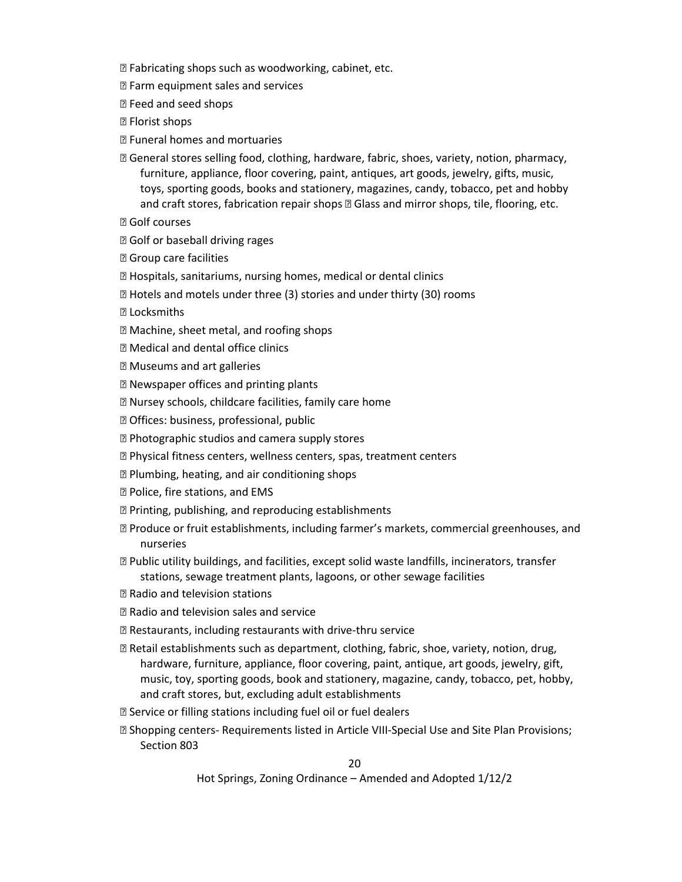- Fabricating shops such as woodworking, cabinet, etc.
- Farm equipment sales and services
- Feed and seed shops
- Florist shops
- Funeral homes and mortuaries
- General stores selling food, clothing, hardware, fabric, shoes, variety, notion, pharmacy, furniture, appliance, floor covering, paint, antiques, art goods, jewelry, gifts, music, toys, sporting goods, books and stationery, magazines, candy, tobacco, pet and hobby and craft stores, fabrication repair shops
- Glass and mirror shops, tile, flooring, etc.
- Golf courses
- Golf or baseball driving rages
- Group care facilities
- Hospitals, sanitariums, nursing homes, medical or dental clinics
- Hotels and motels under three (3) stories and under thirty (30) rooms
- Locksmiths
- Machine, sheet metal, and roofing shops
- Medical and dental office clinics
- Museums and art galleries
- Newspaper offices and printing plants
- Nursey schools, childcare facilities, family care home
- Offices: business, professional, public
- Photographic studios and camera supply stores
- Physical fitness centers, wellness centers, spas, treatment centers
- Plumbing, heating, and air conditioning shops
- Police, fire stations, and EMS
- Printing, publishing, and reproducing establishments
- Produce or fruit establishments, including farmer's markets, commercial greenhouses, and nurseries
- Public utility buildings, and facilities, except solid waste landfills, incinerators, transfer stations, sewage treatment plants, lagoons, or other sewage facilities
- Radio and television stations
- Radio and television sales and service
- Restaurants, including restaurants with drive-thru service
- Retail establishments such as department, clothing, fabric, shoe, variety, notion, drug, hardware, furniture, appliance, floor covering, paint, antique, art goods, jewelry, gift, music, toy, sporting goods, book and stationery, magazine, candy, tobacco, pet, hobby, and craft stores, but, excluding adult establishments
- Service or filling stations including fuel oil or fuel dealers
- Shopping centers- Requirements listed in Article VIII-Special Use and Site Plan Provisions; Section 803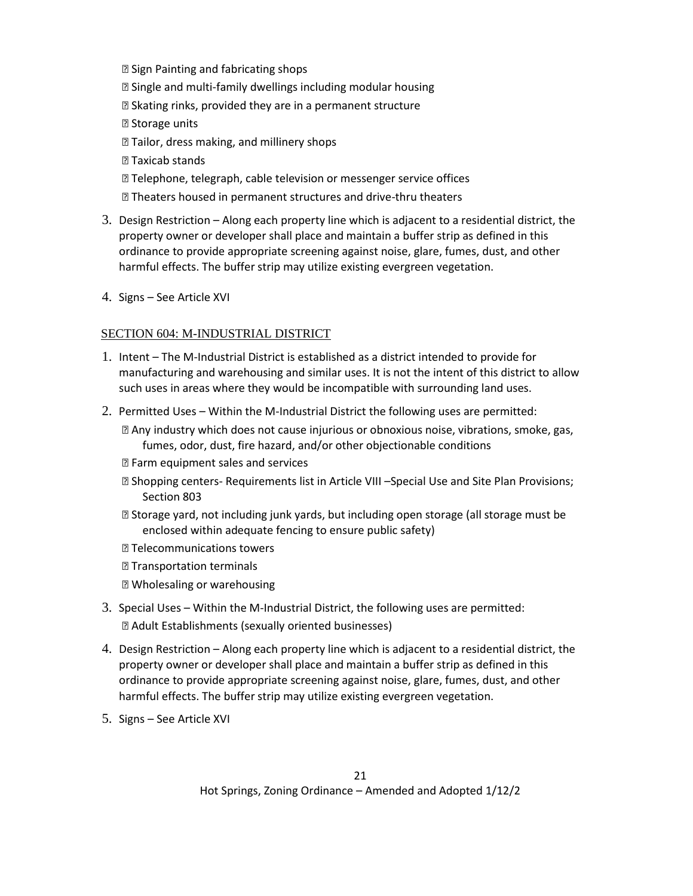- Sign Painting and fabricating shops
- Single and multi-family dwellings including modular housing
- Skating rinks, provided they are in a permanent structure
- Storage units
- Tailor, dress making, and millinery shops
- Taxicab stands
- Telephone, telegraph, cable television or messenger service offices
- Theaters housed in permanent structures and drive-thru theaters

3. Design Restriction – Along each property line which is adjacent to a residential district, the property owner or developer shall place and maintain a buffer strip as defined in this ordinance to provide appropriate screening against noise, glare, fumes, dust, and other harmful effects. The buffer strip may utilize existing evergreen vegetation.

4. Signs – See Article XVI

## SECTION 604: M-INDUSTRIAL DISTRICT

1. Intent – The M-Industrial District is established as a district intended to provide for manufacturing and warehousing and similar uses. It is not the intent of this district to allow such uses in areas where they would be incompatible with surrounding land uses.

2. Permitted Uses – Within the M-Industrial District the following uses are permitted:
   - Any industry which does not cause injurious or obnoxious noise, vibrations, smoke, gas, fumes, odor, dust, fire hazard, and/or other objectionable conditions
   - Farm equipment sales and services
   - Shopping centers- Requirements list in Article VIII –Special Use and Site Plan Provisions; Section 803
   - Storage yard, not including junk yards, but including open storage (all storage must be enclosed within adequate fencing to ensure public safety)
   - Telecommunications towers
   - Transportation terminals
   - Wholesaling or warehousing

3. Special Uses – Within the M-Industrial District, the following uses are permitted:
   - Adult Establishments (sexually oriented businesses)

4. Design Restriction – Along each property line which is adjacent to a residential district, the property owner or developer shall place and maintain a buffer strip as defined in this ordinance to provide appropriate screening against noise, glare, fumes, dust, and other harmful effects. The buffer strip may utilize existing evergreen vegetation.

5. Signs – See Article XVI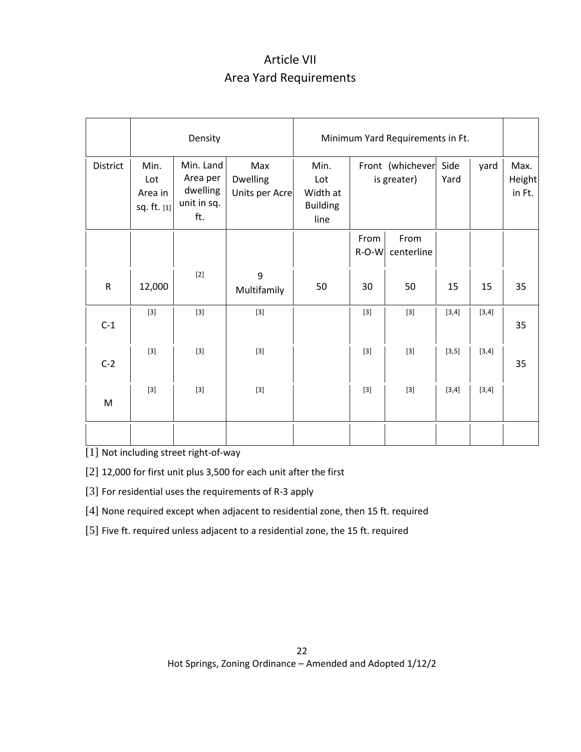# Article VII
## Area Yard Requirements

| | Density | | | Minimum Yard Requirements in Ft. | | | | | |
|---|---|---|---|---|---|---|---|---|---|
| District | Min. Lot Area in sq. ft. [1] | Min. Land Area per dwelling unit in sq. ft. | Max Dwelling Units per Acre | Min. Lot Width at Building line | Front (whichever is greater) | | Side Yard | yard | Max. Height in Ft. |
| | | | | | From R-O-W | From centerline | | | |
| R | 12,000 | [2] | 9 Multifamily | 50 | 30 | 50 | 15 | 15 | 35 |
| C-1 | [3] | [3] | [3] | | [3] | [3] | [3,4] | [3,4] | 35 |
| C-2 | [3] | [3] | [3] | | [3] | [3] | [3,5] | [3,4] | 35 |
| M | [3] | [3] | [3] | | [3] | [3] | [3,4] | [3,4] | |
| | | | | | | | | | |

[1] Not including street right-of-way

[2] 12,000 for first unit plus 3,500 for each unit after the first

[3] For residential uses the requirements of R-3 apply

[4] None required except when adjacent to residential zone, then 15 ft. required

[5] Five ft. required unless adjacent to a residential zone, the 15 ft. required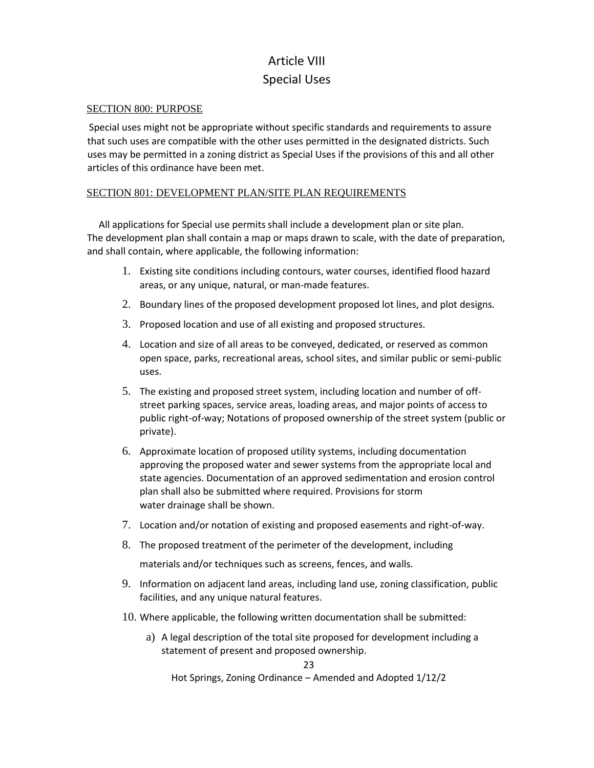# Article VIII
# Special Uses

## SECTION 800: PURPOSE

Special uses might not be appropriate without specific standards and requirements to assure that such uses are compatible with the other uses permitted in the designated districts. Such uses may be permitted in a zoning district as Special Uses if the provisions of this and all other articles of this ordinance have been met.

## SECTION 801: DEVELOPMENT PLAN/SITE PLAN REQUIREMENTS

All applications for Special use permits shall include a development plan or site plan. The development plan shall contain a map or maps drawn to scale, with the date of preparation, and shall contain, where applicable, the following information:

1. Existing site conditions including contours, water courses, identified flood hazard areas, or any unique, natural, or man-made features.
2. Boundary lines of the proposed development proposed lot lines, and plot designs.
3. Proposed location and use of all existing and proposed structures.
4. Location and size of all areas to be conveyed, dedicated, or reserved as common open space, parks, recreational areas, school sites, and similar public or semi-public uses.
5. The existing and proposed street system, including location and number of off-street parking spaces, service areas, loading areas, and major points of access to public right-of-way; Notations of proposed ownership of the street system (public or private).
6. Approximate location of proposed utility systems, including documentation approving the proposed water and sewer systems from the appropriate local and state agencies. Documentation of an approved sedimentation and erosion control plan shall also be submitted where required. Provisions for storm water drainage shall be shown.
7. Location and/or notation of existing and proposed easements and right-of-way.
8. The proposed treatment of the perimeter of the development, including materials and/or techniques such as screens, fences, and walls.
9. Information on adjacent land areas, including land use, zoning classification, public facilities, and any unique natural features.
10. Where applicable, the following written documentation shall be submitted:
    a) A legal description of the total site proposed for development including a statement of present and proposed ownership.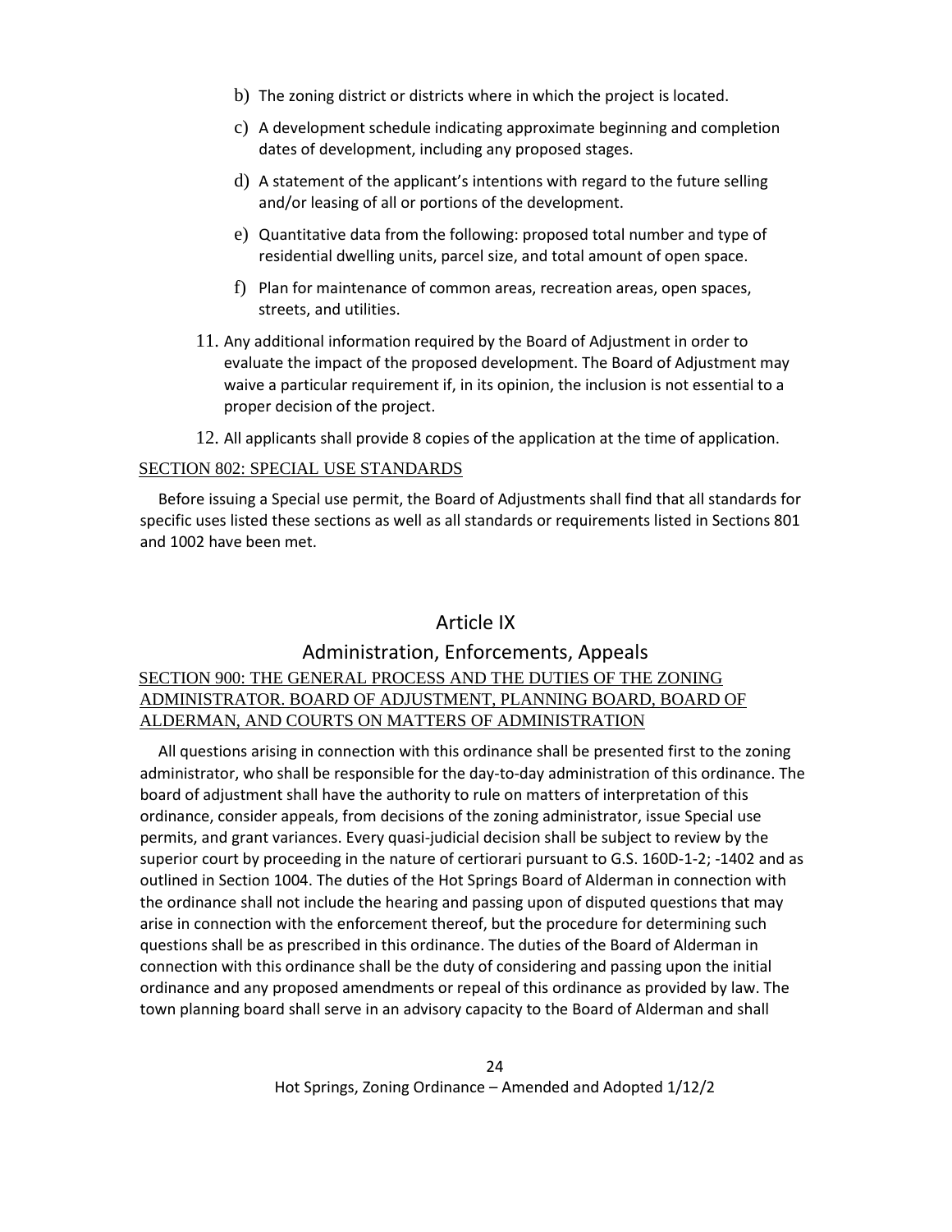b) The zoning district or districts where in which the project is located.

c) A development schedule indicating approximate beginning and completion dates of development, including any proposed stages.

d) A statement of the applicant's intentions with regard to the future selling and/or leasing of all or portions of the development.

e) Quantitative data from the following: proposed total number and type of residential dwelling units, parcel size, and total amount of open space.

f) Plan for maintenance of common areas, recreation areas, open spaces, streets, and utilities.

11. Any additional information required by the Board of Adjustment in order to evaluate the impact of the proposed development. The Board of Adjustment may waive a particular requirement if, in its opinion, the inclusion is not essential to a proper decision of the project.

12. All applicants shall provide 8 copies of the application at the time of application.

SECTION 802: SPECIAL USE STANDARDS

Before issuing a Special use permit, the Board of Adjustments shall find that all standards for specific uses listed these sections as well as all standards or requirements listed in Sections 801 and 1002 have been met.

# Article IX

## Administration, Enforcements, Appeals

SECTION 900: THE GENERAL PROCESS AND THE DUTIES OF THE ZONING ADMINISTRATOR. BOARD OF ADJUSTMENT, PLANNING BOARD, BOARD OF ALDERMAN, AND COURTS ON MATTERS OF ADMINISTRATION

All questions arising in connection with this ordinance shall be presented first to the zoning administrator, who shall be responsible for the day-to-day administration of this ordinance. The board of adjustment shall have the authority to rule on matters of interpretation of this ordinance, consider appeals, from decisions of the zoning administrator, issue Special use permits, and grant variances. Every quasi-judicial decision shall be subject to review by the superior court by proceeding in the nature of certiorari pursuant to G.S. 160D-1-2; -1402 and as outlined in Section 1004. The duties of the Hot Springs Board of Alderman in connection with the ordinance shall not include the hearing and passing upon of disputed questions that may arise in connection with the enforcement thereof, but the procedure for determining such questions shall be as prescribed in this ordinance. The duties of the Board of Alderman in connection with this ordinance shall be the duty of considering and passing upon the initial ordinance and any proposed amendments or repeal of this ordinance as provided by law. The town planning board shall serve in an advisory capacity to the Board of Alderman and shall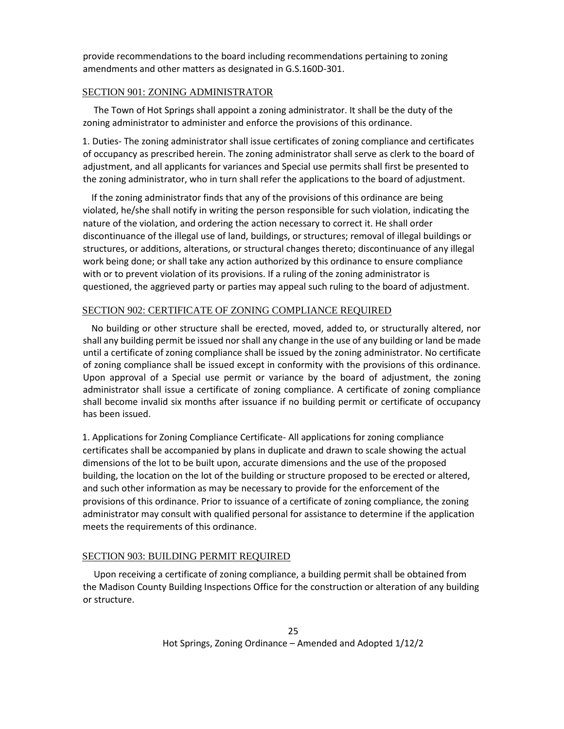provide recommendations to the board including recommendations pertaining to zoning amendments and other matters as designated in G.S.160D-301.

## SECTION 901: ZONING ADMINISTRATOR

The Town of Hot Springs shall appoint a zoning administrator. It shall be the duty of the zoning administrator to administer and enforce the provisions of this ordinance.

1. Duties- The zoning administrator shall issue certificates of zoning compliance and certificates of occupancy as prescribed herein. The zoning administrator shall serve as clerk to the board of adjustment, and all applicants for variances and Special use permits shall first be presented to the zoning administrator, who in turn shall refer the applications to the board of adjustment.

If the zoning administrator finds that any of the provisions of this ordinance are being violated, he/she shall notify in writing the person responsible for such violation, indicating the nature of the violation, and ordering the action necessary to correct it. He shall order discontinuance of the illegal use of land, buildings, or structures; removal of illegal buildings or structures, or additions, alterations, or structural changes thereto; discontinuance of any illegal work being done; or shall take any action authorized by this ordinance to ensure compliance with or to prevent violation of its provisions. If a ruling of the zoning administrator is questioned, the aggrieved party or parties may appeal such ruling to the board of adjustment.

## SECTION 902: CERTIFICATE OF ZONING COMPLIANCE REQUIRED

No building or other structure shall be erected, moved, added to, or structurally altered, nor shall any building permit be issued nor shall any change in the use of any building or land be made until a certificate of zoning compliance shall be issued by the zoning administrator. No certificate of zoning compliance shall be issued except in conformity with the provisions of this ordinance. Upon approval of a Special use permit or variance by the board of adjustment, the zoning administrator shall issue a certificate of zoning compliance. A certificate of zoning compliance shall become invalid six months after issuance if no building permit or certificate of occupancy has been issued.

1. Applications for Zoning Compliance Certificate- All applications for zoning compliance certificates shall be accompanied by plans in duplicate and drawn to scale showing the actual dimensions of the lot to be built upon, accurate dimensions and the use of the proposed building, the location on the lot of the building or structure proposed to be erected or altered, and such other information as may be necessary to provide for the enforcement of the provisions of this ordinance. Prior to issuance of a certificate of zoning compliance, the zoning administrator may consult with qualified personal for assistance to determine if the application meets the requirements of this ordinance.

## SECTION 903: BUILDING PERMIT REQUIRED

Upon receiving a certificate of zoning compliance, a building permit shall be obtained from the Madison County Building Inspections Office for the construction or alteration of any building or structure.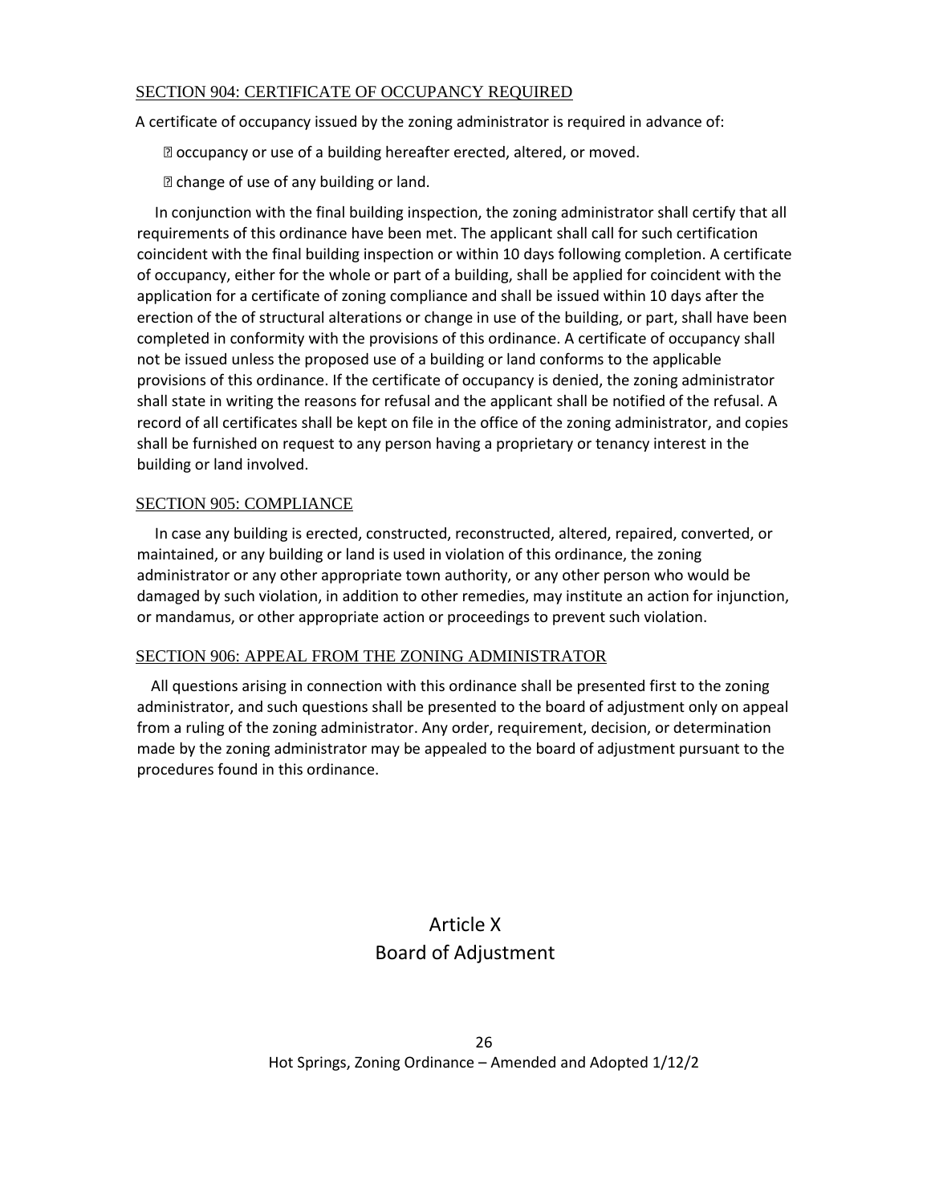## SECTION 904: CERTIFICATE OF OCCUPANCY REQUIRED

A certificate of occupancy issued by the zoning administrator is required in advance of:

- occupancy or use of a building hereafter erected, altered, or moved.
- change of use of any building or land.

In conjunction with the final building inspection, the zoning administrator shall certify that all requirements of this ordinance have been met. The applicant shall call for such certification coincident with the final building inspection or within 10 days following completion. A certificate of occupancy, either for the whole or part of a building, shall be applied for coincident with the application for a certificate of zoning compliance and shall be issued within 10 days after the erection of the of structural alterations or change in use of the building, or part, shall have been completed in conformity with the provisions of this ordinance. A certificate of occupancy shall not be issued unless the proposed use of a building or land conforms to the applicable provisions of this ordinance. If the certificate of occupancy is denied, the zoning administrator shall state in writing the reasons for refusal and the applicant shall be notified of the refusal. A record of all certificates shall be kept on file in the office of the zoning administrator, and copies shall be furnished on request to any person having a proprietary or tenancy interest in the building or land involved.

## SECTION 905: COMPLIANCE

In case any building is erected, constructed, reconstructed, altered, repaired, converted, or maintained, or any building or land is used in violation of this ordinance, the zoning administrator or any other appropriate town authority, or any other person who would be damaged by such violation, in addition to other remedies, may institute an action for injunction, or mandamus, or other appropriate action or proceedings to prevent such violation.

## SECTION 906: APPEAL FROM THE ZONING ADMINISTRATOR

All questions arising in connection with this ordinance shall be presented first to the zoning administrator, and such questions shall be presented to the board of adjustment only on appeal from a ruling of the zoning administrator. Any order, requirement, decision, or determination made by the zoning administrator may be appealed to the board of adjustment pursuant to the procedures found in this ordinance.

# Article X
# Board of Adjustment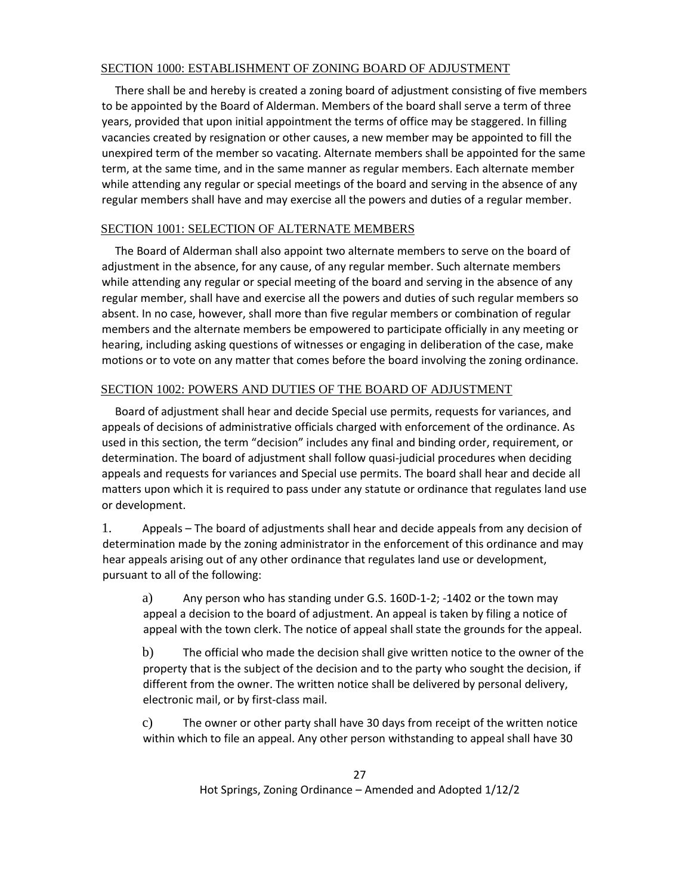## SECTION 1000: ESTABLISHMENT OF ZONING BOARD OF ADJUSTMENT

There shall be and hereby is created a zoning board of adjustment consisting of five members to be appointed by the Board of Alderman. Members of the board shall serve a term of three years, provided that upon initial appointment the terms of office may be staggered. In filling vacancies created by resignation or other causes, a new member may be appointed to fill the unexpired term of the member so vacating. Alternate members shall be appointed for the same term, at the same time, and in the same manner as regular members. Each alternate member while attending any regular or special meetings of the board and serving in the absence of any regular members shall have and may exercise all the powers and duties of a regular member.

## SECTION 1001: SELECTION OF ALTERNATE MEMBERS

The Board of Alderman shall also appoint two alternate members to serve on the board of adjustment in the absence, for any cause, of any regular member. Such alternate members while attending any regular or special meeting of the board and serving in the absence of any regular member, shall have and exercise all the powers and duties of such regular members so absent. In no case, however, shall more than five regular members or combination of regular members and the alternate members be empowered to participate officially in any meeting or hearing, including asking questions of witnesses or engaging in deliberation of the case, make motions or to vote on any matter that comes before the board involving the zoning ordinance.

## SECTION 1002: POWERS AND DUTIES OF THE BOARD OF ADJUSTMENT

Board of adjustment shall hear and decide Special use permits, requests for variances, and appeals of decisions of administrative officials charged with enforcement of the ordinance. As used in this section, the term "decision" includes any final and binding order, requirement, or determination. The board of adjustment shall follow quasi-judicial procedures when deciding appeals and requests for variances and Special use permits. The board shall hear and decide all matters upon which it is required to pass under any statute or ordinance that regulates land use or development.

1. Appeals – The board of adjustments shall hear and decide appeals from any decision of determination made by the zoning administrator in the enforcement of this ordinance and may hear appeals arising out of any other ordinance that regulates land use or development, pursuant to all of the following:

   a) Any person who has standing under G.S. 160D-1-2; -1402 or the town may appeal a decision to the board of adjustment. An appeal is taken by filing a notice of appeal with the town clerk. The notice of appeal shall state the grounds for the appeal.

   b) The official who made the decision shall give written notice to the owner of the property that is the subject of the decision and to the party who sought the decision, if different from the owner. The written notice shall be delivered by personal delivery, electronic mail, or by first-class mail.

   c) The owner or other party shall have 30 days from receipt of the written notice within which to file an appeal. Any other person withstanding to appeal shall have 30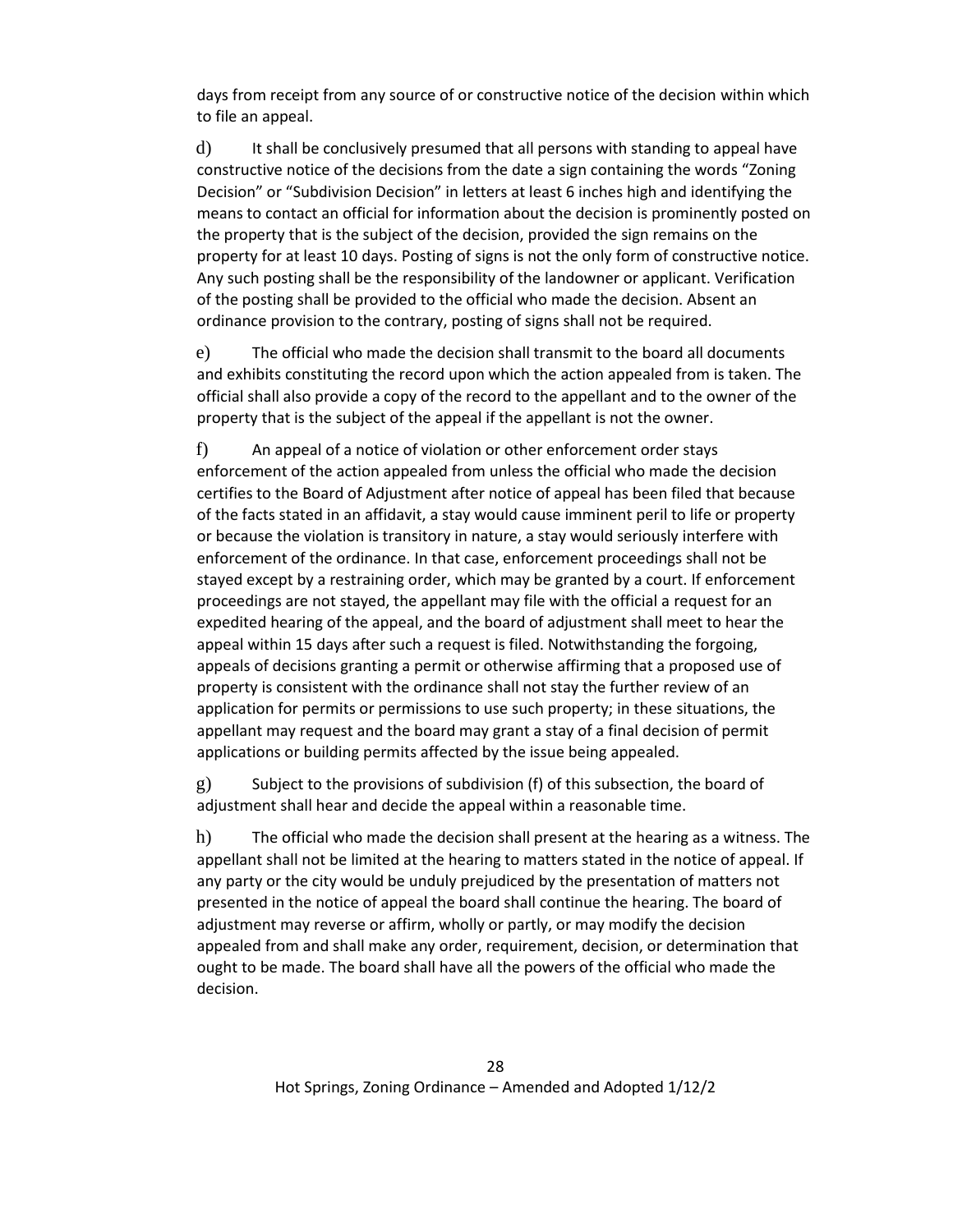days from receipt from any source of or constructive notice of the decision within which to file an appeal.

d) It shall be conclusively presumed that all persons with standing to appeal have constructive notice of the decisions from the date a sign containing the words "Zoning Decision" or "Subdivision Decision" in letters at least 6 inches high and identifying the means to contact an official for information about the decision is prominently posted on the property that is the subject of the decision, provided the sign remains on the property for at least 10 days. Posting of signs is not the only form of constructive notice. Any such posting shall be the responsibility of the landowner or applicant. Verification of the posting shall be provided to the official who made the decision. Absent an ordinance provision to the contrary, posting of signs shall not be required.

e) The official who made the decision shall transmit to the board all documents and exhibits constituting the record upon which the action appealed from is taken. The official shall also provide a copy of the record to the appellant and to the owner of the property that is the subject of the appeal if the appellant is not the owner.

f) An appeal of a notice of violation or other enforcement order stays enforcement of the action appealed from unless the official who made the decision certifies to the Board of Adjustment after notice of appeal has been filed that because of the facts stated in an affidavit, a stay would cause imminent peril to life or property or because the violation is transitory in nature, a stay would seriously interfere with enforcement of the ordinance. In that case, enforcement proceedings shall not be stayed except by a restraining order, which may be granted by a court. If enforcement proceedings are not stayed, the appellant may file with the official a request for an expedited hearing of the appeal, and the board of adjustment shall meet to hear the appeal within 15 days after such a request is filed. Notwithstanding the forgoing, appeals of decisions granting a permit or otherwise affirming that a proposed use of property is consistent with the ordinance shall not stay the further review of an application for permits or permissions to use such property; in these situations, the appellant may request and the board may grant a stay of a final decision of permit applications or building permits affected by the issue being appealed.

g) Subject to the provisions of subdivision (f) of this subsection, the board of adjustment shall hear and decide the appeal within a reasonable time.

h) The official who made the decision shall present at the hearing as a witness. The appellant shall not be limited at the hearing to matters stated in the notice of appeal. If any party or the city would be unduly prejudiced by the presentation of matters not presented in the notice of appeal the board shall continue the hearing. The board of adjustment may reverse or affirm, wholly or partly, or may modify the decision appealed from and shall make any order, requirement, decision, or determination that ought to be made. The board shall have all the powers of the official who made the decision.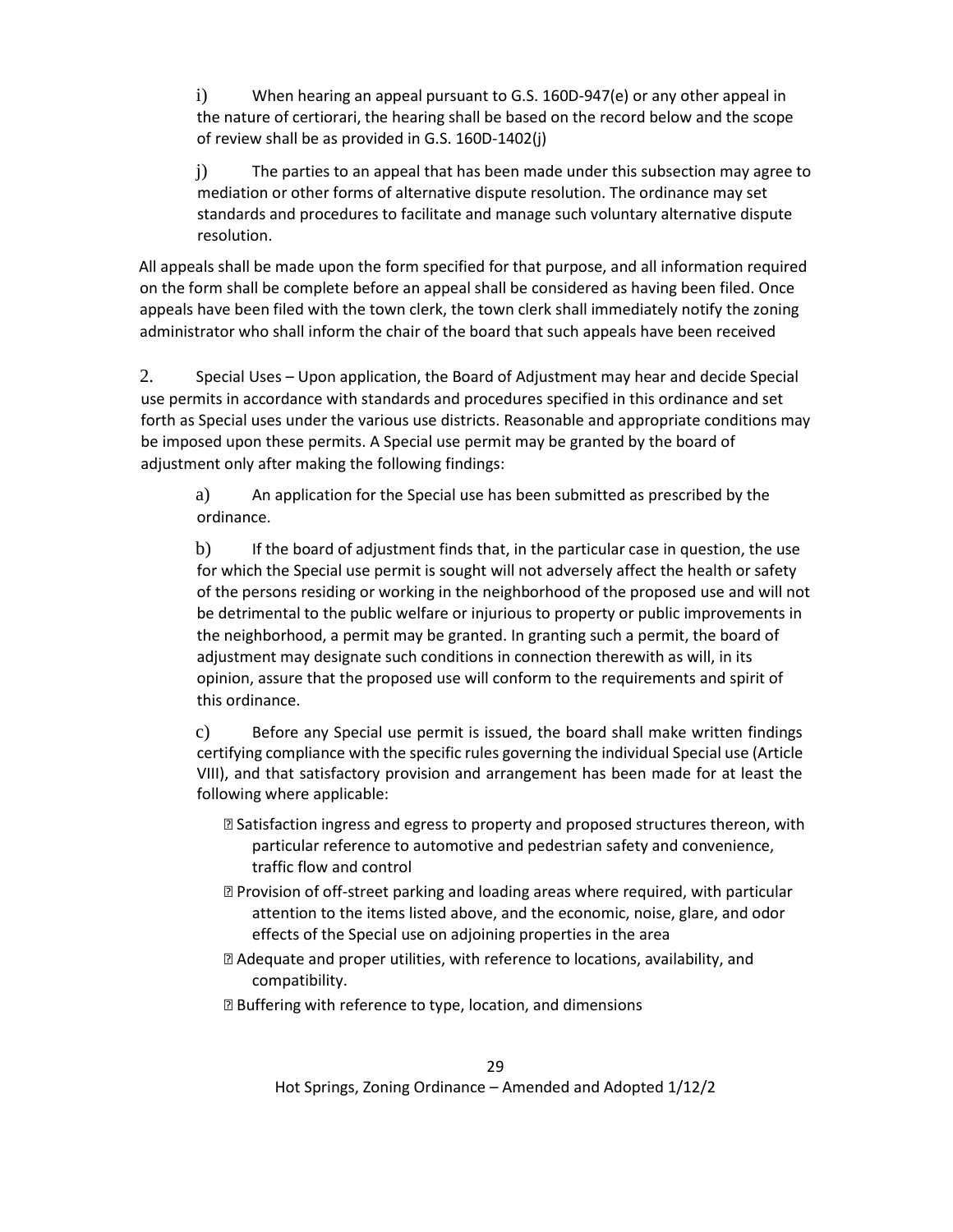i) When hearing an appeal pursuant to G.S. 160D-947(e) or any other appeal in the nature of certiorari, the hearing shall be based on the record below and the scope of review shall be as provided in G.S. 160D-1402(j)

j) The parties to an appeal that has been made under this subsection may agree to mediation or other forms of alternative dispute resolution. The ordinance may set standards and procedures to facilitate and manage such voluntary alternative dispute resolution.

All appeals shall be made upon the form specified for that purpose, and all information required on the form shall be complete before an appeal shall be considered as having been filed. Once appeals have been filed with the town clerk, the town clerk shall immediately notify the zoning administrator who shall inform the chair of the board that such appeals have been received

2. Special Uses – Upon application, the Board of Adjustment may hear and decide Special use permits in accordance with standards and procedures specified in this ordinance and set forth as Special uses under the various use districts. Reasonable and appropriate conditions may be imposed upon these permits. A Special use permit may be granted by the board of adjustment only after making the following findings:

a) An application for the Special use has been submitted as prescribed by the ordinance.

b) If the board of adjustment finds that, in the particular case in question, the use for which the Special use permit is sought will not adversely affect the health or safety of the persons residing or working in the neighborhood of the proposed use and will not be detrimental to the public welfare or injurious to property or public improvements in the neighborhood, a permit may be granted. In granting such a permit, the board of adjustment may designate such conditions in connection therewith as will, in its opinion, assure that the proposed use will conform to the requirements and spirit of this ordinance.

c) Before any Special use permit is issued, the board shall make written findings certifying compliance with the specific rules governing the individual Special use (Article VIII), and that satisfactory provision and arrangement has been made for at least the following where applicable:

- Satisfaction ingress and egress to property and proposed structures thereon, with particular reference to automotive and pedestrian safety and convenience, traffic flow and control
- Provision of off-street parking and loading areas where required, with particular attention to the items listed above, and the economic, noise, glare, and odor effects of the Special use on adjoining properties in the area
- Adequate and proper utilities, with reference to locations, availability, and compatibility.
- Buffering with reference to type, location, and dimensions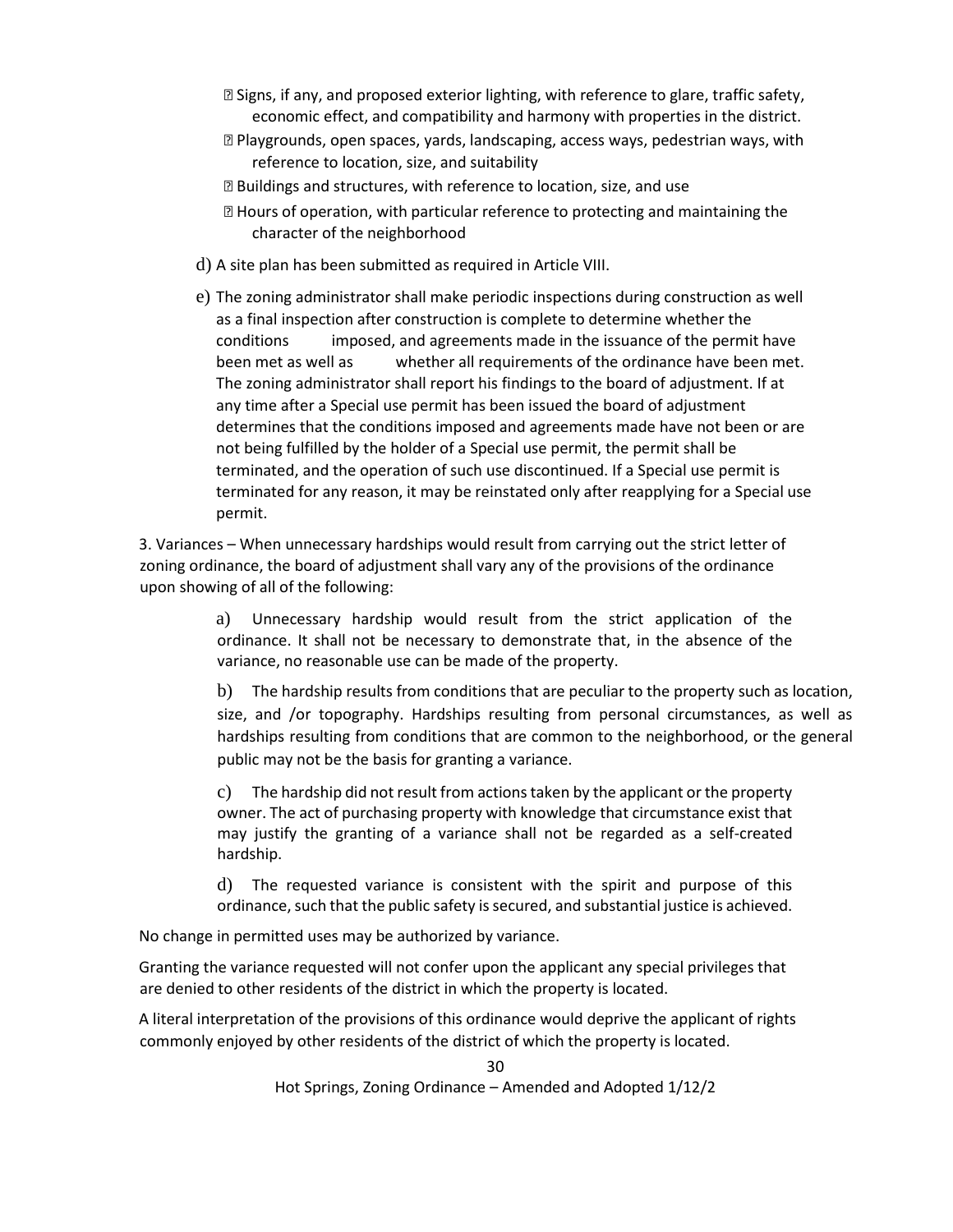- Signs, if any, and proposed exterior lighting, with reference to glare, traffic safety, economic effect, and compatibility and harmony with properties in the district.
- Playgrounds, open spaces, yards, landscaping, access ways, pedestrian ways, with reference to location, size, and suitability
- Buildings and structures, with reference to location, size, and use
- Hours of operation, with particular reference to protecting and maintaining the character of the neighborhood

d) A site plan has been submitted as required in Article VIII.

e) The zoning administrator shall make periodic inspections during construction as well as a final inspection after construction is complete to determine whether the conditions imposed, and agreements made in the issuance of the permit have been met as well as whether all requirements of the ordinance have been met. The zoning administrator shall report his findings to the board of adjustment. If at any time after a Special use permit has been issued the board of adjustment determines that the conditions imposed and agreements made have not been or are not being fulfilled by the holder of a Special use permit, the permit shall be terminated, and the operation of such use discontinued. If a Special use permit is terminated for any reason, it may be reinstated only after reapplying for a Special use permit.

3. Variances – When unnecessary hardships would result from carrying out the strict letter of zoning ordinance, the board of adjustment shall vary any of the provisions of the ordinance upon showing of all of the following:

a) Unnecessary hardship would result from the strict application of the ordinance. It shall not be necessary to demonstrate that, in the absence of the variance, no reasonable use can be made of the property.

b) The hardship results from conditions that are peculiar to the property such as location, size, and /or topography. Hardships resulting from personal circumstances, as well as hardships resulting from conditions that are common to the neighborhood, or the general public may not be the basis for granting a variance.

c) The hardship did not result from actions taken by the applicant or the property owner. The act of purchasing property with knowledge that circumstance exist that may justify the granting of a variance shall not be regarded as a self-created hardship.

d) The requested variance is consistent with the spirit and purpose of this ordinance, such that the public safety is secured, and substantial justice is achieved.

No change in permitted uses may be authorized by variance.

Granting the variance requested will not confer upon the applicant any special privileges that are denied to other residents of the district in which the property is located.

A literal interpretation of the provisions of this ordinance would deprive the applicant of rights commonly enjoyed by other residents of the district of which the property is located.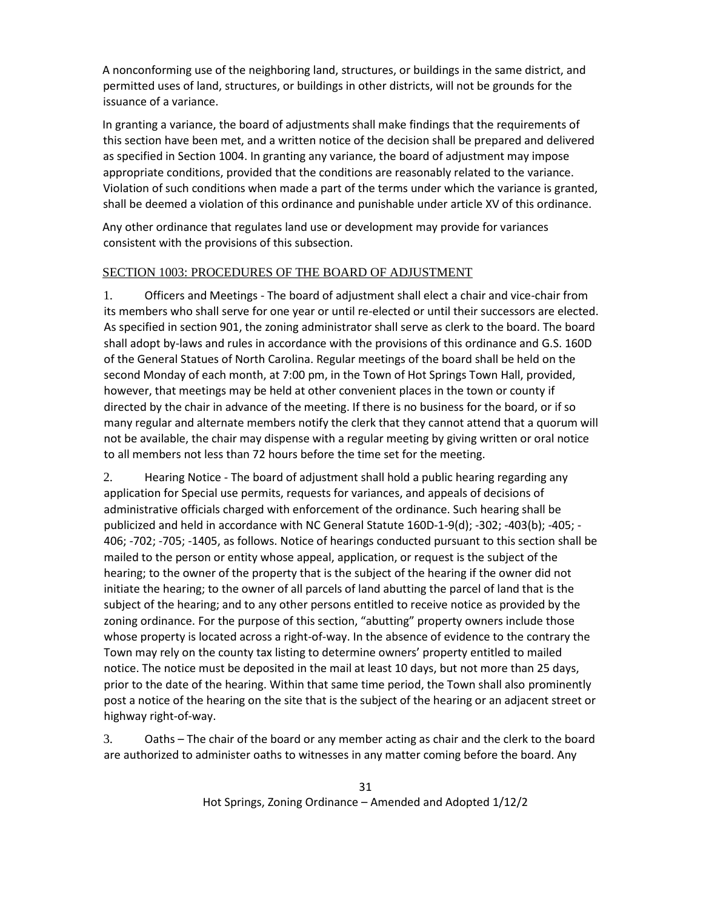A nonconforming use of the neighboring land, structures, or buildings in the same district, and permitted uses of land, structures, or buildings in other districts, will not be grounds for the issuance of a variance.

In granting a variance, the board of adjustments shall make findings that the requirements of this section have been met, and a written notice of the decision shall be prepared and delivered as specified in Section 1004. In granting any variance, the board of adjustment may impose appropriate conditions, provided that the conditions are reasonably related to the variance. Violation of such conditions when made a part of the terms under which the variance is granted, shall be deemed a violation of this ordinance and punishable under article XV of this ordinance.

Any other ordinance that regulates land use or development may provide for variances consistent with the provisions of this subsection.

## SECTION 1003: PROCEDURES OF THE BOARD OF ADJUSTMENT

1. Officers and Meetings - The board of adjustment shall elect a chair and vice-chair from its members who shall serve for one year or until re-elected or until their successors are elected. As specified in section 901, the zoning administrator shall serve as clerk to the board. The board shall adopt by-laws and rules in accordance with the provisions of this ordinance and G.S. 160D of the General Statues of North Carolina. Regular meetings of the board shall be held on the second Monday of each month, at 7:00 pm, in the Town of Hot Springs Town Hall, provided, however, that meetings may be held at other convenient places in the town or county if directed by the chair in advance of the meeting. If there is no business for the board, or if so many regular and alternate members notify the clerk that they cannot attend that a quorum will not be available, the chair may dispense with a regular meeting by giving written or oral notice to all members not less than 72 hours before the time set for the meeting.

2. Hearing Notice - The board of adjustment shall hold a public hearing regarding any application for Special use permits, requests for variances, and appeals of decisions of administrative officials charged with enforcement of the ordinance. Such hearing shall be publicized and held in accordance with NC General Statute 160D-1-9(d); -302; -403(b); -405; -406; -702; -705; -1405, as follows. Notice of hearings conducted pursuant to this section shall be mailed to the person or entity whose appeal, application, or request is the subject of the hearing; to the owner of the property that is the subject of the hearing if the owner did not initiate the hearing; to the owner of all parcels of land abutting the parcel of land that is the subject of the hearing; and to any other persons entitled to receive notice as provided by the zoning ordinance. For the purpose of this section, "abutting" property owners include those whose property is located across a right-of-way. In the absence of evidence to the contrary the Town may rely on the county tax listing to determine owners' property entitled to mailed notice. The notice must be deposited in the mail at least 10 days, but not more than 25 days, prior to the date of the hearing. Within that same time period, the Town shall also prominently post a notice of the hearing on the site that is the subject of the hearing or an adjacent street or highway right-of-way.

3. Oaths – The chair of the board or any member acting as chair and the clerk to the board are authorized to administer oaths to witnesses in any matter coming before the board. Any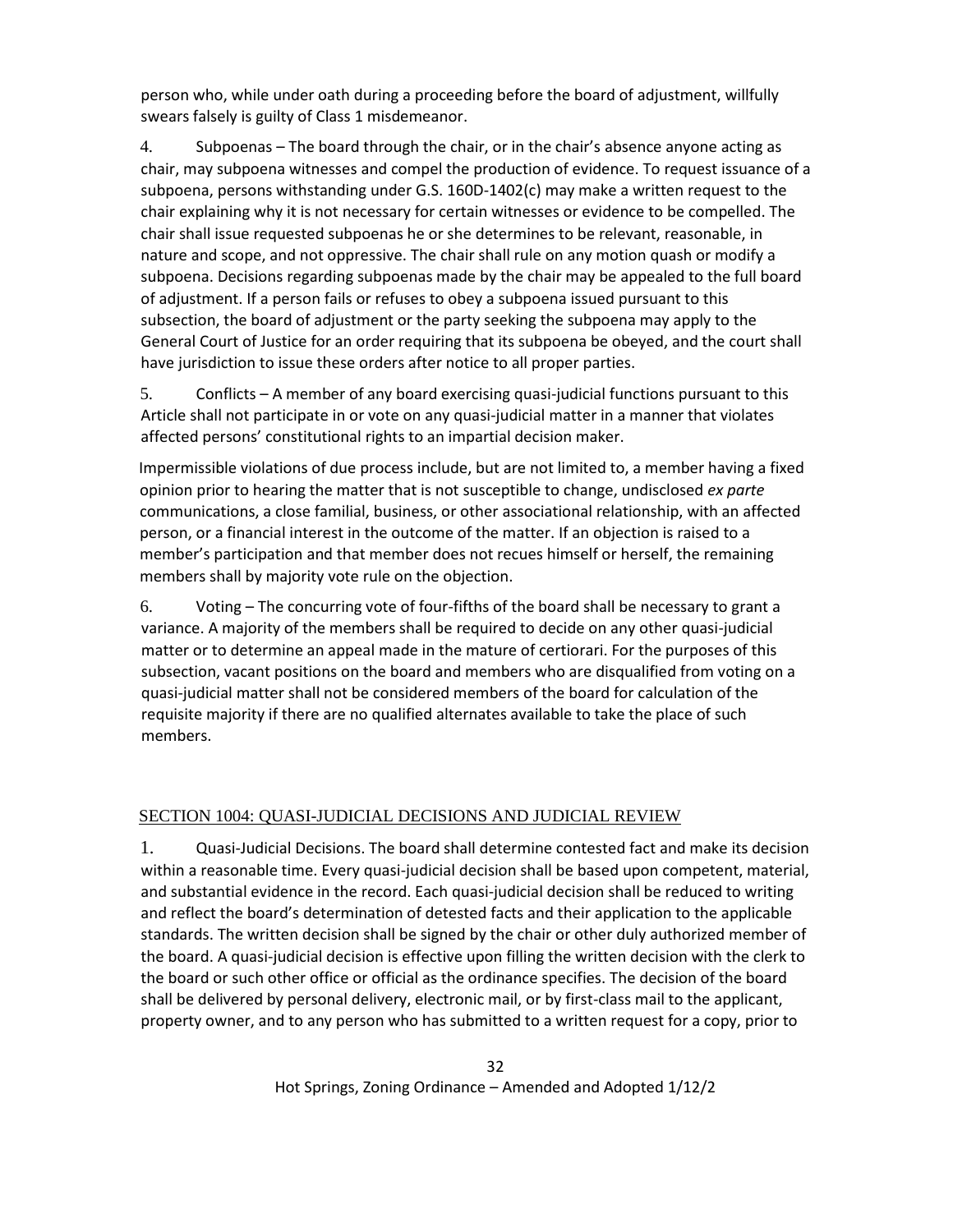person who, while under oath during a proceeding before the board of adjustment, willfully swears falsely is guilty of Class 1 misdemeanor.

4. Subpoenas – The board through the chair, or in the chair's absence anyone acting as chair, may subpoena witnesses and compel the production of evidence. To request issuance of a subpoena, persons withstanding under G.S. 160D-1402(c) may make a written request to the chair explaining why it is not necessary for certain witnesses or evidence to be compelled. The chair shall issue requested subpoenas he or she determines to be relevant, reasonable, in nature and scope, and not oppressive. The chair shall rule on any motion quash or modify a subpoena. Decisions regarding subpoenas made by the chair may be appealed to the full board of adjustment. If a person fails or refuses to obey a subpoena issued pursuant to this subsection, the board of adjustment or the party seeking the subpoena may apply to the General Court of Justice for an order requiring that its subpoena be obeyed, and the court shall have jurisdiction to issue these orders after notice to all proper parties.

5. Conflicts – A member of any board exercising quasi-judicial functions pursuant to this Article shall not participate in or vote on any quasi-judicial matter in a manner that violates affected persons' constitutional rights to an impartial decision maker.

Impermissible violations of due process include, but are not limited to, a member having a fixed opinion prior to hearing the matter that is not susceptible to change, undisclosed *ex parte* communications, a close familial, business, or other associational relationship, with an affected person, or a financial interest in the outcome of the matter. If an objection is raised to a member's participation and that member does not recues himself or herself, the remaining members shall by majority vote rule on the objection.

6. Voting – The concurring vote of four-fifths of the board shall be necessary to grant a variance. A majority of the members shall be required to decide on any other quasi-judicial matter or to determine an appeal made in the mature of certiorari. For the purposes of this subsection, vacant positions on the board and members who are disqualified from voting on a quasi-judicial matter shall not be considered members of the board for calculation of the requisite majority if there are no qualified alternates available to take the place of such members.

## SECTION 1004: QUASI-JUDICIAL DECISIONS AND JUDICIAL REVIEW

1. Quasi-Judicial Decisions. The board shall determine contested fact and make its decision within a reasonable time. Every quasi-judicial decision shall be based upon competent, material, and substantial evidence in the record. Each quasi-judicial decision shall be reduced to writing and reflect the board's determination of detested facts and their application to the applicable standards. The written decision shall be signed by the chair or other duly authorized member of the board. A quasi-judicial decision is effective upon filling the written decision with the clerk to the board or such other office or official as the ordinance specifies. The decision of the board shall be delivered by personal delivery, electronic mail, or by first-class mail to the applicant, property owner, and to any person who has submitted to a written request for a copy, prior to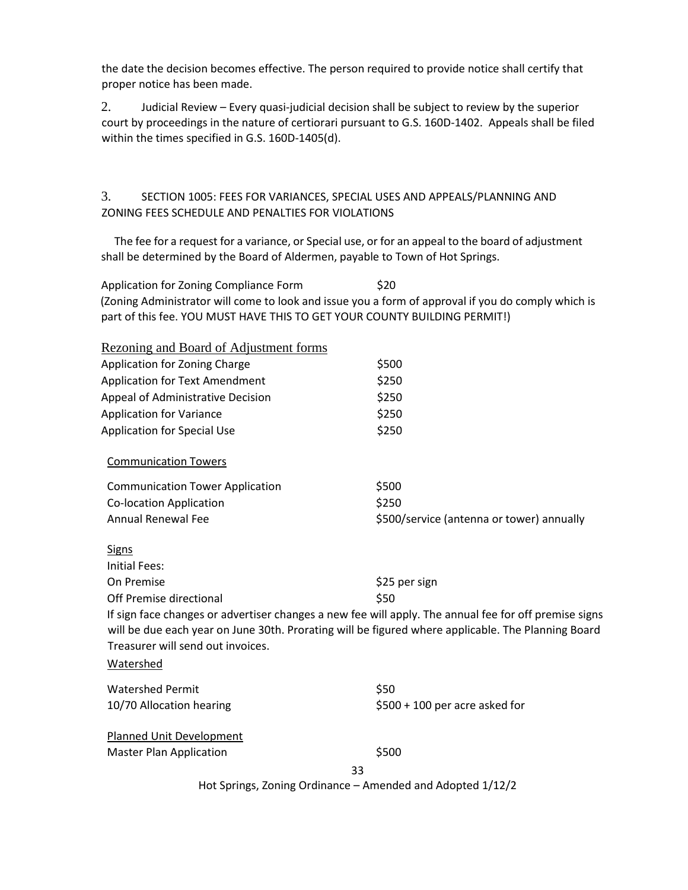the date the decision becomes effective. The person required to provide notice shall certify that proper notice has been made.

2. Judicial Review – Every quasi-judicial decision shall be subject to review by the superior court by proceedings in the nature of certiorari pursuant to G.S. 160D-1402. Appeals shall be filed within the times specified in G.S. 160D-1405(d).

3. SECTION 1005: FEES FOR VARIANCES, SPECIAL USES AND APPEALS/PLANNING AND ZONING FEES SCHEDULE AND PENALTIES FOR VIOLATIONS

The fee for a request for a variance, or Special use, or for an appeal to the board of adjustment shall be determined by the Board of Aldermen, payable to Town of Hot Springs.

Application for Zoning Compliance Form $20
(Zoning Administrator will come to look and issue you a form of approval if you do comply which is part of this fee. YOU MUST HAVE THIS TO GET YOUR COUNTY BUILDING PERMIT!)

Rezoning and Board of Adjustment forms

| | |
|---|---|
| Application for Zoning Charge | $500 |
| Application for Text Amendment | $250 |
| Appeal of Administrative Decision | $250 |
| Application for Variance | $250 |
| Application for Special Use | $250 |

Communication Towers

| | |
|---|---|
| Communication Tower Application | $500 |
| Co-location Application | $250 |
| Annual Renewal Fee | $500/service (antenna or tower) annually |

Signs

Initial Fees:

| | |
|---|---|
| On Premise | $25 per sign |
| Off Premise directional | $50 |

If sign face changes or advertiser changes a new fee will apply. The annual fee for off premise signs will be due each year on June 30th. Prorating will be figured where applicable. The Planning Board Treasurer will send out invoices.

Watershed

| | |
|---|---|
| Watershed Permit | $50 |
| 10/70 Allocation hearing | $500 + 100 per acre asked for |

Planned Unit Development

| | |
|---|---|
| Master Plan Application | $500 |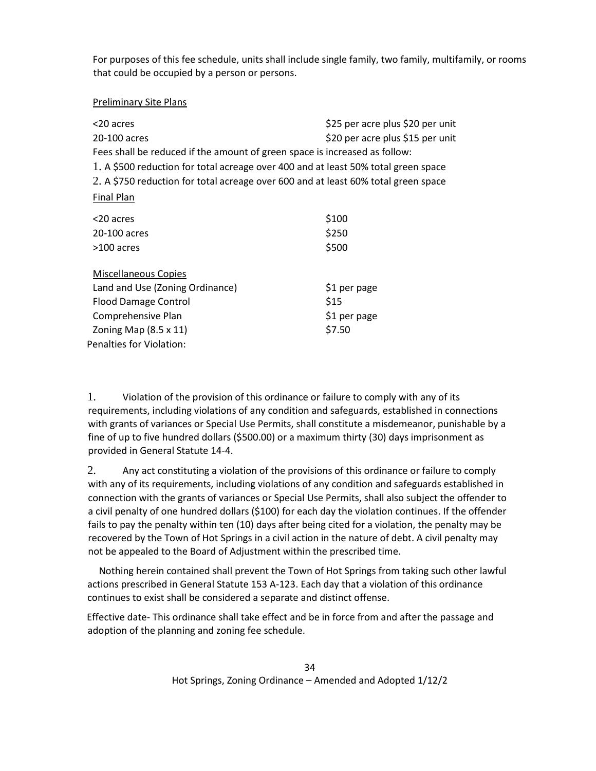For purposes of this fee schedule, units shall include single family, two family, multifamily, or rooms that could be occupied by a person or persons.

Preliminary Site Plans

| | |
|---|---|
| <20 acres | $25 per acre plus $20 per unit |
| 20-100 acres | $20 per acre plus $15 per unit |

Fees shall be reduced if the amount of green space is increased as follow:

1. A $500 reduction for total acreage over 400 and at least 50% total green space
2. A $750 reduction for total acreage over 600 and at least 60% total green space

Final Plan

| | |
|---|---|
| <20 acres | $100 |
| 20-100 acres | $250 |
| >100 acres | $500 |

Miscellaneous Copies

| | |
|---|---|
| Land and Use (Zoning Ordinance) | $1 per page |
| Flood Damage Control | $15 |
| Comprehensive Plan | $1 per page |
| Zoning Map (8.5 x 11) | $7.50 |

Penalties for Violation:

1. Violation of the provision of this ordinance or failure to comply with any of its requirements, including violations of any condition and safeguards, established in connections with grants of variances or Special Use Permits, shall constitute a misdemeanor, punishable by a fine of up to five hundred dollars ($500.00) or a maximum thirty (30) days imprisonment as provided in General Statute 14-4.

2. Any act constituting a violation of the provisions of this ordinance or failure to comply with any of its requirements, including violations of any condition and safeguards established in connection with the grants of variances or Special Use Permits, shall also subject the offender to a civil penalty of one hundred dollars ($100) for each day the violation continues. If the offender fails to pay the penalty within ten (10) days after being cited for a violation, the penalty may be recovered by the Town of Hot Springs in a civil action in the nature of debt. A civil penalty may not be appealed to the Board of Adjustment within the prescribed time.

Nothing herein contained shall prevent the Town of Hot Springs from taking such other lawful actions prescribed in General Statute 153 A-123. Each day that a violation of this ordinance continues to exist shall be considered a separate and distinct offense.

Effective date- This ordinance shall take effect and be in force from and after the passage and adoption of the planning and zoning fee schedule.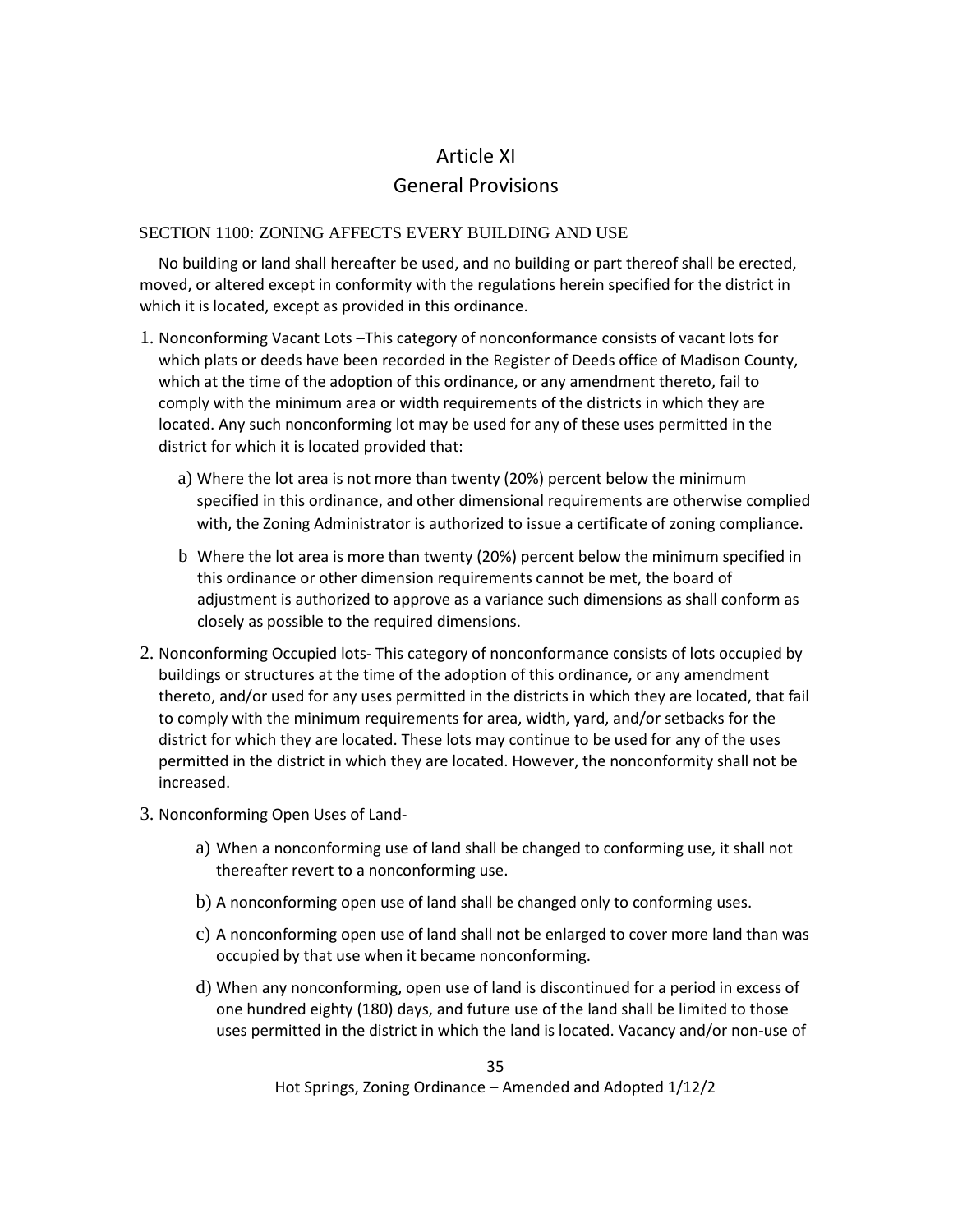# Article XI
# General Provisions

## SECTION 1100: ZONING AFFECTS EVERY BUILDING AND USE

No building or land shall hereafter be used, and no building or part thereof shall be erected, moved, or altered except in conformity with the regulations herein specified for the district in which it is located, except as provided in this ordinance.

1. Nonconforming Vacant Lots –This category of nonconformance consists of vacant lots for which plats or deeds have been recorded in the Register of Deeds office of Madison County, which at the time of the adoption of this ordinance, or any amendment thereto, fail to comply with the minimum area or width requirements of the districts in which they are located. Any such nonconforming lot may be used for any of these uses permitted in the district for which it is located provided that:

   a) Where the lot area is not more than twenty (20%) percent below the minimum specified in this ordinance, and other dimensional requirements are otherwise complied with, the Zoning Administrator is authorized to issue a certificate of zoning compliance.

   b Where the lot area is more than twenty (20%) percent below the minimum specified in this ordinance or other dimension requirements cannot be met, the board of adjustment is authorized to approve as a variance such dimensions as shall conform as closely as possible to the required dimensions.

2. Nonconforming Occupied lots- This category of nonconformance consists of lots occupied by buildings or structures at the time of the adoption of this ordinance, or any amendment thereto, and/or used for any uses permitted in the districts in which they are located, that fail to comply with the minimum requirements for area, width, yard, and/or setbacks for the district for which they are located. These lots may continue to be used for any of the uses permitted in the district in which they are located. However, the nonconformity shall not be increased.

3. Nonconforming Open Uses of Land-

   a) When a nonconforming use of land shall be changed to conforming use, it shall not thereafter revert to a nonconforming use.

   b) A nonconforming open use of land shall be changed only to conforming uses.

   c) A nonconforming open use of land shall not be enlarged to cover more land than was occupied by that use when it became nonconforming.

   d) When any nonconforming, open use of land is discontinued for a period in excess of one hundred eighty (180) days, and future use of the land shall be limited to those uses permitted in the district in which the land is located. Vacancy and/or non-use of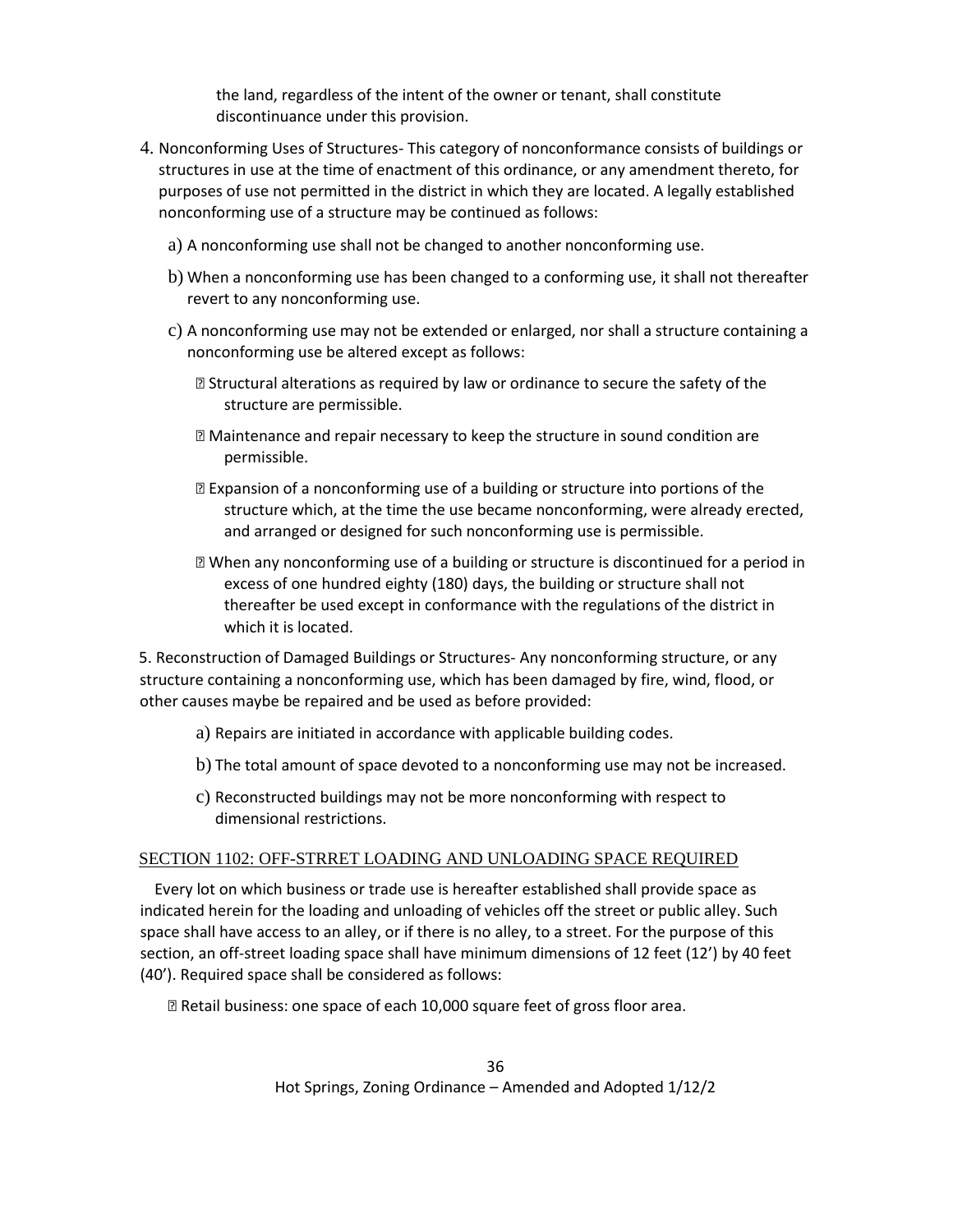the land, regardless of the intent of the owner or tenant, shall constitute discontinuance under this provision.

4. Nonconforming Uses of Structures- This category of nonconformance consists of buildings or structures in use at the time of enactment of this ordinance, or any amendment thereto, for purposes of use not permitted in the district in which they are located. A legally established nonconforming use of a structure may be continued as follows:

   a) A nonconforming use shall not be changed to another nonconforming use.

   b) When a nonconforming use has been changed to a conforming use, it shall not thereafter revert to any nonconforming use.

   c) A nonconforming use may not be extended or enlarged, nor shall a structure containing a nonconforming use be altered except as follows:

      - Structural alterations as required by law or ordinance to secure the safety of the structure are permissible.
      - Maintenance and repair necessary to keep the structure in sound condition are permissible.
      - Expansion of a nonconforming use of a building or structure into portions of the structure which, at the time the use became nonconforming, were already erected, and arranged or designed for such nonconforming use is permissible.
      - When any nonconforming use of a building or structure is discontinued for a period in excess of one hundred eighty (180) days, the building or structure shall not thereafter be used except in conformance with the regulations of the district in which it is located.

5. Reconstruction of Damaged Buildings or Structures- Any nonconforming structure, or any structure containing a nonconforming use, which has been damaged by fire, wind, flood, or other causes maybe be repaired and be used as before provided:

   a) Repairs are initiated in accordance with applicable building codes.

   b) The total amount of space devoted to a nonconforming use may not be increased.

   c) Reconstructed buildings may not be more nonconforming with respect to dimensional restrictions.

## SECTION 1102: OFF-STRRET LOADING AND UNLOADING SPACE REQUIRED

Every lot on which business or trade use is hereafter established shall provide space as indicated herein for the loading and unloading of vehicles off the street or public alley. Such space shall have access to an alley, or if there is no alley, to a street. For the purpose of this section, an off-street loading space shall have minimum dimensions of 12 feet (12') by 40 feet (40'). Required space shall be considered as follows:

- Retail business: one space of each 10,000 square feet of gross floor area.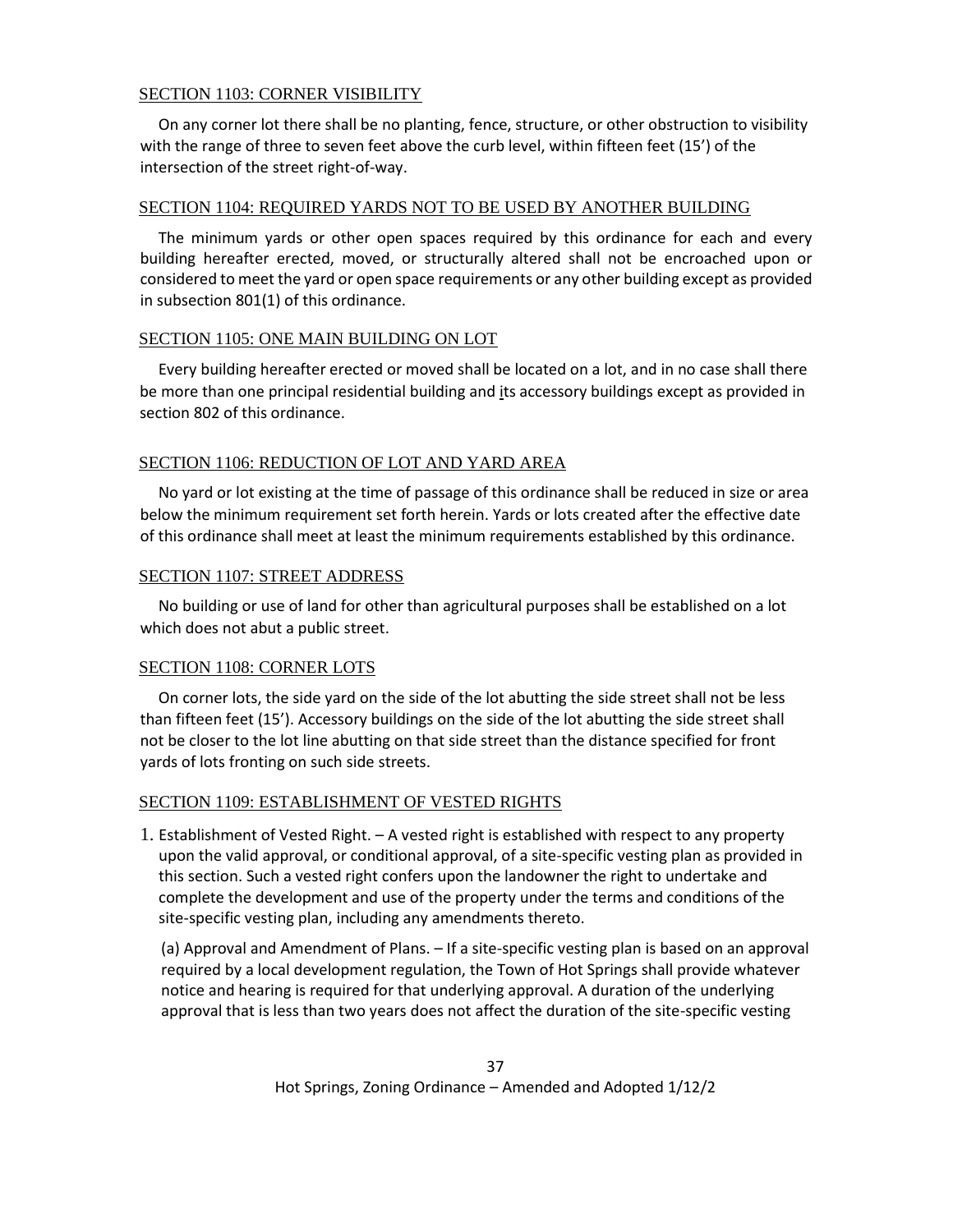## SECTION 1103: CORNER VISIBILITY

On any corner lot there shall be no planting, fence, structure, or other obstruction to visibility with the range of three to seven feet above the curb level, within fifteen feet (15') of the intersection of the street right-of-way.

## SECTION 1104: REQUIRED YARDS NOT TO BE USED BY ANOTHER BUILDING

The minimum yards or other open spaces required by this ordinance for each and every building hereafter erected, moved, or structurally altered shall not be encroached upon or considered to meet the yard or open space requirements or any other building except as provided in subsection 801(1) of this ordinance.

## SECTION 1105: ONE MAIN BUILDING ON LOT

Every building hereafter erected or moved shall be located on a lot, and in no case shall there be more than one principal residential building and its accessory buildings except as provided in section 802 of this ordinance.

## SECTION 1106: REDUCTION OF LOT AND YARD AREA

No yard or lot existing at the time of passage of this ordinance shall be reduced in size or area below the minimum requirement set forth herein. Yards or lots created after the effective date of this ordinance shall meet at least the minimum requirements established by this ordinance.

## SECTION 1107: STREET ADDRESS

No building or use of land for other than agricultural purposes shall be established on a lot which does not abut a public street.

## SECTION 1108: CORNER LOTS

On corner lots, the side yard on the side of the lot abutting the side street shall not be less than fifteen feet (15'). Accessory buildings on the side of the lot abutting the side street shall not be closer to the lot line abutting on that side street than the distance specified for front yards of lots fronting on such side streets.

## SECTION 1109: ESTABLISHMENT OF VESTED RIGHTS

1. Establishment of Vested Right. – A vested right is established with respect to any property upon the valid approval, or conditional approval, of a site-specific vesting plan as provided in this section. Such a vested right confers upon the landowner the right to undertake and complete the development and use of the property under the terms and conditions of the site-specific vesting plan, including any amendments thereto.

   (a) Approval and Amendment of Plans. – If a site-specific vesting plan is based on an approval required by a local development regulation, the Town of Hot Springs shall provide whatever notice and hearing is required for that underlying approval. A duration of the underlying approval that is less than two years does not affect the duration of the site-specific vesting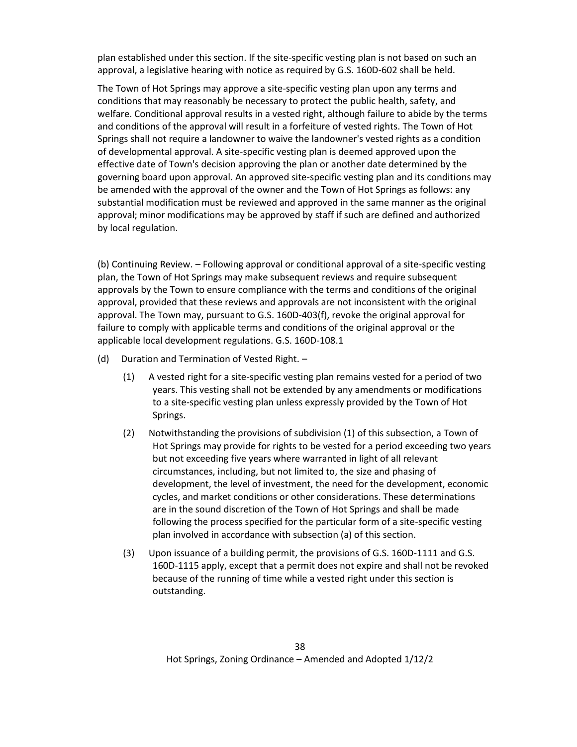plan established under this section. If the site-specific vesting plan is not based on such an approval, a legislative hearing with notice as required by G.S. 160D-602 shall be held.

The Town of Hot Springs may approve a site-specific vesting plan upon any terms and conditions that may reasonably be necessary to protect the public health, safety, and welfare. Conditional approval results in a vested right, although failure to abide by the terms and conditions of the approval will result in a forfeiture of vested rights. The Town of Hot Springs shall not require a landowner to waive the landowner's vested rights as a condition of developmental approval. A site-specific vesting plan is deemed approved upon the effective date of Town's decision approving the plan or another date determined by the governing board upon approval. An approved site-specific vesting plan and its conditions may be amended with the approval of the owner and the Town of Hot Springs as follows: any substantial modification must be reviewed and approved in the same manner as the original approval; minor modifications may be approved by staff if such are defined and authorized by local regulation.

(b) Continuing Review. – Following approval or conditional approval of a site-specific vesting plan, the Town of Hot Springs may make subsequent reviews and require subsequent approvals by the Town to ensure compliance with the terms and conditions of the original approval, provided that these reviews and approvals are not inconsistent with the original approval. The Town may, pursuant to G.S. 160D-403(f), revoke the original approval for failure to comply with applicable terms and conditions of the original approval or the applicable local development regulations. G.S. 160D-108.1

(d) Duration and Termination of Vested Right. –

(1) A vested right for a site-specific vesting plan remains vested for a period of two years. This vesting shall not be extended by any amendments or modifications to a site-specific vesting plan unless expressly provided by the Town of Hot Springs.

(2) Notwithstanding the provisions of subdivision (1) of this subsection, a Town of Hot Springs may provide for rights to be vested for a period exceeding two years but not exceeding five years where warranted in light of all relevant circumstances, including, but not limited to, the size and phasing of development, the level of investment, the need for the development, economic cycles, and market conditions or other considerations. These determinations are in the sound discretion of the Town of Hot Springs and shall be made following the process specified for the particular form of a site-specific vesting plan involved in accordance with subsection (a) of this section.

(3) Upon issuance of a building permit, the provisions of G.S. 160D-1111 and G.S. 160D-1115 apply, except that a permit does not expire and shall not be revoked because of the running of time while a vested right under this section is outstanding.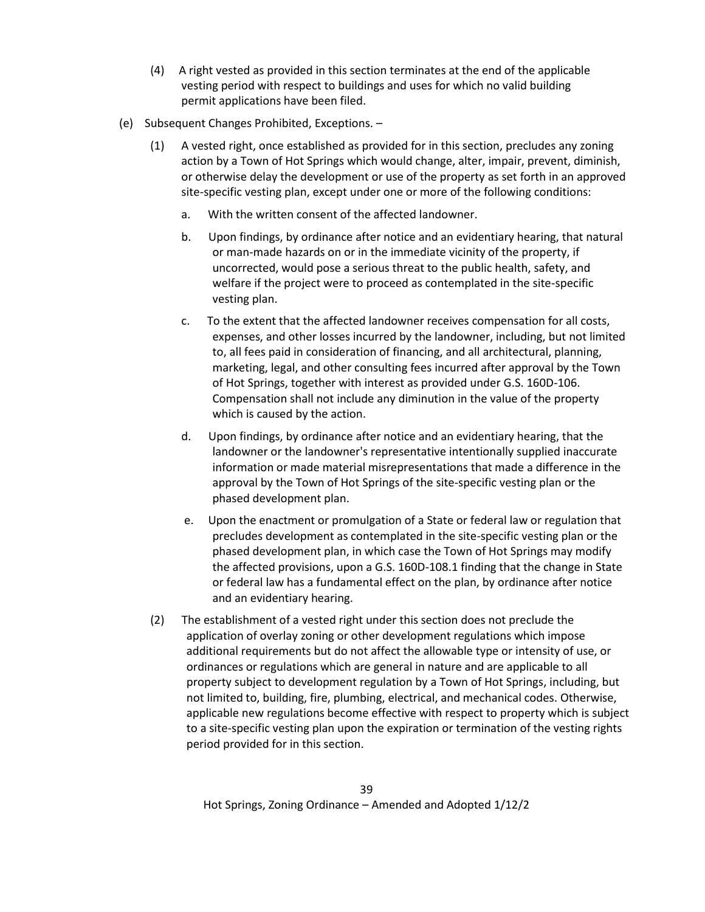(4) A right vested as provided in this section terminates at the end of the applicable vesting period with respect to buildings and uses for which no valid building permit applications have been filed.

(e) Subsequent Changes Prohibited, Exceptions. –

(1) A vested right, once established as provided for in this section, precludes any zoning action by a Town of Hot Springs which would change, alter, impair, prevent, diminish, or otherwise delay the development or use of the property as set forth in an approved site-specific vesting plan, except under one or more of the following conditions:

a. With the written consent of the affected landowner.

b. Upon findings, by ordinance after notice and an evidentiary hearing, that natural or man-made hazards on or in the immediate vicinity of the property, if uncorrected, would pose a serious threat to the public health, safety, and welfare if the project were to proceed as contemplated in the site-specific vesting plan.

c. To the extent that the affected landowner receives compensation for all costs, expenses, and other losses incurred by the landowner, including, but not limited to, all fees paid in consideration of financing, and all architectural, planning, marketing, legal, and other consulting fees incurred after approval by the Town of Hot Springs, together with interest as provided under G.S. 160D-106. Compensation shall not include any diminution in the value of the property which is caused by the action.

d. Upon findings, by ordinance after notice and an evidentiary hearing, that the landowner or the landowner's representative intentionally supplied inaccurate information or made material misrepresentations that made a difference in the approval by the Town of Hot Springs of the site-specific vesting plan or the phased development plan.

e. Upon the enactment or promulgation of a State or federal law or regulation that precludes development as contemplated in the site-specific vesting plan or the phased development plan, in which case the Town of Hot Springs may modify the affected provisions, upon a G.S. 160D-108.1 finding that the change in State or federal law has a fundamental effect on the plan, by ordinance after notice and an evidentiary hearing.

(2) The establishment of a vested right under this section does not preclude the application of overlay zoning or other development regulations which impose additional requirements but do not affect the allowable type or intensity of use, or ordinances or regulations which are general in nature and are applicable to all property subject to development regulation by a Town of Hot Springs, including, but not limited to, building, fire, plumbing, electrical, and mechanical codes. Otherwise, applicable new regulations become effective with respect to property which is subject to a site-specific vesting plan upon the expiration or termination of the vesting rights period provided for in this section.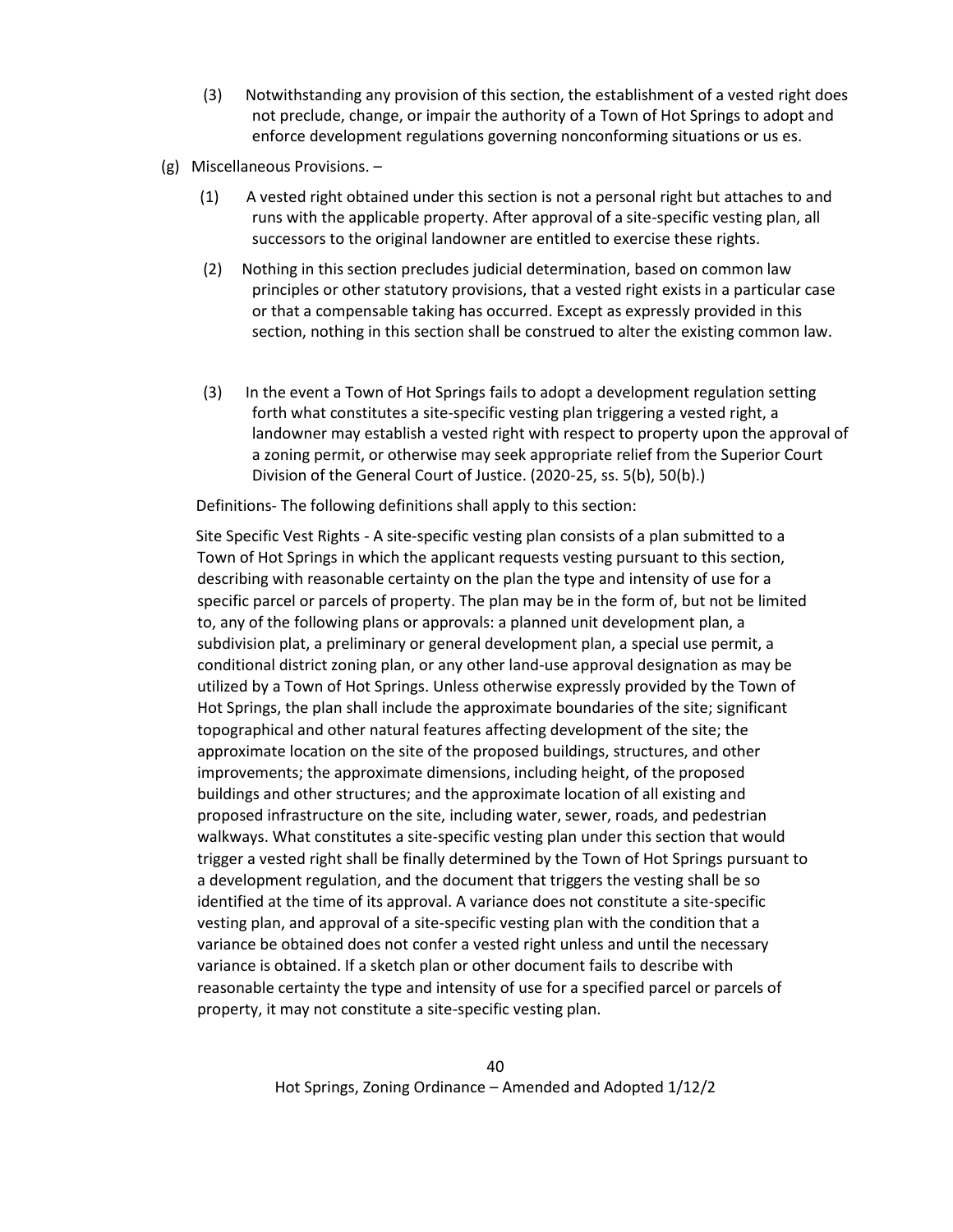(3) Notwithstanding any provision of this section, the establishment of a vested right does not preclude, change, or impair the authority of a Town of Hot Springs to adopt and enforce development regulations governing nonconforming situations or us es.

(g) Miscellaneous Provisions. –

(1) A vested right obtained under this section is not a personal right but attaches to and runs with the applicable property. After approval of a site-specific vesting plan, all successors to the original landowner are entitled to exercise these rights.

(2) Nothing in this section precludes judicial determination, based on common law principles or other statutory provisions, that a vested right exists in a particular case or that a compensable taking has occurred. Except as expressly provided in this section, nothing in this section shall be construed to alter the existing common law.

(3) In the event a Town of Hot Springs fails to adopt a development regulation setting forth what constitutes a site-specific vesting plan triggering a vested right, a landowner may establish a vested right with respect to property upon the approval of a zoning permit, or otherwise may seek appropriate relief from the Superior Court Division of the General Court of Justice. (2020-25, ss. 5(b), 50(b).)

Definitions- The following definitions shall apply to this section:

Site Specific Vest Rights - A site-specific vesting plan consists of a plan submitted to a Town of Hot Springs in which the applicant requests vesting pursuant to this section, describing with reasonable certainty on the plan the type and intensity of use for a specific parcel or parcels of property. The plan may be in the form of, but not be limited to, any of the following plans or approvals: a planned unit development plan, a subdivision plat, a preliminary or general development plan, a special use permit, a conditional district zoning plan, or any other land-use approval designation as may be utilized by a Town of Hot Springs. Unless otherwise expressly provided by the Town of Hot Springs, the plan shall include the approximate boundaries of the site; significant topographical and other natural features affecting development of the site; the approximate location on the site of the proposed buildings, structures, and other improvements; the approximate dimensions, including height, of the proposed buildings and other structures; and the approximate location of all existing and proposed infrastructure on the site, including water, sewer, roads, and pedestrian walkways. What constitutes a site-specific vesting plan under this section that would trigger a vested right shall be finally determined by the Town of Hot Springs pursuant to a development regulation, and the document that triggers the vesting shall be so identified at the time of its approval. A variance does not constitute a site-specific vesting plan, and approval of a site-specific vesting plan with the condition that a variance be obtained does not confer a vested right unless and until the necessary variance is obtained. If a sketch plan or other document fails to describe with reasonable certainty the type and intensity of use for a specified parcel or parcels of property, it may not constitute a site-specific vesting plan.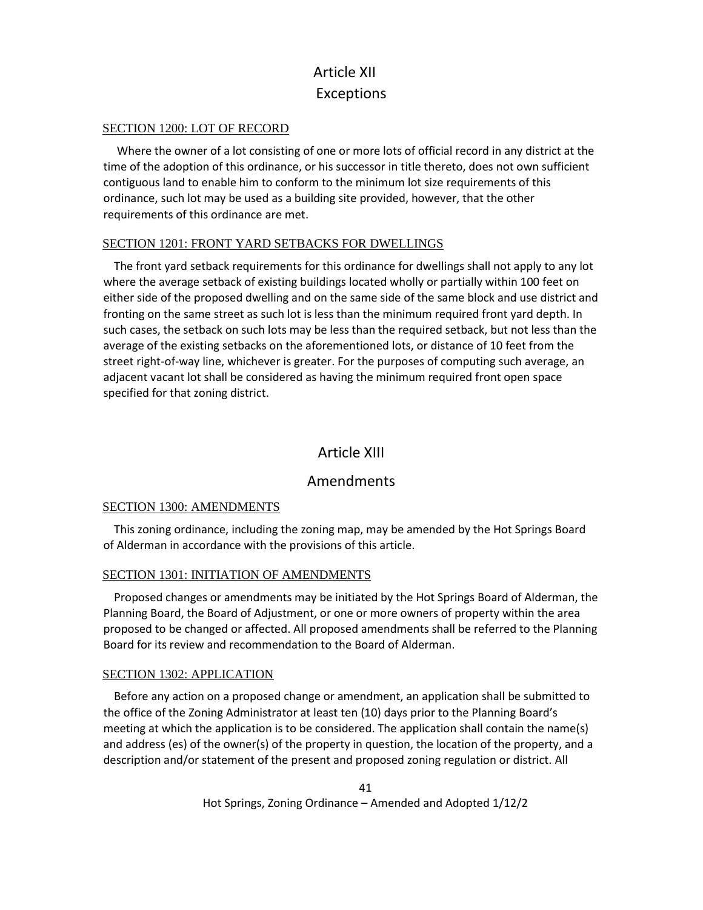# Article XII
# Exceptions

## SECTION 1200: LOT OF RECORD

Where the owner of a lot consisting of one or more lots of official record in any district at the time of the adoption of this ordinance, or his successor in title thereto, does not own sufficient contiguous land to enable him to conform to the minimum lot size requirements of this ordinance, such lot may be used as a building site provided, however, that the other requirements of this ordinance are met.

## SECTION 1201: FRONT YARD SETBACKS FOR DWELLINGS

The front yard setback requirements for this ordinance for dwellings shall not apply to any lot where the average setback of existing buildings located wholly or partially within 100 feet on either side of the proposed dwelling and on the same side of the same block and use district and fronting on the same street as such lot is less than the minimum required front yard depth. In such cases, the setback on such lots may be less than the required setback, but not less than the average of the existing setbacks on the aforementioned lots, or distance of 10 feet from the street right-of-way line, whichever is greater. For the purposes of computing such average, an adjacent vacant lot shall be considered as having the minimum required front open space specified for that zoning district.

# Article XIII
# Amendments

## SECTION 1300: AMENDMENTS

This zoning ordinance, including the zoning map, may be amended by the Hot Springs Board of Alderman in accordance with the provisions of this article.

## SECTION 1301: INITIATION OF AMENDMENTS

Proposed changes or amendments may be initiated by the Hot Springs Board of Alderman, the Planning Board, the Board of Adjustment, or one or more owners of property within the area proposed to be changed or affected. All proposed amendments shall be referred to the Planning Board for its review and recommendation to the Board of Alderman.

## SECTION 1302: APPLICATION

Before any action on a proposed change or amendment, an application shall be submitted to the office of the Zoning Administrator at least ten (10) days prior to the Planning Board's meeting at which the application is to be considered. The application shall contain the name(s) and address (es) of the owner(s) of the property in question, the location of the property, and a description and/or statement of the present and proposed zoning regulation or district. All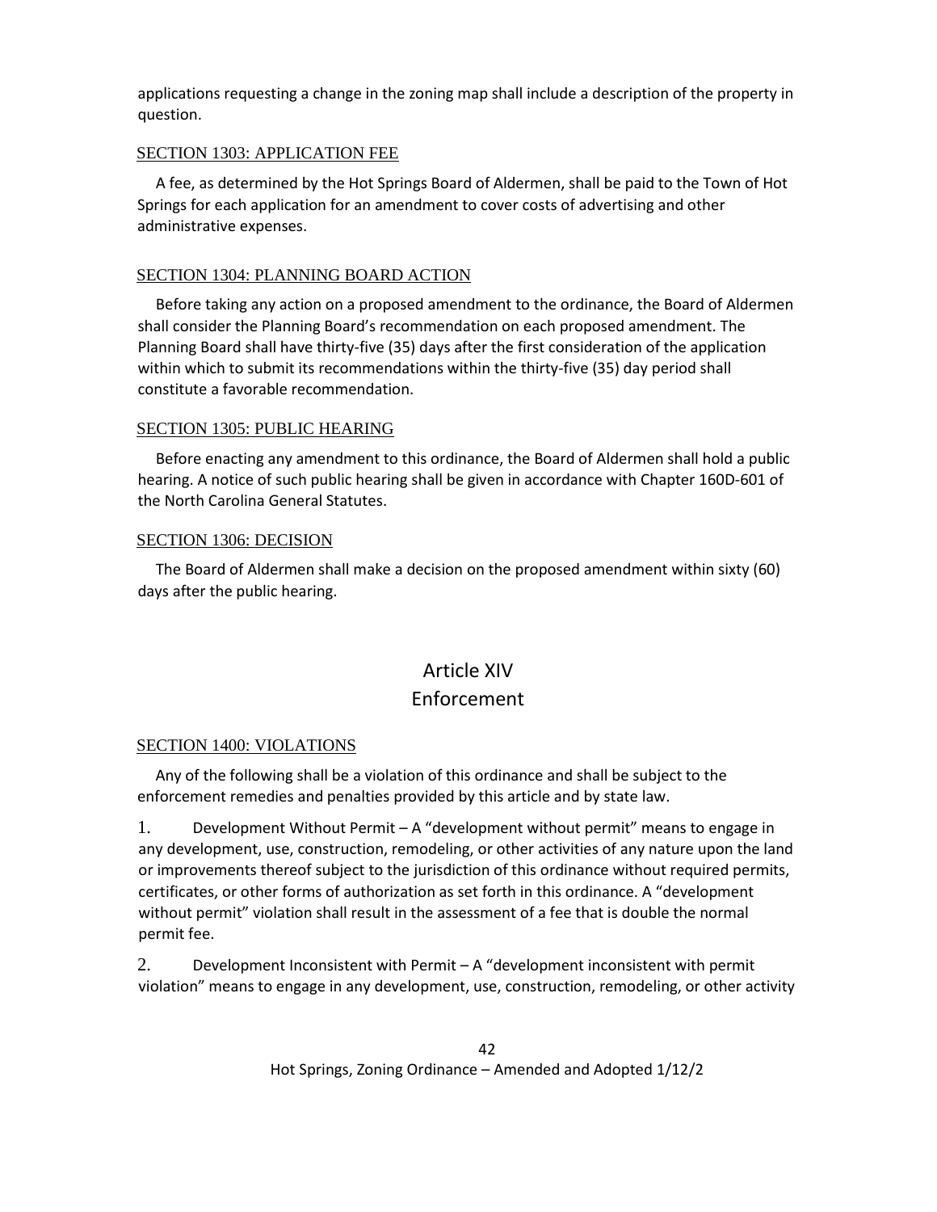applications requesting a change in the zoning map shall include a description of the property in question.

### SECTION 1303: APPLICATION FEE

A fee, as determined by the Hot Springs Board of Aldermen, shall be paid to the Town of Hot Springs for each application for an amendment to cover costs of advertising and other administrative expenses.

### SECTION 1304: PLANNING BOARD ACTION

Before taking any action on a proposed amendment to the ordinance, the Board of Aldermen shall consider the Planning Board's recommendation on each proposed amendment. The Planning Board shall have thirty-five (35) days after the first consideration of the application within which to submit its recommendations within the thirty-five (35) day period shall constitute a favorable recommendation.

### SECTION 1305: PUBLIC HEARING

Before enacting any amendment to this ordinance, the Board of Aldermen shall hold a public hearing. A notice of such public hearing shall be given in accordance with Chapter 160D-601 of the North Carolina General Statutes.

### SECTION 1306: DECISION

The Board of Aldermen shall make a decision on the proposed amendment within sixty (60) days after the public hearing.

## Article XIV
## Enforcement

### SECTION 1400: VIOLATIONS

Any of the following shall be a violation of this ordinance and shall be subject to the enforcement remedies and penalties provided by this article and by state law.

1. Development Without Permit – A "development without permit" means to engage in any development, use, construction, remodeling, or other activities of any nature upon the land or improvements thereof subject to the jurisdiction of this ordinance without required permits, certificates, or other forms of authorization as set forth in this ordinance. A "development without permit" violation shall result in the assessment of a fee that is double the normal permit fee.

2. Development Inconsistent with Permit – A "development inconsistent with permit violation" means to engage in any development, use, construction, remodeling, or other activity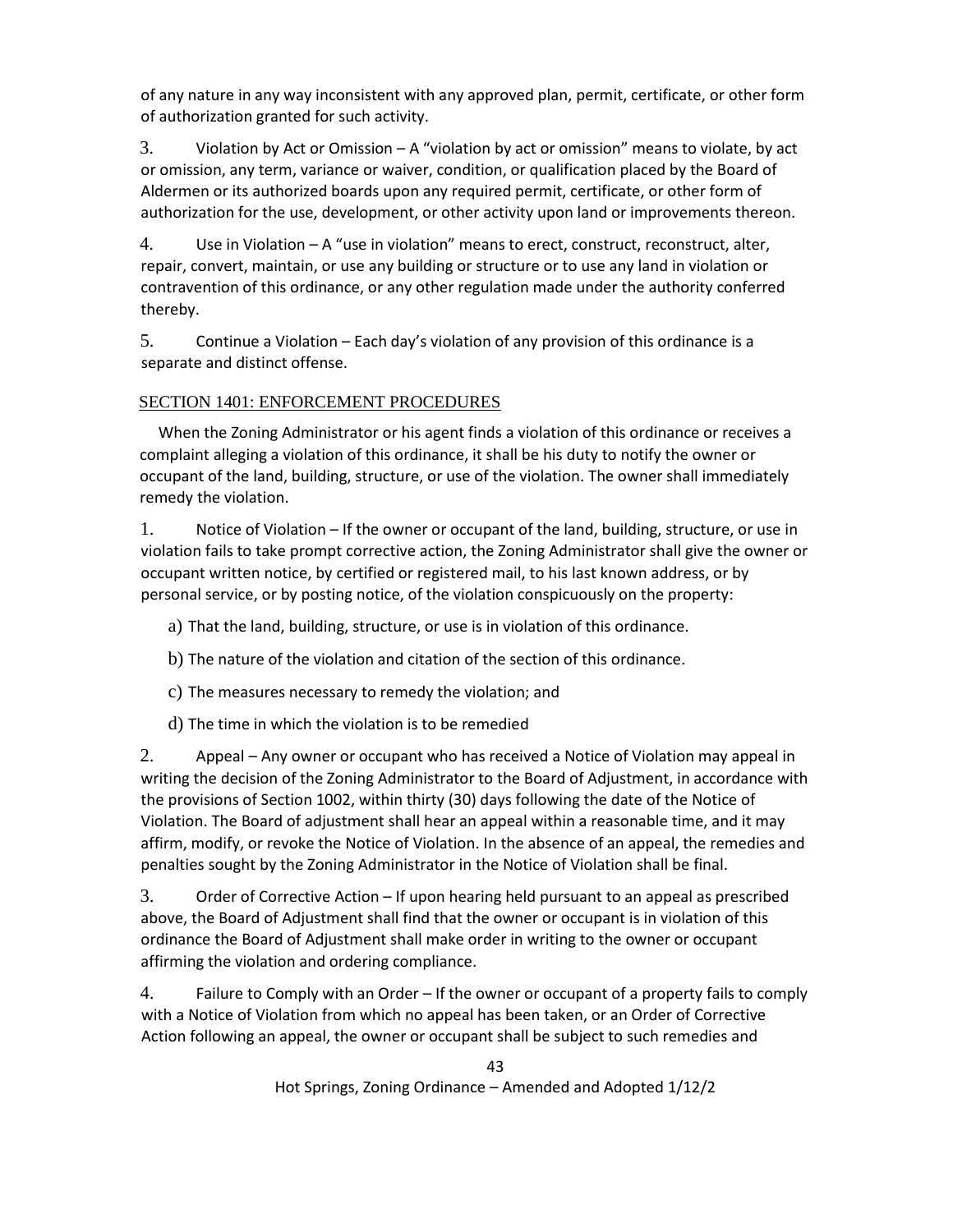of any nature in any way inconsistent with any approved plan, permit, certificate, or other form of authorization granted for such activity.

3. Violation by Act or Omission – A "violation by act or omission" means to violate, by act or omission, any term, variance or waiver, condition, or qualification placed by the Board of Aldermen or its authorized boards upon any required permit, certificate, or other form of authorization for the use, development, or other activity upon land or improvements thereon.

4. Use in Violation – A "use in violation" means to erect, construct, reconstruct, alter, repair, convert, maintain, or use any building or structure or to use any land in violation or contravention of this ordinance, or any other regulation made under the authority conferred thereby.

5. Continue a Violation – Each day's violation of any provision of this ordinance is a separate and distinct offense.

## SECTION 1401: ENFORCEMENT PROCEDURES

When the Zoning Administrator or his agent finds a violation of this ordinance or receives a complaint alleging a violation of this ordinance, it shall be his duty to notify the owner or occupant of the land, building, structure, or use of the violation. The owner shall immediately remedy the violation.

1. Notice of Violation – If the owner or occupant of the land, building, structure, or use in violation fails to take prompt corrective action, the Zoning Administrator shall give the owner or occupant written notice, by certified or registered mail, to his last known address, or by personal service, or by posting notice, of the violation conspicuously on the property:

   a) That the land, building, structure, or use is in violation of this ordinance.

   b) The nature of the violation and citation of the section of this ordinance.

   c) The measures necessary to remedy the violation; and

   d) The time in which the violation is to be remedied

2. Appeal – Any owner or occupant who has received a Notice of Violation may appeal in writing the decision of the Zoning Administrator to the Board of Adjustment, in accordance with the provisions of Section 1002, within thirty (30) days following the date of the Notice of Violation. The Board of adjustment shall hear an appeal within a reasonable time, and it may affirm, modify, or revoke the Notice of Violation. In the absence of an appeal, the remedies and penalties sought by the Zoning Administrator in the Notice of Violation shall be final.

3. Order of Corrective Action – If upon hearing held pursuant to an appeal as prescribed above, the Board of Adjustment shall find that the owner or occupant is in violation of this ordinance the Board of Adjustment shall make order in writing to the owner or occupant affirming the violation and ordering compliance.

4. Failure to Comply with an Order – If the owner or occupant of a property fails to comply with a Notice of Violation from which no appeal has been taken, or an Order of Corrective Action following an appeal, the owner or occupant shall be subject to such remedies and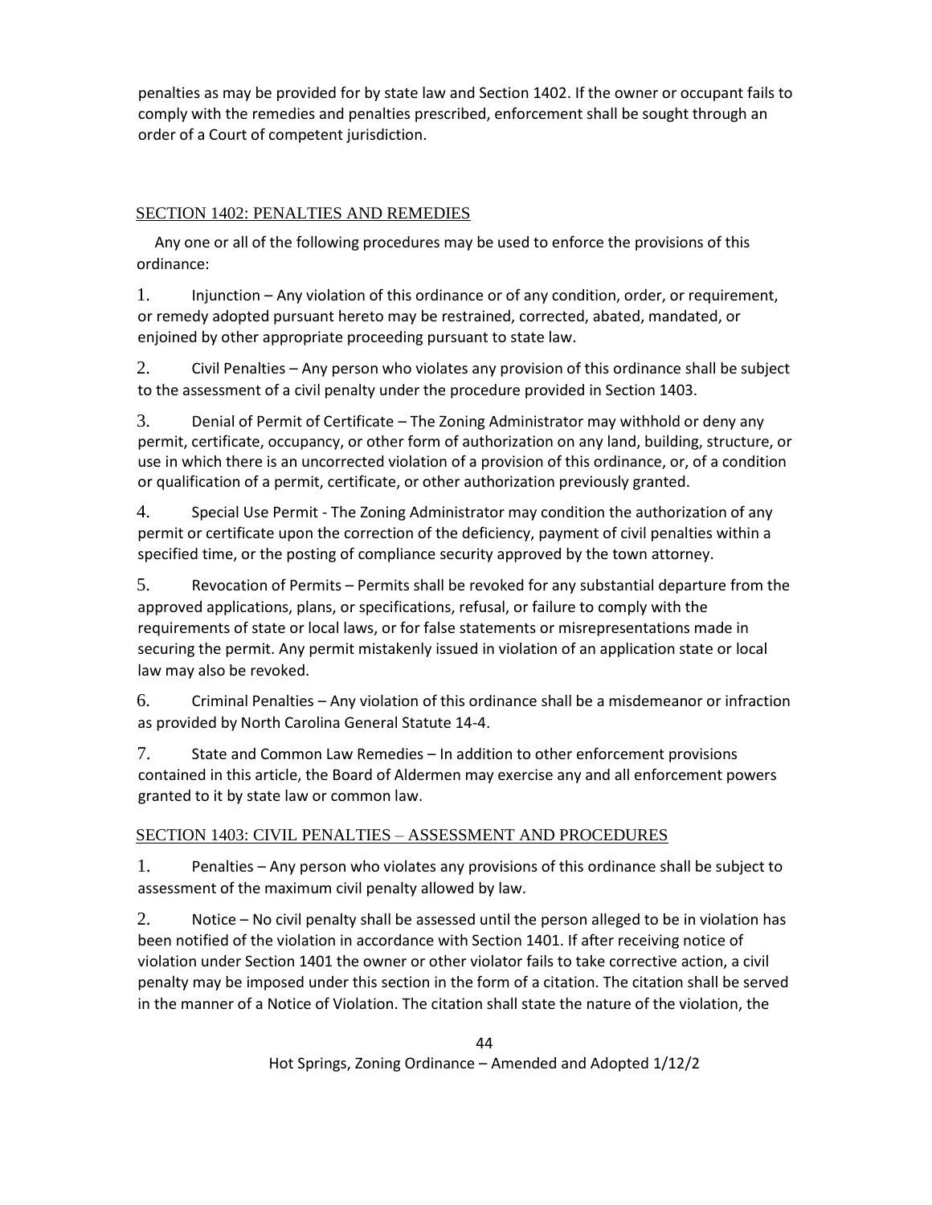penalties as may be provided for by state law and Section 1402. If the owner or occupant fails to comply with the remedies and penalties prescribed, enforcement shall be sought through an order of a Court of competent jurisdiction.

## SECTION 1402: PENALTIES AND REMEDIES

Any one or all of the following procedures may be used to enforce the provisions of this ordinance:

1. Injunction – Any violation of this ordinance or of any condition, order, or requirement, or remedy adopted pursuant hereto may be restrained, corrected, abated, mandated, or enjoined by other appropriate proceeding pursuant to state law.

2. Civil Penalties – Any person who violates any provision of this ordinance shall be subject to the assessment of a civil penalty under the procedure provided in Section 1403.

3. Denial of Permit of Certificate – The Zoning Administrator may withhold or deny any permit, certificate, occupancy, or other form of authorization on any land, building, structure, or use in which there is an uncorrected violation of a provision of this ordinance, or, of a condition or qualification of a permit, certificate, or other authorization previously granted.

4. Special Use Permit - The Zoning Administrator may condition the authorization of any permit or certificate upon the correction of the deficiency, payment of civil penalties within a specified time, or the posting of compliance security approved by the town attorney.

5. Revocation of Permits – Permits shall be revoked for any substantial departure from the approved applications, plans, or specifications, refusal, or failure to comply with the requirements of state or local laws, or for false statements or misrepresentations made in securing the permit. Any permit mistakenly issued in violation of an application state or local law may also be revoked.

6. Criminal Penalties – Any violation of this ordinance shall be a misdemeanor or infraction as provided by North Carolina General Statute 14-4.

7. State and Common Law Remedies – In addition to other enforcement provisions contained in this article, the Board of Aldermen may exercise any and all enforcement powers granted to it by state law or common law.

## SECTION 1403: CIVIL PENALTIES – ASSESSMENT AND PROCEDURES

1. Penalties – Any person who violates any provisions of this ordinance shall be subject to assessment of the maximum civil penalty allowed by law.

2. Notice – No civil penalty shall be assessed until the person alleged to be in violation has been notified of the violation in accordance with Section 1401. If after receiving notice of violation under Section 1401 the owner or other violator fails to take corrective action, a civil penalty may be imposed under this section in the form of a citation. The citation shall be served in the manner of a Notice of Violation. The citation shall state the nature of the violation, the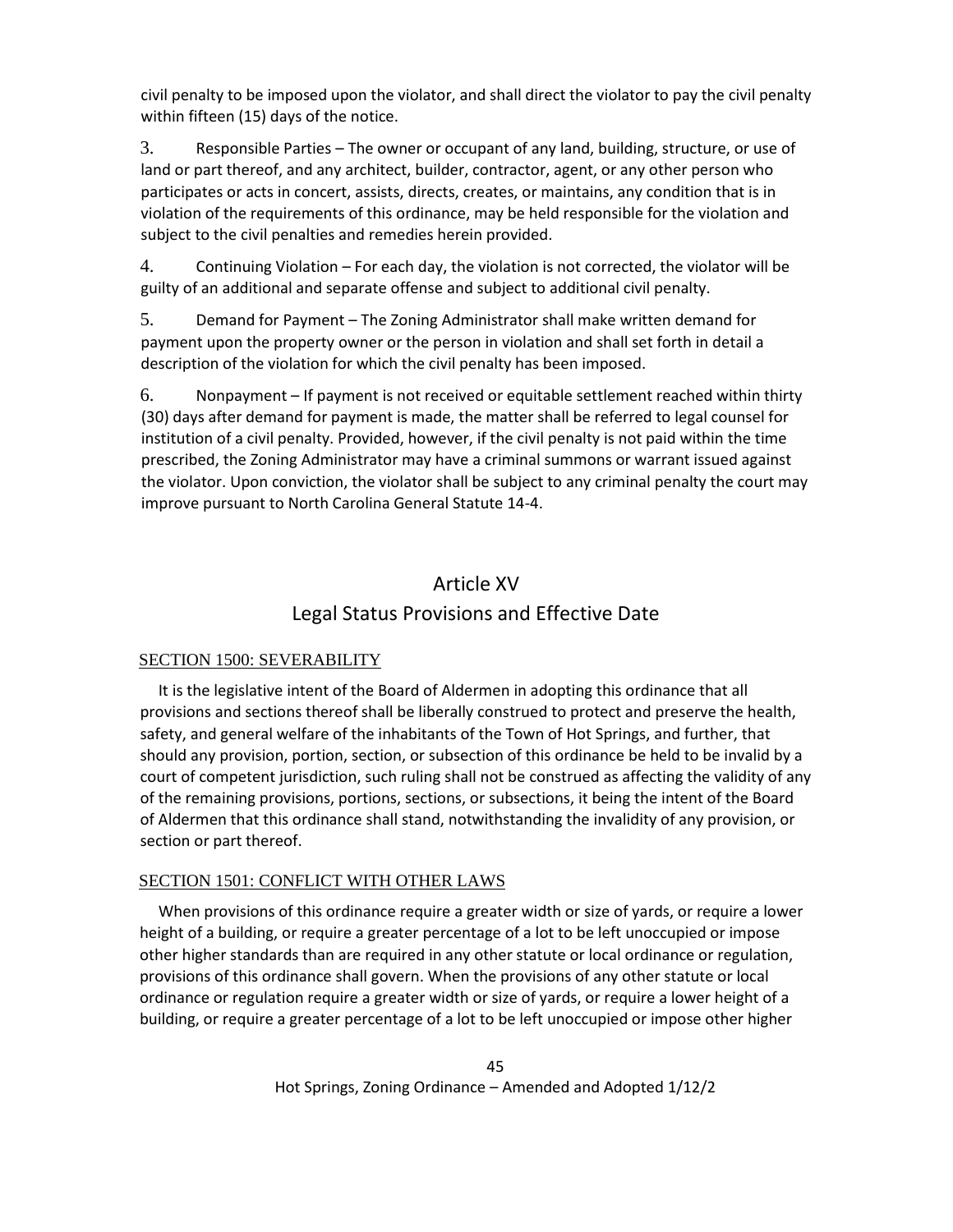civil penalty to be imposed upon the violator, and shall direct the violator to pay the civil penalty within fifteen (15) days of the notice.

3. Responsible Parties – The owner or occupant of any land, building, structure, or use of land or part thereof, and any architect, builder, contractor, agent, or any other person who participates or acts in concert, assists, directs, creates, or maintains, any condition that is in violation of the requirements of this ordinance, may be held responsible for the violation and subject to the civil penalties and remedies herein provided.

4. Continuing Violation – For each day, the violation is not corrected, the violator will be guilty of an additional and separate offense and subject to additional civil penalty.

5. Demand for Payment – The Zoning Administrator shall make written demand for payment upon the property owner or the person in violation and shall set forth in detail a description of the violation for which the civil penalty has been imposed.

6. Nonpayment – If payment is not received or equitable settlement reached within thirty (30) days after demand for payment is made, the matter shall be referred to legal counsel for institution of a civil penalty. Provided, however, if the civil penalty is not paid within the time prescribed, the Zoning Administrator may have a criminal summons or warrant issued against the violator. Upon conviction, the violator shall be subject to any criminal penalty the court may improve pursuant to North Carolina General Statute 14-4.

# Article XV
# Legal Status Provisions and Effective Date

## SECTION 1500: SEVERABILITY

It is the legislative intent of the Board of Aldermen in adopting this ordinance that all provisions and sections thereof shall be liberally construed to protect and preserve the health, safety, and general welfare of the inhabitants of the Town of Hot Springs, and further, that should any provision, portion, section, or subsection of this ordinance be held to be invalid by a court of competent jurisdiction, such ruling shall not be construed as affecting the validity of any of the remaining provisions, portions, sections, or subsections, it being the intent of the Board of Aldermen that this ordinance shall stand, notwithstanding the invalidity of any provision, or section or part thereof.

## SECTION 1501: CONFLICT WITH OTHER LAWS

When provisions of this ordinance require a greater width or size of yards, or require a lower height of a building, or require a greater percentage of a lot to be left unoccupied or impose other higher standards than are required in any other statute or local ordinance or regulation, provisions of this ordinance shall govern. When the provisions of any other statute or local ordinance or regulation require a greater width or size of yards, or require a lower height of a building, or require a greater percentage of a lot to be left unoccupied or impose other higher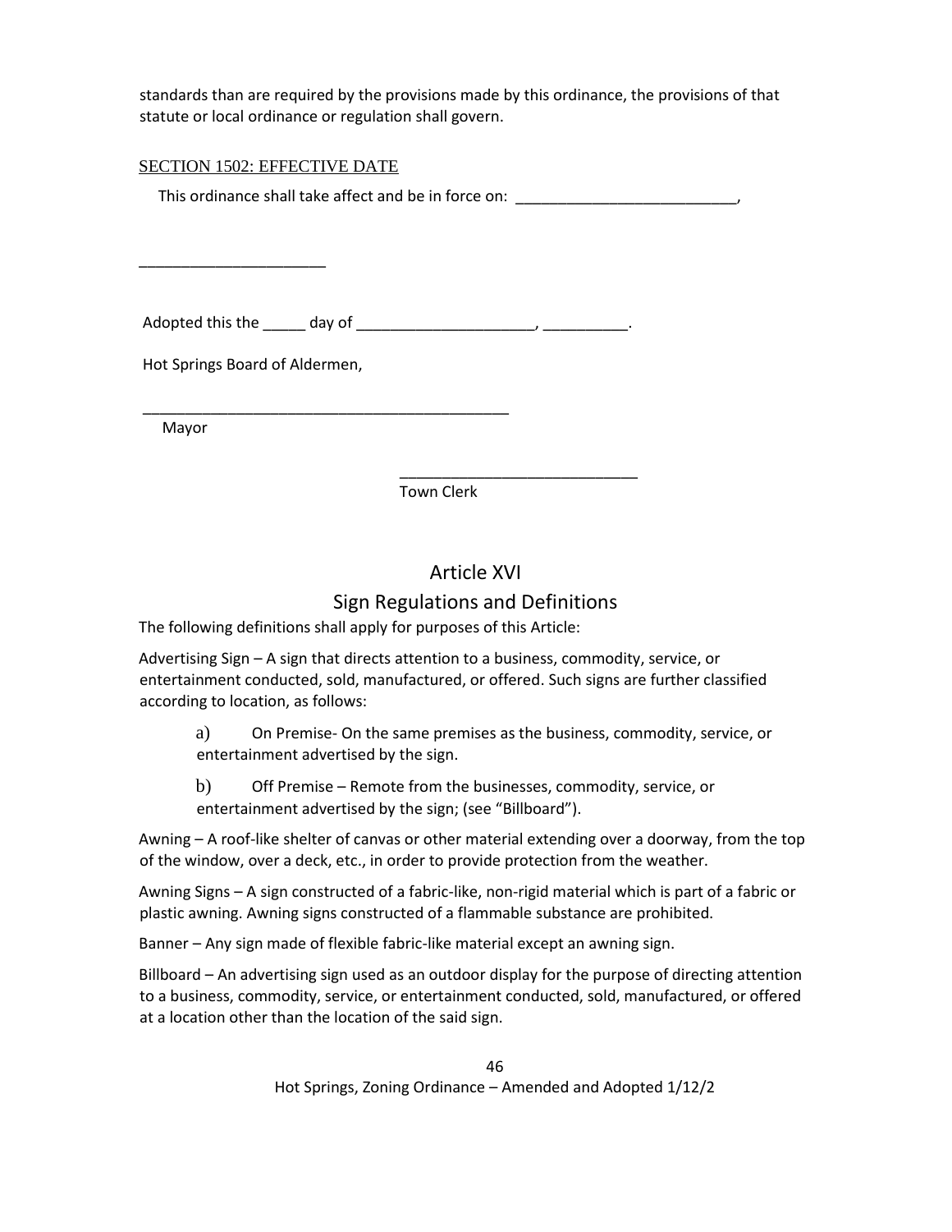standards than are required by the provisions made by this ordinance, the provisions of that statute or local ordinance or regulation shall govern.

SECTION 1502: EFFECTIVE DATE

This ordinance shall take affect and be in force on: ___________________________,

______________________

Adopted this the _____ day of _____________________, __________.

Hot Springs Board of Aldermen,

_____________________________________________

Mayor

_____________________________

Town Clerk

# Article XVI

## Sign Regulations and Definitions

The following definitions shall apply for purposes of this Article:

Advertising Sign – A sign that directs attention to a business, commodity, service, or entertainment conducted, sold, manufactured, or offered. Such signs are further classified according to location, as follows:

a) On Premise- On the same premises as the business, commodity, service, or entertainment advertised by the sign.

b) Off Premise – Remote from the businesses, commodity, service, or entertainment advertised by the sign; (see "Billboard").

Awning – A roof-like shelter of canvas or other material extending over a doorway, from the top of the window, over a deck, etc., in order to provide protection from the weather.

Awning Signs – A sign constructed of a fabric-like, non-rigid material which is part of a fabric or plastic awning. Awning signs constructed of a flammable substance are prohibited.

Banner – Any sign made of flexible fabric-like material except an awning sign.

Billboard – An advertising sign used as an outdoor display for the purpose of directing attention to a business, commodity, service, or entertainment conducted, sold, manufactured, or offered at a location other than the location of the said sign.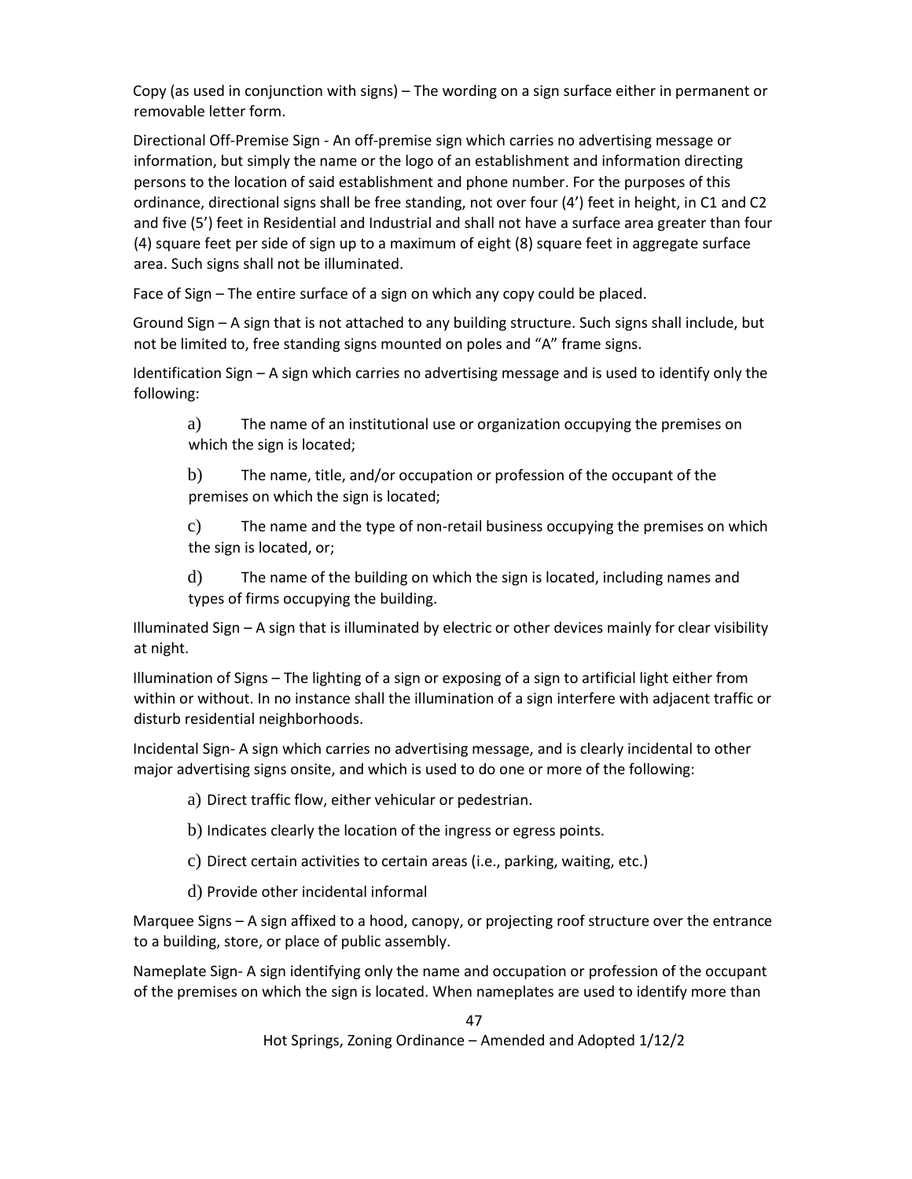Copy (as used in conjunction with signs) – The wording on a sign surface either in permanent or removable letter form.

Directional Off-Premise Sign - An off-premise sign which carries no advertising message or information, but simply the name or the logo of an establishment and information directing persons to the location of said establishment and phone number. For the purposes of this ordinance, directional signs shall be free standing, not over four (4') feet in height, in C1 and C2 and five (5') feet in Residential and Industrial and shall not have a surface area greater than four (4) square feet per side of sign up to a maximum of eight (8) square feet in aggregate surface area. Such signs shall not be illuminated.

Face of Sign – The entire surface of a sign on which any copy could be placed.

Ground Sign – A sign that is not attached to any building structure. Such signs shall include, but not be limited to, free standing signs mounted on poles and "A" frame signs.

Identification Sign – A sign which carries no advertising message and is used to identify only the following:

a) The name of an institutional use or organization occupying the premises on which the sign is located;

b) The name, title, and/or occupation or profession of the occupant of the premises on which the sign is located;

c) The name and the type of non-retail business occupying the premises on which the sign is located, or;

d) The name of the building on which the sign is located, including names and types of firms occupying the building.

Illuminated Sign – A sign that is illuminated by electric or other devices mainly for clear visibility at night.

Illumination of Signs – The lighting of a sign or exposing of a sign to artificial light either from within or without. In no instance shall the illumination of a sign interfere with adjacent traffic or disturb residential neighborhoods.

Incidental Sign- A sign which carries no advertising message, and is clearly incidental to other major advertising signs onsite, and which is used to do one or more of the following:

a) Direct traffic flow, either vehicular or pedestrian.

b) Indicates clearly the location of the ingress or egress points.

c) Direct certain activities to certain areas (i.e., parking, waiting, etc.)

d) Provide other incidental informal

Marquee Signs – A sign affixed to a hood, canopy, or projecting roof structure over the entrance to a building, store, or place of public assembly.

Nameplate Sign- A sign identifying only the name and occupation or profession of the occupant of the premises on which the sign is located. When nameplates are used to identify more than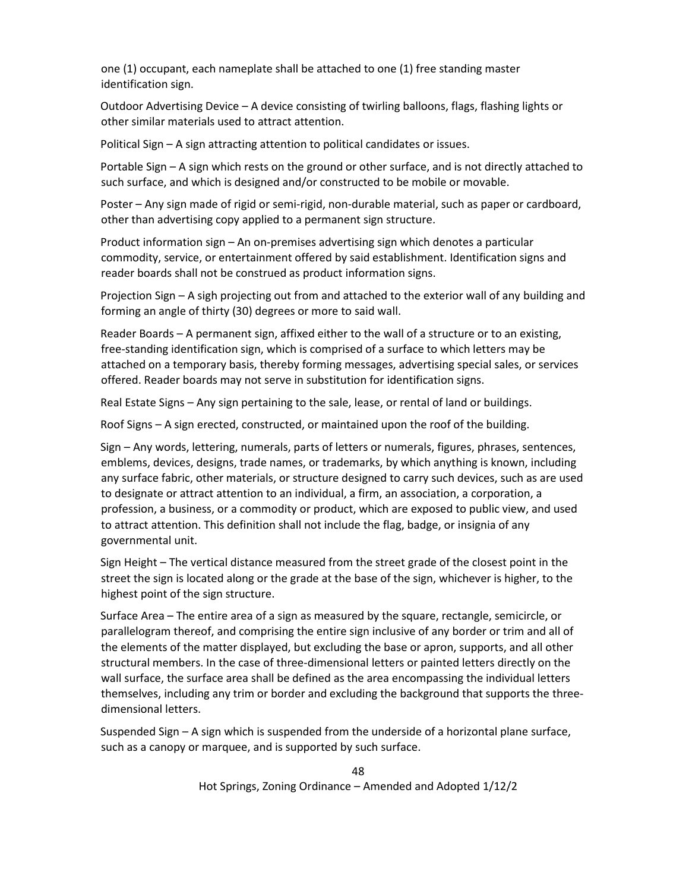one (1) occupant, each nameplate shall be attached to one (1) free standing master identification sign.

Outdoor Advertising Device – A device consisting of twirling balloons, flags, flashing lights or other similar materials used to attract attention.

Political Sign – A sign attracting attention to political candidates or issues.

Portable Sign – A sign which rests on the ground or other surface, and is not directly attached to such surface, and which is designed and/or constructed to be mobile or movable.

Poster – Any sign made of rigid or semi-rigid, non-durable material, such as paper or cardboard, other than advertising copy applied to a permanent sign structure.

Product information sign – An on-premises advertising sign which denotes a particular commodity, service, or entertainment offered by said establishment. Identification signs and reader boards shall not be construed as product information signs.

Projection Sign – A sigh projecting out from and attached to the exterior wall of any building and forming an angle of thirty (30) degrees or more to said wall.

Reader Boards – A permanent sign, affixed either to the wall of a structure or to an existing, free-standing identification sign, which is comprised of a surface to which letters may be attached on a temporary basis, thereby forming messages, advertising special sales, or services offered. Reader boards may not serve in substitution for identification signs.

Real Estate Signs – Any sign pertaining to the sale, lease, or rental of land or buildings.

Roof Signs – A sign erected, constructed, or maintained upon the roof of the building.

Sign – Any words, lettering, numerals, parts of letters or numerals, figures, phrases, sentences, emblems, devices, designs, trade names, or trademarks, by which anything is known, including any surface fabric, other materials, or structure designed to carry such devices, such as are used to designate or attract attention to an individual, a firm, an association, a corporation, a profession, a business, or a commodity or product, which are exposed to public view, and used to attract attention. This definition shall not include the flag, badge, or insignia of any governmental unit.

Sign Height – The vertical distance measured from the street grade of the closest point in the street the sign is located along or the grade at the base of the sign, whichever is higher, to the highest point of the sign structure.

Surface Area – The entire area of a sign as measured by the square, rectangle, semicircle, or parallelogram thereof, and comprising the entire sign inclusive of any border or trim and all of the elements of the matter displayed, but excluding the base or apron, supports, and all other structural members. In the case of three-dimensional letters or painted letters directly on the wall surface, the surface area shall be defined as the area encompassing the individual letters themselves, including any trim or border and excluding the background that supports the three-dimensional letters.

Suspended Sign – A sign which is suspended from the underside of a horizontal plane surface, such as a canopy or marquee, and is supported by such surface.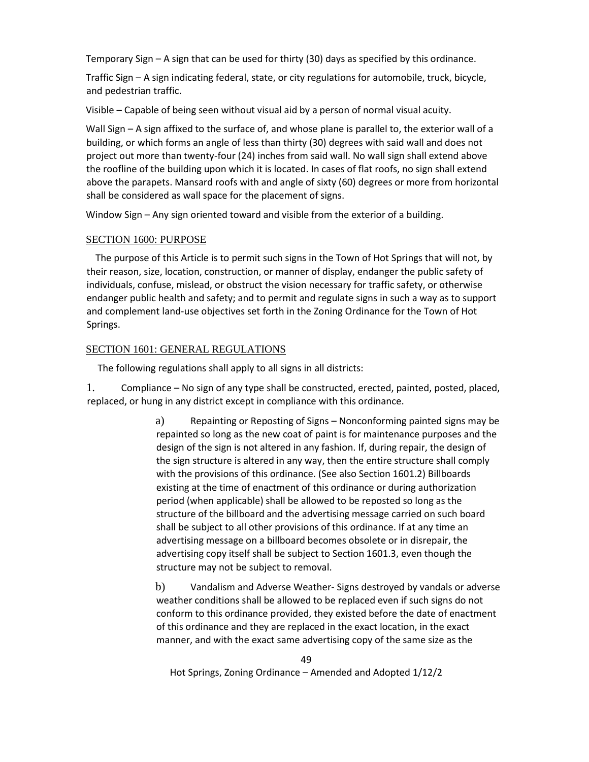Temporary Sign – A sign that can be used for thirty (30) days as specified by this ordinance.

Traffic Sign – A sign indicating federal, state, or city regulations for automobile, truck, bicycle, and pedestrian traffic.

Visible – Capable of being seen without visual aid by a person of normal visual acuity.

Wall Sign – A sign affixed to the surface of, and whose plane is parallel to, the exterior wall of a building, or which forms an angle of less than thirty (30) degrees with said wall and does not project out more than twenty-four (24) inches from said wall. No wall sign shall extend above the roofline of the building upon which it is located. In cases of flat roofs, no sign shall extend above the parapets. Mansard roofs with and angle of sixty (60) degrees or more from horizontal shall be considered as wall space for the placement of signs.

Window Sign – Any sign oriented toward and visible from the exterior of a building.

## SECTION 1600: PURPOSE

The purpose of this Article is to permit such signs in the Town of Hot Springs that will not, by their reason, size, location, construction, or manner of display, endanger the public safety of individuals, confuse, mislead, or obstruct the vision necessary for traffic safety, or otherwise endanger public health and safety; and to permit and regulate signs in such a way as to support and complement land-use objectives set forth in the Zoning Ordinance for the Town of Hot Springs.

## SECTION 1601: GENERAL REGULATIONS

The following regulations shall apply to all signs in all districts:

1. Compliance – No sign of any type shall be constructed, erected, painted, posted, placed, replaced, or hung in any district except in compliance with this ordinance.

   a) Repainting or Reposting of Signs – Nonconforming painted signs may be repainted so long as the new coat of paint is for maintenance purposes and the design of the sign is not altered in any fashion. If, during repair, the design of the sign structure is altered in any way, then the entire structure shall comply with the provisions of this ordinance. (See also Section 1601.2) Billboards existing at the time of enactment of this ordinance or during authorization period (when applicable) shall be allowed to be reposted so long as the structure of the billboard and the advertising message carried on such board shall be subject to all other provisions of this ordinance. If at any time an advertising message on a billboard becomes obsolete or in disrepair, the advertising copy itself shall be subject to Section 1601.3, even though the structure may not be subject to removal.

   b) Vandalism and Adverse Weather- Signs destroyed by vandals or adverse weather conditions shall be allowed to be replaced even if such signs do not conform to this ordinance provided, they existed before the date of enactment of this ordinance and they are replaced in the exact location, in the exact manner, and with the exact same advertising copy of the same size as the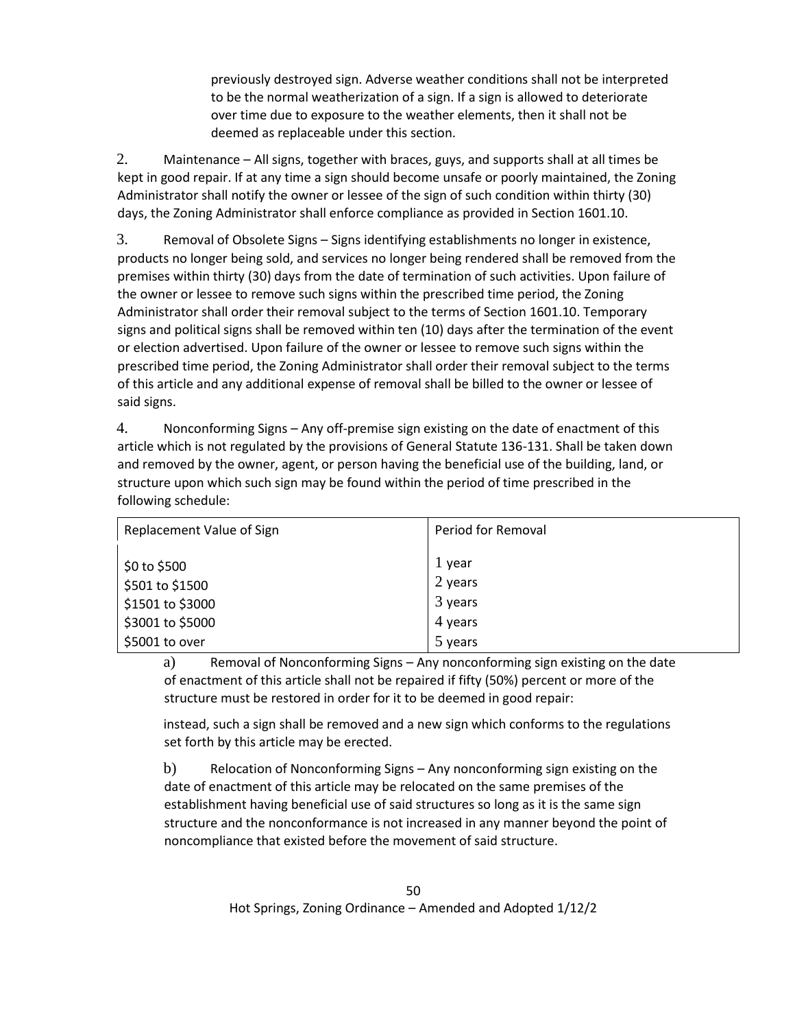previously destroyed sign. Adverse weather conditions shall not be interpreted to be the normal weatherization of a sign. If a sign is allowed to deteriorate over time due to exposure to the weather elements, then it shall not be deemed as replaceable under this section.

2. Maintenance – All signs, together with braces, guys, and supports shall at all times be kept in good repair. If at any time a sign should become unsafe or poorly maintained, the Zoning Administrator shall notify the owner or lessee of the sign of such condition within thirty (30) days, the Zoning Administrator shall enforce compliance as provided in Section 1601.10.

3. Removal of Obsolete Signs – Signs identifying establishments no longer in existence, products no longer being sold, and services no longer being rendered shall be removed from the premises within thirty (30) days from the date of termination of such activities. Upon failure of the owner or lessee to remove such signs within the prescribed time period, the Zoning Administrator shall order their removal subject to the terms of Section 1601.10. Temporary signs and political signs shall be removed within ten (10) days after the termination of the event or election advertised. Upon failure of the owner or lessee to remove such signs within the prescribed time period, the Zoning Administrator shall order their removal subject to the terms of this article and any additional expense of removal shall be billed to the owner or lessee of said signs.

4. Nonconforming Signs – Any off-premise sign existing on the date of enactment of this article which is not regulated by the provisions of General Statute 136-131. Shall be taken down and removed by the owner, agent, or person having the beneficial use of the building, land, or structure upon which such sign may be found within the period of time prescribed in the following schedule:

| Replacement Value of Sign | Period for Removal |
|---|---|
| $0 to $500 | 1 year |
| $501 to $1500 | 2 years |
| $1501 to $3000 | 3 years |
| $3001 to $5000 | 4 years |
| $5001 to over | 5 years |

a) Removal of Nonconforming Signs – Any nonconforming sign existing on the date of enactment of this article shall not be repaired if fifty (50%) percent or more of the structure must be restored in order for it to be deemed in good repair:

instead, such a sign shall be removed and a new sign which conforms to the regulations set forth by this article may be erected.

b) Relocation of Nonconforming Signs – Any nonconforming sign existing on the date of enactment of this article may be relocated on the same premises of the establishment having beneficial use of said structures so long as it is the same sign structure and the nonconformance is not increased in any manner beyond the point of noncompliance that existed before the movement of said structure.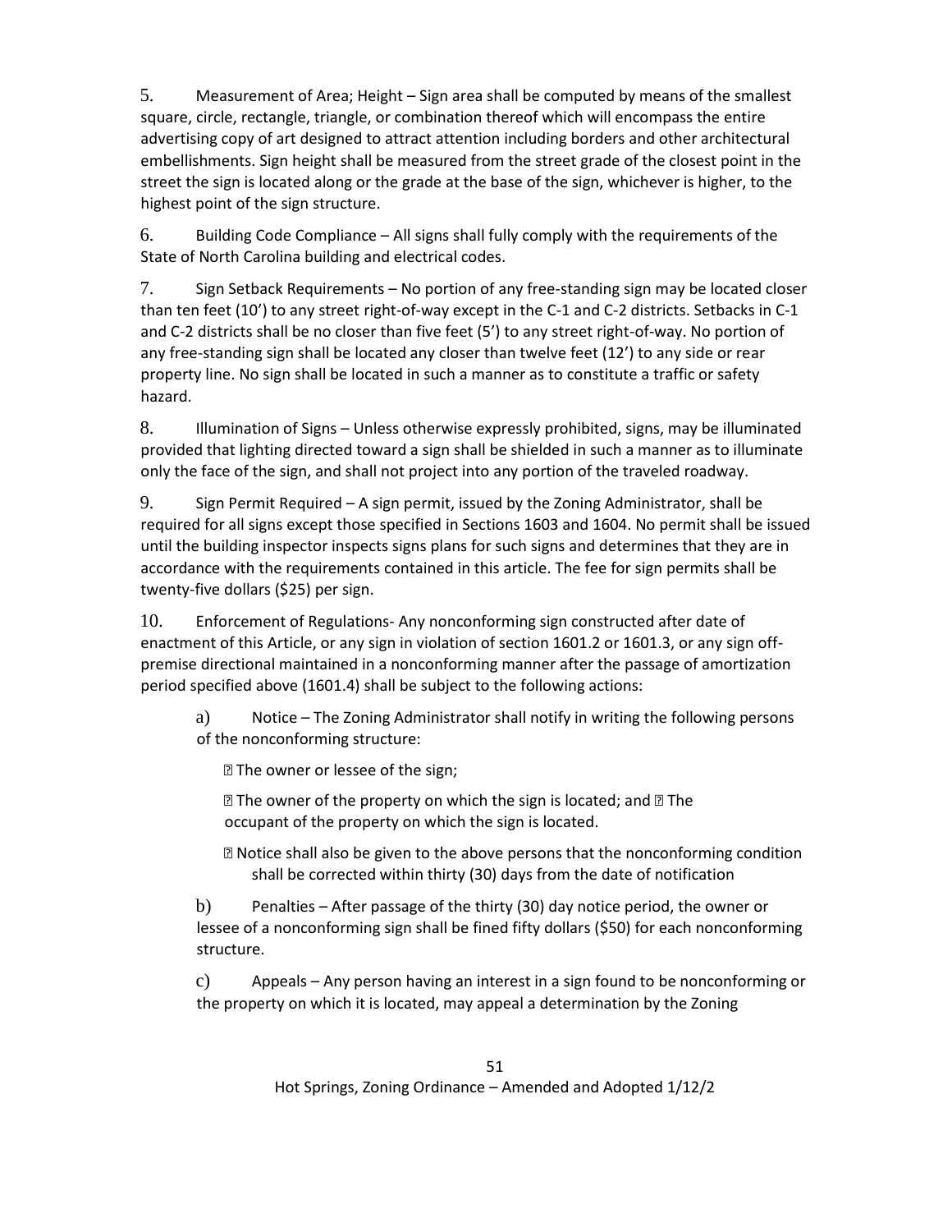5. Measurement of Area; Height – Sign area shall be computed by means of the smallest square, circle, rectangle, triangle, or combination thereof which will encompass the entire advertising copy of art designed to attract attention including borders and other architectural embellishments. Sign height shall be measured from the street grade of the closest point in the street the sign is located along or the grade at the base of the sign, whichever is higher, to the highest point of the sign structure.

6. Building Code Compliance – All signs shall fully comply with the requirements of the State of North Carolina building and electrical codes.

7. Sign Setback Requirements – No portion of any free-standing sign may be located closer than ten feet (10') to any street right-of-way except in the C-1 and C-2 districts. Setbacks in C-1 and C-2 districts shall be no closer than five feet (5') to any street right-of-way. No portion of any free-standing sign shall be located any closer than twelve feet (12') to any side or rear property line. No sign shall be located in such a manner as to constitute a traffic or safety hazard.

8. Illumination of Signs – Unless otherwise expressly prohibited, signs, may be illuminated provided that lighting directed toward a sign shall be shielded in such a manner as to illuminate only the face of the sign, and shall not project into any portion of the traveled roadway.

9. Sign Permit Required – A sign permit, issued by the Zoning Administrator, shall be required for all signs except those specified in Sections 1603 and 1604. No permit shall be issued until the building inspector inspects signs plans for such signs and determines that they are in accordance with the requirements contained in this article. The fee for sign permits shall be twenty-five dollars ($25) per sign.

10. Enforcement of Regulations- Any nonconforming sign constructed after date of enactment of this Article, or any sign in violation of section 1601.2 or 1601.3, or any sign off-premise directional maintained in a nonconforming manner after the passage of amortization period specified above (1601.4) shall be subject to the following actions:

a) Notice – The Zoning Administrator shall notify in writing the following persons of the nonconforming structure:

- The owner or lessee of the sign;
- The owner of the property on which the sign is located; and
- The occupant of the property on which the sign is located.
- Notice shall also be given to the above persons that the nonconforming condition shall be corrected within thirty (30) days from the date of notification

b) Penalties – After passage of the thirty (30) day notice period, the owner or lessee of a nonconforming sign shall be fined fifty dollars ($50) for each nonconforming structure.

c) Appeals – Any person having an interest in a sign found to be nonconforming or the property on which it is located, may appeal a determination by the Zoning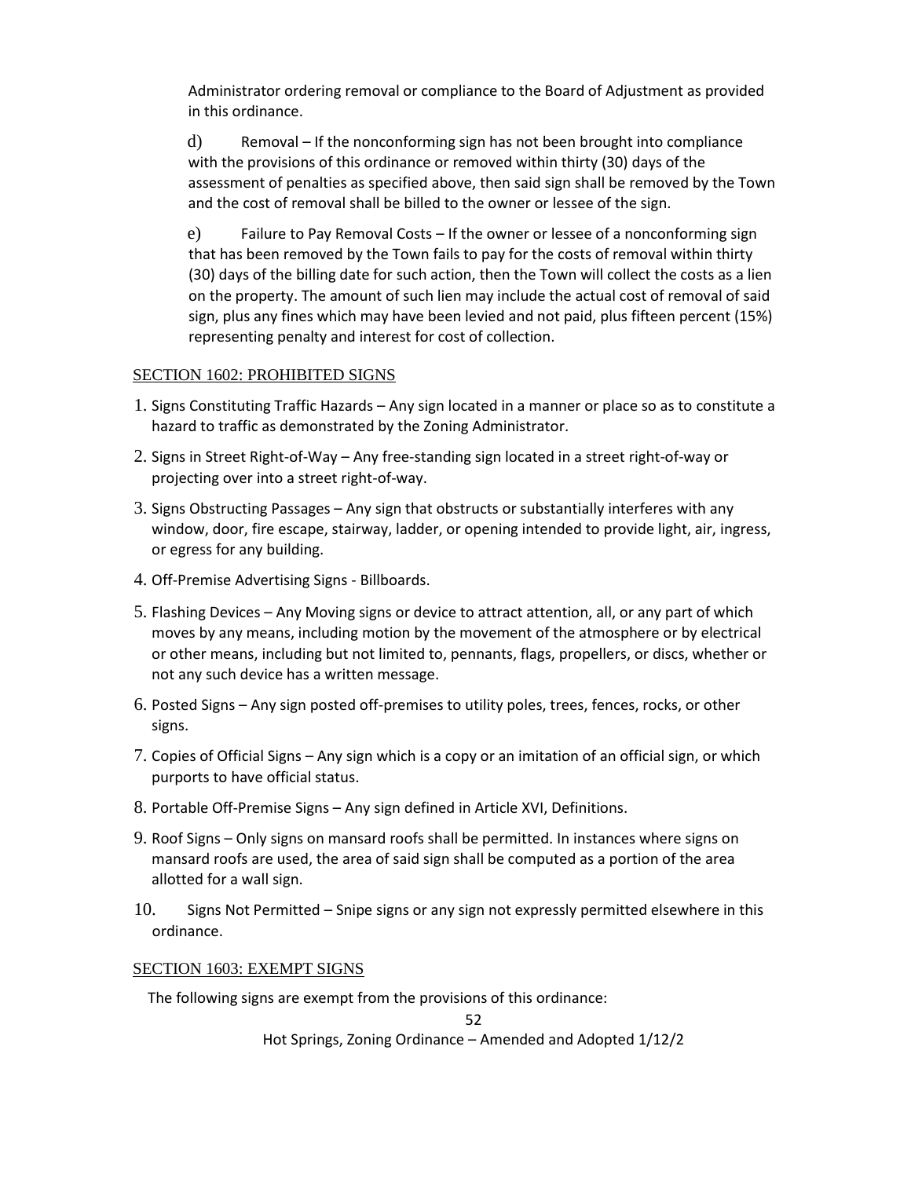Administrator ordering removal or compliance to the Board of Adjustment as provided in this ordinance.

d) Removal – If the nonconforming sign has not been brought into compliance with the provisions of this ordinance or removed within thirty (30) days of the assessment of penalties as specified above, then said sign shall be removed by the Town and the cost of removal shall be billed to the owner or lessee of the sign.

e) Failure to Pay Removal Costs – If the owner or lessee of a nonconforming sign that has been removed by the Town fails to pay for the costs of removal within thirty (30) days of the billing date for such action, then the Town will collect the costs as a lien on the property. The amount of such lien may include the actual cost of removal of said sign, plus any fines which may have been levied and not paid, plus fifteen percent (15%) representing penalty and interest for cost of collection.

## SECTION 1602: PROHIBITED SIGNS

1. Signs Constituting Traffic Hazards – Any sign located in a manner or place so as to constitute a hazard to traffic as demonstrated by the Zoning Administrator.
2. Signs in Street Right-of-Way – Any free-standing sign located in a street right-of-way or projecting over into a street right-of-way.
3. Signs Obstructing Passages – Any sign that obstructs or substantially interferes with any window, door, fire escape, stairway, ladder, or opening intended to provide light, air, ingress, or egress for any building.
4. Off-Premise Advertising Signs - Billboards.
5. Flashing Devices – Any Moving signs or device to attract attention, all, or any part of which moves by any means, including motion by the movement of the atmosphere or by electrical or other means, including but not limited to, pennants, flags, propellers, or discs, whether or not any such device has a written message.
6. Posted Signs – Any sign posted off-premises to utility poles, trees, fences, rocks, or other signs.
7. Copies of Official Signs – Any sign which is a copy or an imitation of an official sign, or which purports to have official status.
8. Portable Off-Premise Signs – Any sign defined in Article XVI, Definitions.
9. Roof Signs – Only signs on mansard roofs shall be permitted. In instances where signs on mansard roofs are used, the area of said sign shall be computed as a portion of the area allotted for a wall sign.
10. Signs Not Permitted – Snipe signs or any sign not expressly permitted elsewhere in this ordinance.

## SECTION 1603: EXEMPT SIGNS

The following signs are exempt from the provisions of this ordinance: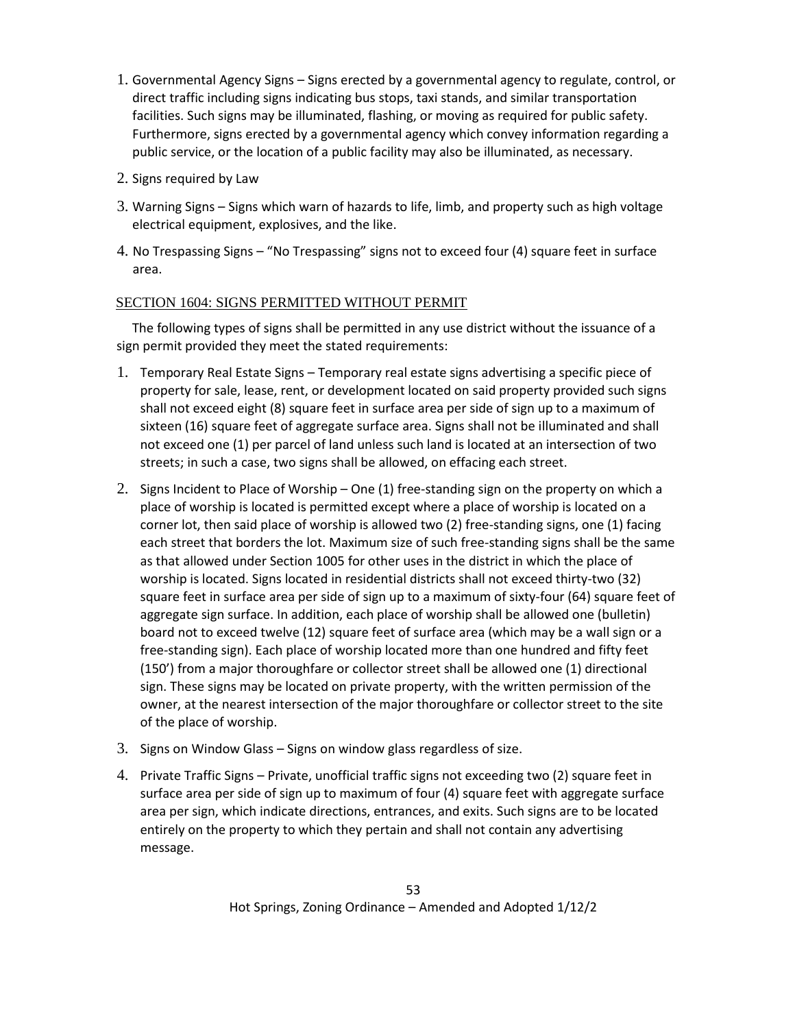1. Governmental Agency Signs – Signs erected by a governmental agency to regulate, control, or direct traffic including signs indicating bus stops, taxi stands, and similar transportation facilities. Such signs may be illuminated, flashing, or moving as required for public safety. Furthermore, signs erected by a governmental agency which convey information regarding a public service, or the location of a public facility may also be illuminated, as necessary.
2. Signs required by Law
3. Warning Signs – Signs which warn of hazards to life, limb, and property such as high voltage electrical equipment, explosives, and the like.
4. No Trespassing Signs – "No Trespassing" signs not to exceed four (4) square feet in surface area.

## SECTION 1604: SIGNS PERMITTED WITHOUT PERMIT

The following types of signs shall be permitted in any use district without the issuance of a sign permit provided they meet the stated requirements:

1. Temporary Real Estate Signs – Temporary real estate signs advertising a specific piece of property for sale, lease, rent, or development located on said property provided such signs shall not exceed eight (8) square feet in surface area per side of sign up to a maximum of sixteen (16) square feet of aggregate surface area. Signs shall not be illuminated and shall not exceed one (1) per parcel of land unless such land is located at an intersection of two streets; in such a case, two signs shall be allowed, on effacing each street.
2. Signs Incident to Place of Worship – One (1) free-standing sign on the property on which a place of worship is located is permitted except where a place of worship is located on a corner lot, then said place of worship is allowed two (2) free-standing signs, one (1) facing each street that borders the lot. Maximum size of such free-standing signs shall be the same as that allowed under Section 1005 for other uses in the district in which the place of worship is located. Signs located in residential districts shall not exceed thirty-two (32) square feet in surface area per side of sign up to a maximum of sixty-four (64) square feet of aggregate sign surface. In addition, each place of worship shall be allowed one (bulletin) board not to exceed twelve (12) square feet of surface area (which may be a wall sign or a free-standing sign). Each place of worship located more than one hundred and fifty feet (150') from a major thoroughfare or collector street shall be allowed one (1) directional sign. These signs may be located on private property, with the written permission of the owner, at the nearest intersection of the major thoroughfare or collector street to the site of the place of worship.
3. Signs on Window Glass – Signs on window glass regardless of size.
4. Private Traffic Signs – Private, unofficial traffic signs not exceeding two (2) square feet in surface area per side of sign up to maximum of four (4) square feet with aggregate surface area per sign, which indicate directions, entrances, and exits. Such signs are to be located entirely on the property to which they pertain and shall not contain any advertising message.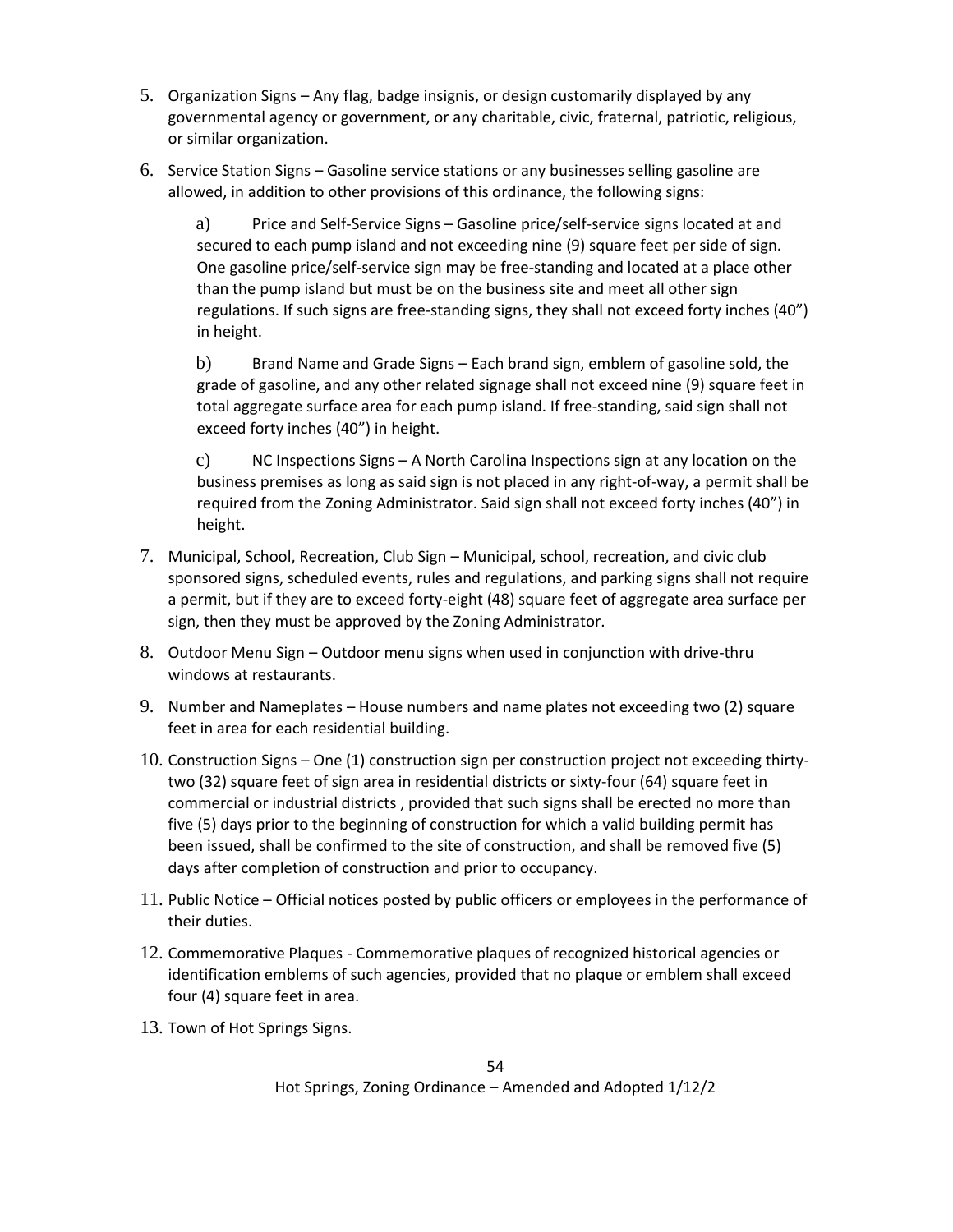5. Organization Signs – Any flag, badge insignis, or design customarily displayed by any governmental agency or government, or any charitable, civic, fraternal, patriotic, religious, or similar organization.

6. Service Station Signs – Gasoline service stations or any businesses selling gasoline are allowed, in addition to other provisions of this ordinance, the following signs:

   a) Price and Self-Service Signs – Gasoline price/self-service signs located at and secured to each pump island and not exceeding nine (9) square feet per side of sign. One gasoline price/self-service sign may be free-standing and located at a place other than the pump island but must be on the business site and meet all other sign regulations. If such signs are free-standing signs, they shall not exceed forty inches (40") in height.

   b) Brand Name and Grade Signs – Each brand sign, emblem of gasoline sold, the grade of gasoline, and any other related signage shall not exceed nine (9) square feet in total aggregate surface area for each pump island. If free-standing, said sign shall not exceed forty inches (40") in height.

   c) NC Inspections Signs – A North Carolina Inspections sign at any location on the business premises as long as said sign is not placed in any right-of-way, a permit shall be required from the Zoning Administrator. Said sign shall not exceed forty inches (40") in height.

7. Municipal, School, Recreation, Club Sign – Municipal, school, recreation, and civic club sponsored signs, scheduled events, rules and regulations, and parking signs shall not require a permit, but if they are to exceed forty-eight (48) square feet of aggregate area surface per sign, then they must be approved by the Zoning Administrator.

8. Outdoor Menu Sign – Outdoor menu signs when used in conjunction with drive-thru windows at restaurants.

9. Number and Nameplates – House numbers and name plates not exceeding two (2) square feet in area for each residential building.

10. Construction Signs – One (1) construction sign per construction project not exceeding thirty-two (32) square feet of sign area in residential districts or sixty-four (64) square feet in commercial or industrial districts , provided that such signs shall be erected no more than five (5) days prior to the beginning of construction for which a valid building permit has been issued, shall be confirmed to the site of construction, and shall be removed five (5) days after completion of construction and prior to occupancy.

11. Public Notice – Official notices posted by public officers or employees in the performance of their duties.

12. Commemorative Plaques - Commemorative plaques of recognized historical agencies or identification emblems of such agencies, provided that no plaque or emblem shall exceed four (4) square feet in area.

13. Town of Hot Springs Signs.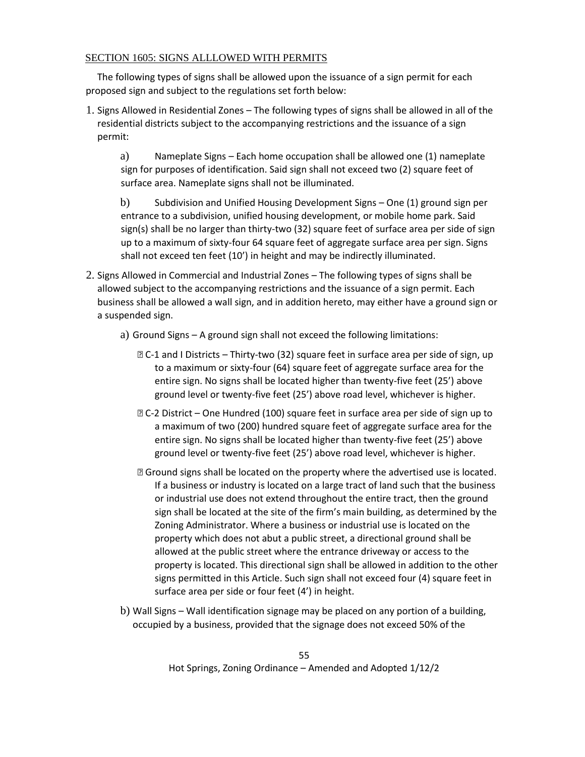SECTION 1605: SIGNS ALLLOWED WITH PERMITS

The following types of signs shall be allowed upon the issuance of a sign permit for each proposed sign and subject to the regulations set forth below:

1. Signs Allowed in Residential Zones – The following types of signs shall be allowed in all of the residential districts subject to the accompanying restrictions and the issuance of a sign permit:

   a) Nameplate Signs – Each home occupation shall be allowed one (1) nameplate sign for purposes of identification. Said sign shall not exceed two (2) square feet of surface area. Nameplate signs shall not be illuminated.

   b) Subdivision and Unified Housing Development Signs – One (1) ground sign per entrance to a subdivision, unified housing development, or mobile home park. Said sign(s) shall be no larger than thirty-two (32) square feet of surface area per side of sign up to a maximum of sixty-four 64 square feet of aggregate surface area per sign. Signs shall not exceed ten feet (10') in height and may be indirectly illuminated.

2. Signs Allowed in Commercial and Industrial Zones – The following types of signs shall be allowed subject to the accompanying restrictions and the issuance of a sign permit. Each business shall be allowed a wall sign, and in addition hereto, may either have a ground sign or a suspended sign.

   a) Ground Signs – A ground sign shall not exceed the following limitations:

      - C-1 and I Districts – Thirty-two (32) square feet in surface area per side of sign, up to a maximum or sixty-four (64) square feet of aggregate surface area for the entire sign. No signs shall be located higher than twenty-five feet (25') above ground level or twenty-five feet (25') above road level, whichever is higher.
      - C-2 District – One Hundred (100) square feet in surface area per side of sign up to a maximum of two (200) hundred square feet of aggregate surface area for the entire sign. No signs shall be located higher than twenty-five feet (25') above ground level or twenty-five feet (25') above road level, whichever is higher.
      - Ground signs shall be located on the property where the advertised use is located. If a business or industry is located on a large tract of land such that the business or industrial use does not extend throughout the entire tract, then the ground sign shall be located at the site of the firm's main building, as determined by the Zoning Administrator. Where a business or industrial use is located on the property which does not abut a public street, a directional ground shall be allowed at the public street where the entrance driveway or access to the property is located. This directional sign shall be allowed in addition to the other signs permitted in this Article. Such sign shall not exceed four (4) square feet in surface area per side or four feet (4') in height.

   b) Wall Signs – Wall identification signage may be placed on any portion of a building, occupied by a business, provided that the signage does not exceed 50% of the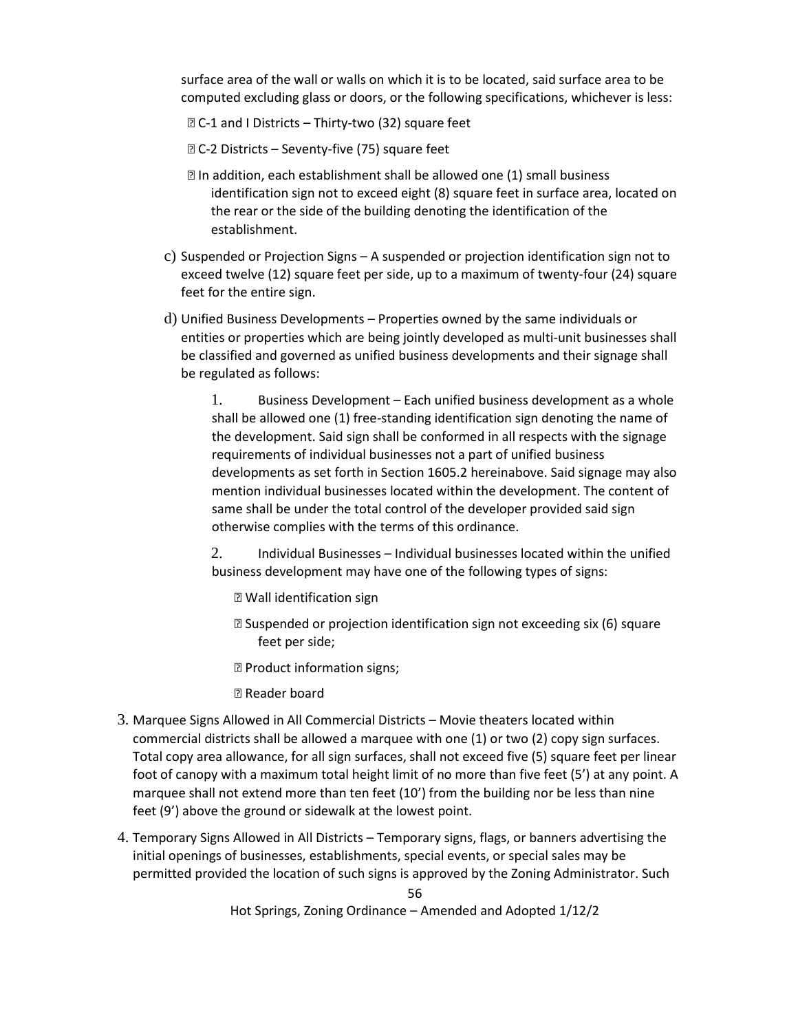surface area of the wall or walls on which it is to be located, said surface area to be computed excluding glass or doors, or the following specifications, whichever is less:

- C-1 and I Districts – Thirty-two (32) square feet
- C-2 Districts – Seventy-five (75) square feet
- In addition, each establishment shall be allowed one (1) small business identification sign not to exceed eight (8) square feet in surface area, located on the rear or the side of the building denoting the identification of the establishment.

c) Suspended or Projection Signs – A suspended or projection identification sign not to exceed twelve (12) square feet per side, up to a maximum of twenty-four (24) square feet for the entire sign.

d) Unified Business Developments – Properties owned by the same individuals or entities or properties which are being jointly developed as multi-unit businesses shall be classified and governed as unified business developments and their signage shall be regulated as follows:

1. Business Development – Each unified business development as a whole shall be allowed one (1) free-standing identification sign denoting the name of the development. Said sign shall be conformed in all respects with the signage requirements of individual businesses not a part of unified business developments as set forth in Section 1605.2 hereinabove. Said signage may also mention individual businesses located within the development. The content of same shall be under the total control of the developer provided said sign otherwise complies with the terms of this ordinance.

2. Individual Businesses – Individual businesses located within the unified business development may have one of the following types of signs:

   - Wall identification sign
   - Suspended or projection identification sign not exceeding six (6) square feet per side;
   - Product information signs;
   - Reader board

3. Marquee Signs Allowed in All Commercial Districts – Movie theaters located within commercial districts shall be allowed a marquee with one (1) or two (2) copy sign surfaces. Total copy area allowance, for all sign surfaces, shall not exceed five (5) square feet per linear foot of canopy with a maximum total height limit of no more than five feet (5') at any point. A marquee shall not extend more than ten feet (10') from the building nor be less than nine feet (9') above the ground or sidewalk at the lowest point.

4. Temporary Signs Allowed in All Districts – Temporary signs, flags, or banners advertising the initial openings of businesses, establishments, special events, or special sales may be permitted provided the location of such signs is approved by the Zoning Administrator. Such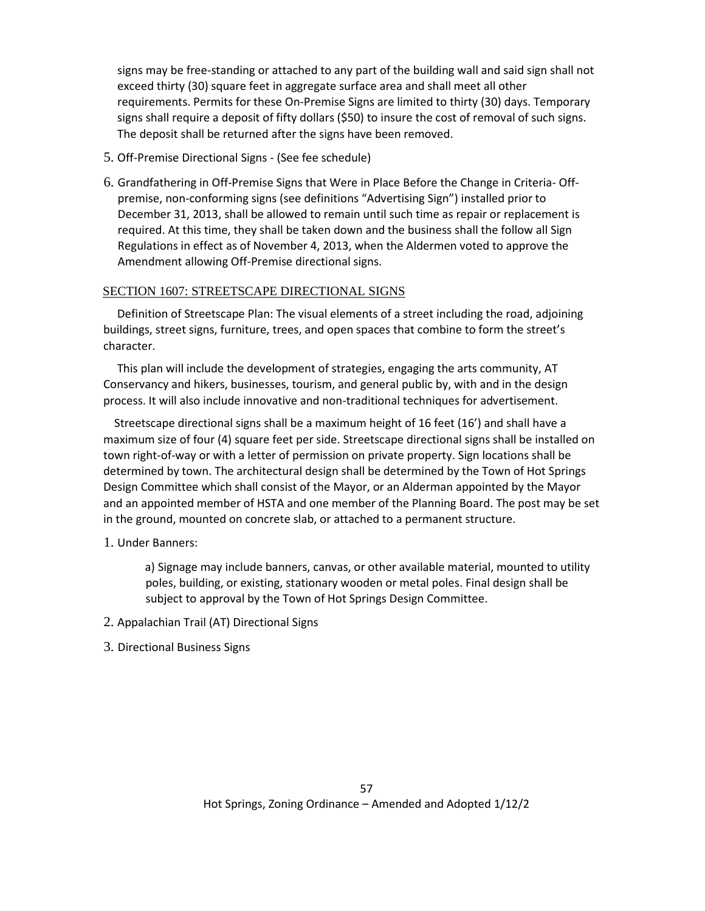signs may be free-standing or attached to any part of the building wall and said sign shall not exceed thirty (30) square feet in aggregate surface area and shall meet all other requirements. Permits for these On-Premise Signs are limited to thirty (30) days. Temporary signs shall require a deposit of fifty dollars ($50) to insure the cost of removal of such signs. The deposit shall be returned after the signs have been removed.

5. Off-Premise Directional Signs - (See fee schedule)

6. Grandfathering in Off-Premise Signs that Were in Place Before the Change in Criteria- Off-premise, non-conforming signs (see definitions "Advertising Sign") installed prior to December 31, 2013, shall be allowed to remain until such time as repair or replacement is required. At this time, they shall be taken down and the business shall the follow all Sign Regulations in effect as of November 4, 2013, when the Aldermen voted to approve the Amendment allowing Off-Premise directional signs.

## SECTION 1607: STREETSCAPE DIRECTIONAL SIGNS

Definition of Streetscape Plan: The visual elements of a street including the road, adjoining buildings, street signs, furniture, trees, and open spaces that combine to form the street's character.

This plan will include the development of strategies, engaging the arts community, AT Conservancy and hikers, businesses, tourism, and general public by, with and in the design process. It will also include innovative and non-traditional techniques for advertisement.

Streetscape directional signs shall be a maximum height of 16 feet (16') and shall have a maximum size of four (4) square feet per side. Streetscape directional signs shall be installed on town right-of-way or with a letter of permission on private property. Sign locations shall be determined by town. The architectural design shall be determined by the Town of Hot Springs Design Committee which shall consist of the Mayor, or an Alderman appointed by the Mayor and an appointed member of HSTA and one member of the Planning Board. The post may be set in the ground, mounted on concrete slab, or attached to a permanent structure.

1. Under Banners:

   a) Signage may include banners, canvas, or other available material, mounted to utility poles, building, or existing, stationary wooden or metal poles. Final design shall be subject to approval by the Town of Hot Springs Design Committee.

2. Appalachian Trail (AT) Directional Signs

3. Directional Business Signs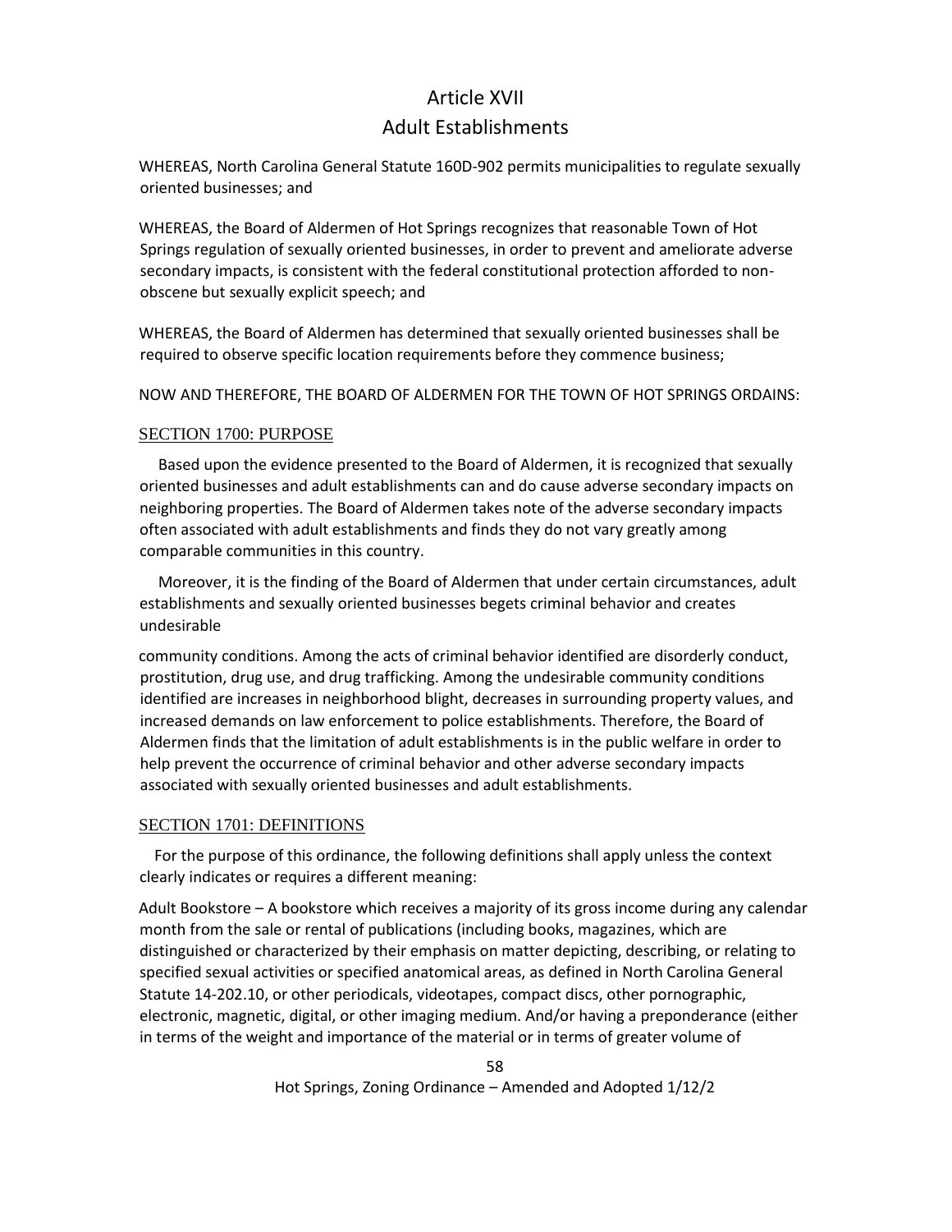# Article XVII
# Adult Establishments

WHEREAS, North Carolina General Statute 160D-902 permits municipalities to regulate sexually oriented businesses; and

WHEREAS, the Board of Aldermen of Hot Springs recognizes that reasonable Town of Hot Springs regulation of sexually oriented businesses, in order to prevent and ameliorate adverse secondary impacts, is consistent with the federal constitutional protection afforded to non-obscene but sexually explicit speech; and

WHEREAS, the Board of Aldermen has determined that sexually oriented businesses shall be required to observe specific location requirements before they commence business;

NOW AND THEREFORE, THE BOARD OF ALDERMEN FOR THE TOWN OF HOT SPRINGS ORDAINS:

## SECTION 1700: PURPOSE

Based upon the evidence presented to the Board of Aldermen, it is recognized that sexually oriented businesses and adult establishments can and do cause adverse secondary impacts on neighboring properties. The Board of Aldermen takes note of the adverse secondary impacts often associated with adult establishments and finds they do not vary greatly among comparable communities in this country.

Moreover, it is the finding of the Board of Aldermen that under certain circumstances, adult establishments and sexually oriented businesses begets criminal behavior and creates undesirable community conditions. Among the acts of criminal behavior identified are disorderly conduct, prostitution, drug use, and drug trafficking. Among the undesirable community conditions identified are increases in neighborhood blight, decreases in surrounding property values, and increased demands on law enforcement to police establishments. Therefore, the Board of Aldermen finds that the limitation of adult establishments is in the public welfare in order to help prevent the occurrence of criminal behavior and other adverse secondary impacts associated with sexually oriented businesses and adult establishments.

## SECTION 1701: DEFINITIONS

For the purpose of this ordinance, the following definitions shall apply unless the context clearly indicates or requires a different meaning:

Adult Bookstore – A bookstore which receives a majority of its gross income during any calendar month from the sale or rental of publications (including books, magazines, which are distinguished or characterized by their emphasis on matter depicting, describing, or relating to specified sexual activities or specified anatomical areas, as defined in North Carolina General Statute 14-202.10, or other periodicals, videotapes, compact discs, other pornographic, electronic, magnetic, digital, or other imaging medium. And/or having a preponderance (either in terms of the weight and importance of the material or in terms of greater volume of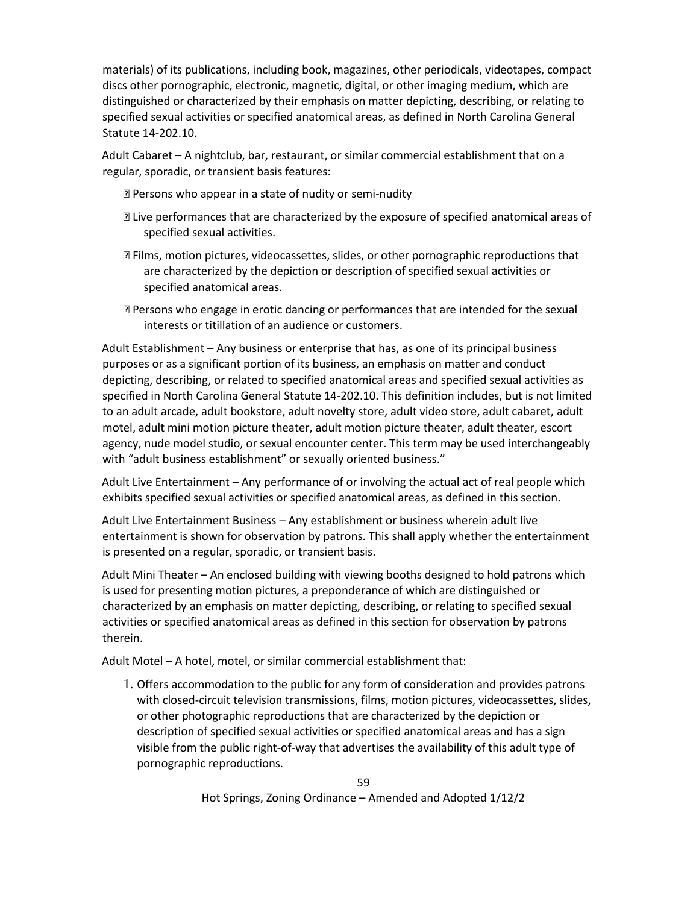materials) of its publications, including book, magazines, other periodicals, videotapes, compact discs other pornographic, electronic, magnetic, digital, or other imaging medium, which are distinguished or characterized by their emphasis on matter depicting, describing, or relating to specified sexual activities or specified anatomical areas, as defined in North Carolina General Statute 14-202.10.

Adult Cabaret – A nightclub, bar, restaurant, or similar commercial establishment that on a regular, sporadic, or transient basis features:

- Persons who appear in a state of nudity or semi-nudity
- Live performances that are characterized by the exposure of specified anatomical areas of specified sexual activities.
- Films, motion pictures, videocassettes, slides, or other pornographic reproductions that are characterized by the depiction or description of specified sexual activities or specified anatomical areas.
- Persons who engage in erotic dancing or performances that are intended for the sexual interests or titillation of an audience or customers.

Adult Establishment – Any business or enterprise that has, as one of its principal business purposes or as a significant portion of its business, an emphasis on matter and conduct depicting, describing, or related to specified anatomical areas and specified sexual activities as specified in North Carolina General Statute 14-202.10. This definition includes, but is not limited to an adult arcade, adult bookstore, adult novelty store, adult video store, adult cabaret, adult motel, adult mini motion picture theater, adult motion picture theater, adult theater, escort agency, nude model studio, or sexual encounter center. This term may be used interchangeably with "adult business establishment" or sexually oriented business."

Adult Live Entertainment – Any performance of or involving the actual act of real people which exhibits specified sexual activities or specified anatomical areas, as defined in this section.

Adult Live Entertainment Business – Any establishment or business wherein adult live entertainment is shown for observation by patrons. This shall apply whether the entertainment is presented on a regular, sporadic, or transient basis.

Adult Mini Theater – An enclosed building with viewing booths designed to hold patrons which is used for presenting motion pictures, a preponderance of which are distinguished or characterized by an emphasis on matter depicting, describing, or relating to specified sexual activities or specified anatomical areas as defined in this section for observation by patrons therein.

Adult Motel – A hotel, motel, or similar commercial establishment that:

1. Offers accommodation to the public for any form of consideration and provides patrons with closed-circuit television transmissions, films, motion pictures, videocassettes, slides, or other photographic reproductions that are characterized by the depiction or description of specified sexual activities or specified anatomical areas and has a sign visible from the public right-of-way that advertises the availability of this adult type of pornographic reproductions.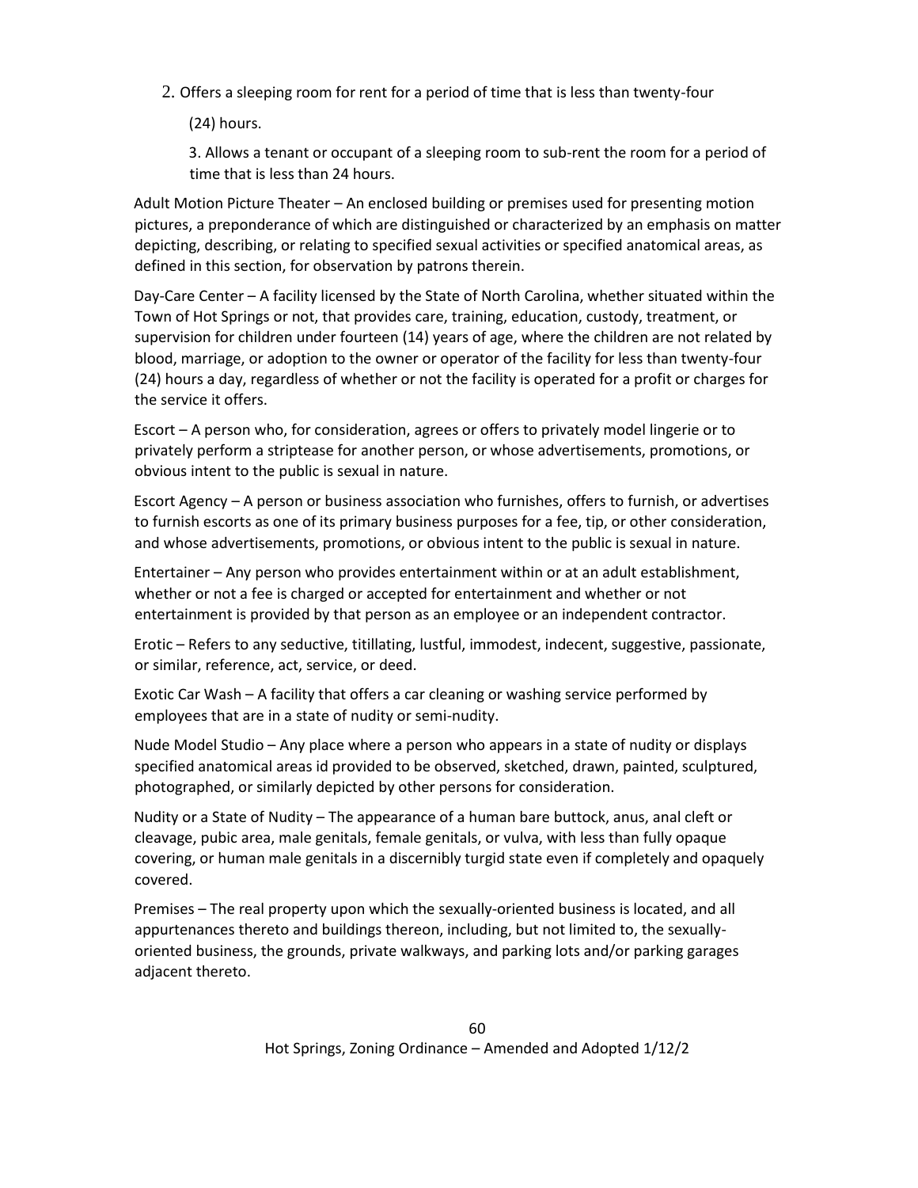2. Offers a sleeping room for rent for a period of time that is less than twenty-four (24) hours.

3. Allows a tenant or occupant of a sleeping room to sub-rent the room for a period of time that is less than 24 hours.

Adult Motion Picture Theater – An enclosed building or premises used for presenting motion pictures, a preponderance of which are distinguished or characterized by an emphasis on matter depicting, describing, or relating to specified sexual activities or specified anatomical areas, as defined in this section, for observation by patrons therein.

Day-Care Center – A facility licensed by the State of North Carolina, whether situated within the Town of Hot Springs or not, that provides care, training, education, custody, treatment, or supervision for children under fourteen (14) years of age, where the children are not related by blood, marriage, or adoption to the owner or operator of the facility for less than twenty-four (24) hours a day, regardless of whether or not the facility is operated for a profit or charges for the service it offers.

Escort – A person who, for consideration, agrees or offers to privately model lingerie or to privately perform a striptease for another person, or whose advertisements, promotions, or obvious intent to the public is sexual in nature.

Escort Agency – A person or business association who furnishes, offers to furnish, or advertises to furnish escorts as one of its primary business purposes for a fee, tip, or other consideration, and whose advertisements, promotions, or obvious intent to the public is sexual in nature.

Entertainer – Any person who provides entertainment within or at an adult establishment, whether or not a fee is charged or accepted for entertainment and whether or not entertainment is provided by that person as an employee or an independent contractor.

Erotic – Refers to any seductive, titillating, lustful, immodest, indecent, suggestive, passionate, or similar, reference, act, service, or deed.

Exotic Car Wash – A facility that offers a car cleaning or washing service performed by employees that are in a state of nudity or semi-nudity.

Nude Model Studio – Any place where a person who appears in a state of nudity or displays specified anatomical areas id provided to be observed, sketched, drawn, painted, sculptured, photographed, or similarly depicted by other persons for consideration.

Nudity or a State of Nudity – The appearance of a human bare buttock, anus, anal cleft or cleavage, pubic area, male genitals, female genitals, or vulva, with less than fully opaque covering, or human male genitals in a discernibly turgid state even if completely and opaquely covered.

Premises – The real property upon which the sexually-oriented business is located, and all appurtenances thereto and buildings thereon, including, but not limited to, the sexually-oriented business, the grounds, private walkways, and parking lots and/or parking garages adjacent thereto.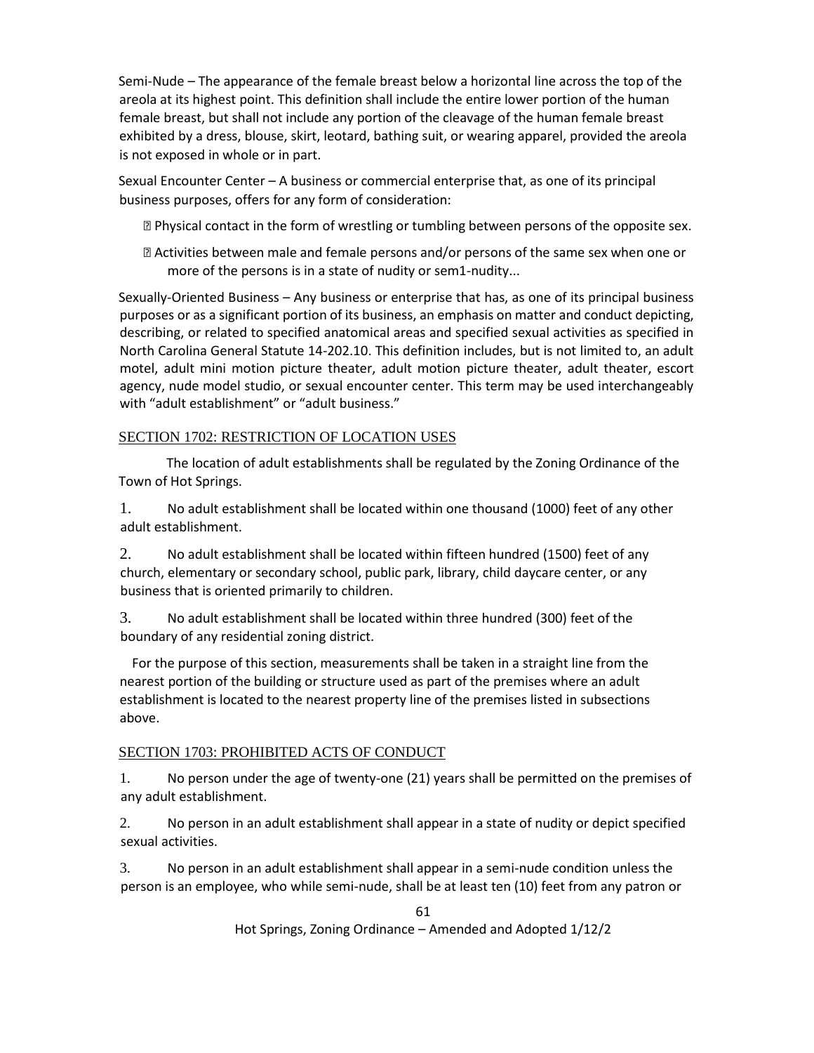Semi-Nude – The appearance of the female breast below a horizontal line across the top of the areola at its highest point. This definition shall include the entire lower portion of the human female breast, but shall not include any portion of the cleavage of the human female breast exhibited by a dress, blouse, skirt, leotard, bathing suit, or wearing apparel, provided the areola is not exposed in whole or in part.

Sexual Encounter Center – A business or commercial enterprise that, as one of its principal business purposes, offers for any form of consideration:

- Physical contact in the form of wrestling or tumbling between persons of the opposite sex.
- Activities between male and female persons and/or persons of the same sex when one or more of the persons is in a state of nudity or sem1-nudity...

Sexually-Oriented Business – Any business or enterprise that has, as one of its principal business purposes or as a significant portion of its business, an emphasis on matter and conduct depicting, describing, or related to specified anatomical areas and specified sexual activities as specified in North Carolina General Statute 14-202.10. This definition includes, but is not limited to, an adult motel, adult mini motion picture theater, adult motion picture theater, adult theater, escort agency, nude model studio, or sexual encounter center. This term may be used interchangeably with "adult establishment" or "adult business."

## SECTION 1702: RESTRICTION OF LOCATION USES

The location of adult establishments shall be regulated by the Zoning Ordinance of the Town of Hot Springs.

1. No adult establishment shall be located within one thousand (1000) feet of any other adult establishment.
2. No adult establishment shall be located within fifteen hundred (1500) feet of any church, elementary or secondary school, public park, library, child daycare center, or any business that is oriented primarily to children.
3. No adult establishment shall be located within three hundred (300) feet of the boundary of any residential zoning district.

For the purpose of this section, measurements shall be taken in a straight line from the nearest portion of the building or structure used as part of the premises where an adult establishment is located to the nearest property line of the premises listed in subsections above.

## SECTION 1703: PROHIBITED ACTS OF CONDUCT

1. No person under the age of twenty-one (21) years shall be permitted on the premises of any adult establishment.
2. No person in an adult establishment shall appear in a state of nudity or depict specified sexual activities.
3. No person in an adult establishment shall appear in a semi-nude condition unless the person is an employee, who while semi-nude, shall be at least ten (10) feet from any patron or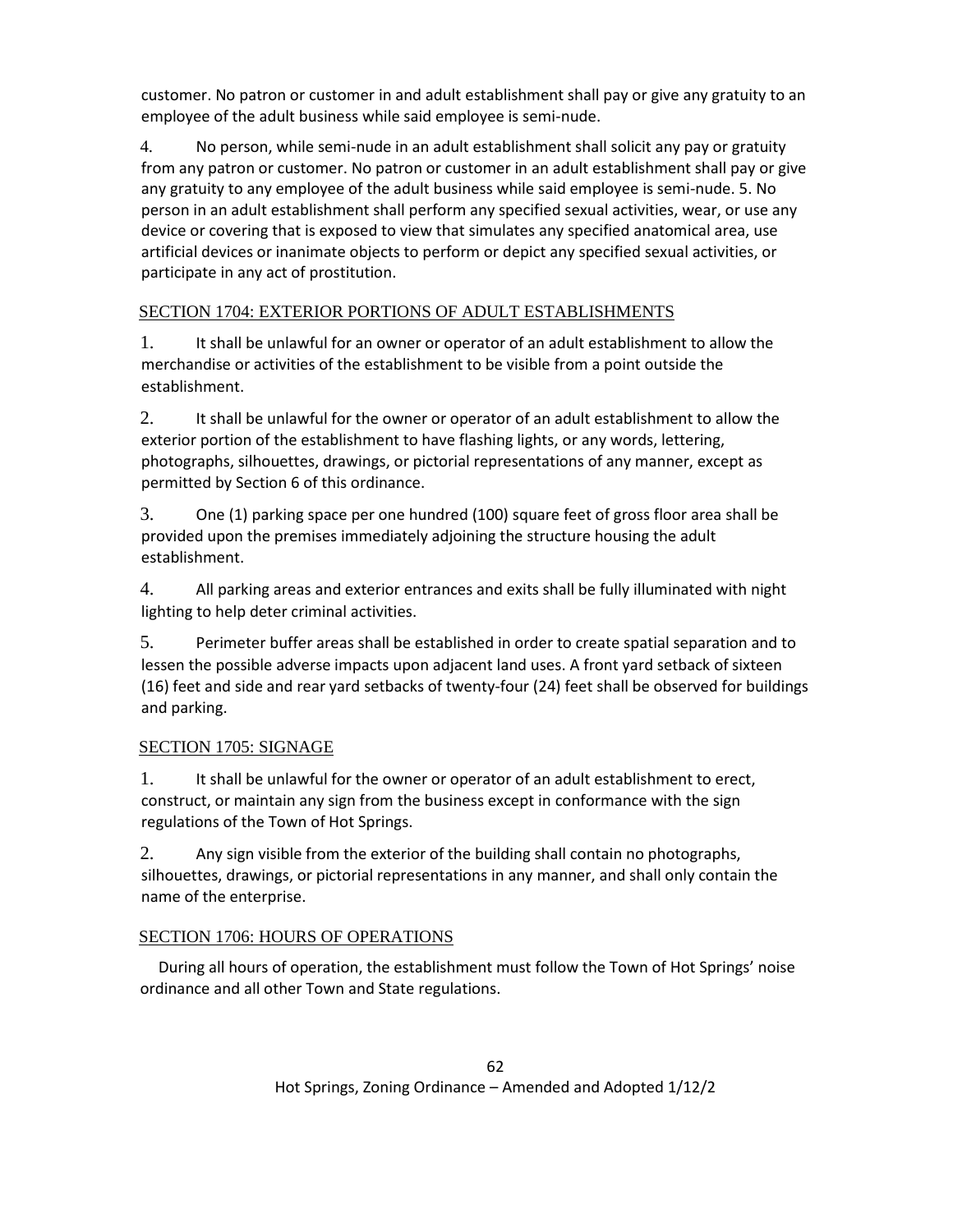customer. No patron or customer in and adult establishment shall pay or give any gratuity to an employee of the adult business while said employee is semi-nude.

4. No person, while semi-nude in an adult establishment shall solicit any pay or gratuity from any patron or customer. No patron or customer in an adult establishment shall pay or give any gratuity to any employee of the adult business while said employee is semi-nude. 5. No person in an adult establishment shall perform any specified sexual activities, wear, or use any device or covering that is exposed to view that simulates any specified anatomical area, use artificial devices or inanimate objects to perform or depict any specified sexual activities, or participate in any act of prostitution.

## SECTION 1704: EXTERIOR PORTIONS OF ADULT ESTABLISHMENTS

1. It shall be unlawful for an owner or operator of an adult establishment to allow the merchandise or activities of the establishment to be visible from a point outside the establishment.

2. It shall be unlawful for the owner or operator of an adult establishment to allow the exterior portion of the establishment to have flashing lights, or any words, lettering, photographs, silhouettes, drawings, or pictorial representations of any manner, except as permitted by Section 6 of this ordinance.

3. One (1) parking space per one hundred (100) square feet of gross floor area shall be provided upon the premises immediately adjoining the structure housing the adult establishment.

4. All parking areas and exterior entrances and exits shall be fully illuminated with night lighting to help deter criminal activities.

5. Perimeter buffer areas shall be established in order to create spatial separation and to lessen the possible adverse impacts upon adjacent land uses. A front yard setback of sixteen (16) feet and side and rear yard setbacks of twenty-four (24) feet shall be observed for buildings and parking.

## SECTION 1705: SIGNAGE

1. It shall be unlawful for the owner or operator of an adult establishment to erect, construct, or maintain any sign from the business except in conformance with the sign regulations of the Town of Hot Springs.

2. Any sign visible from the exterior of the building shall contain no photographs, silhouettes, drawings, or pictorial representations in any manner, and shall only contain the name of the enterprise.

## SECTION 1706: HOURS OF OPERATIONS

During all hours of operation, the establishment must follow the Town of Hot Springs' noise ordinance and all other Town and State regulations.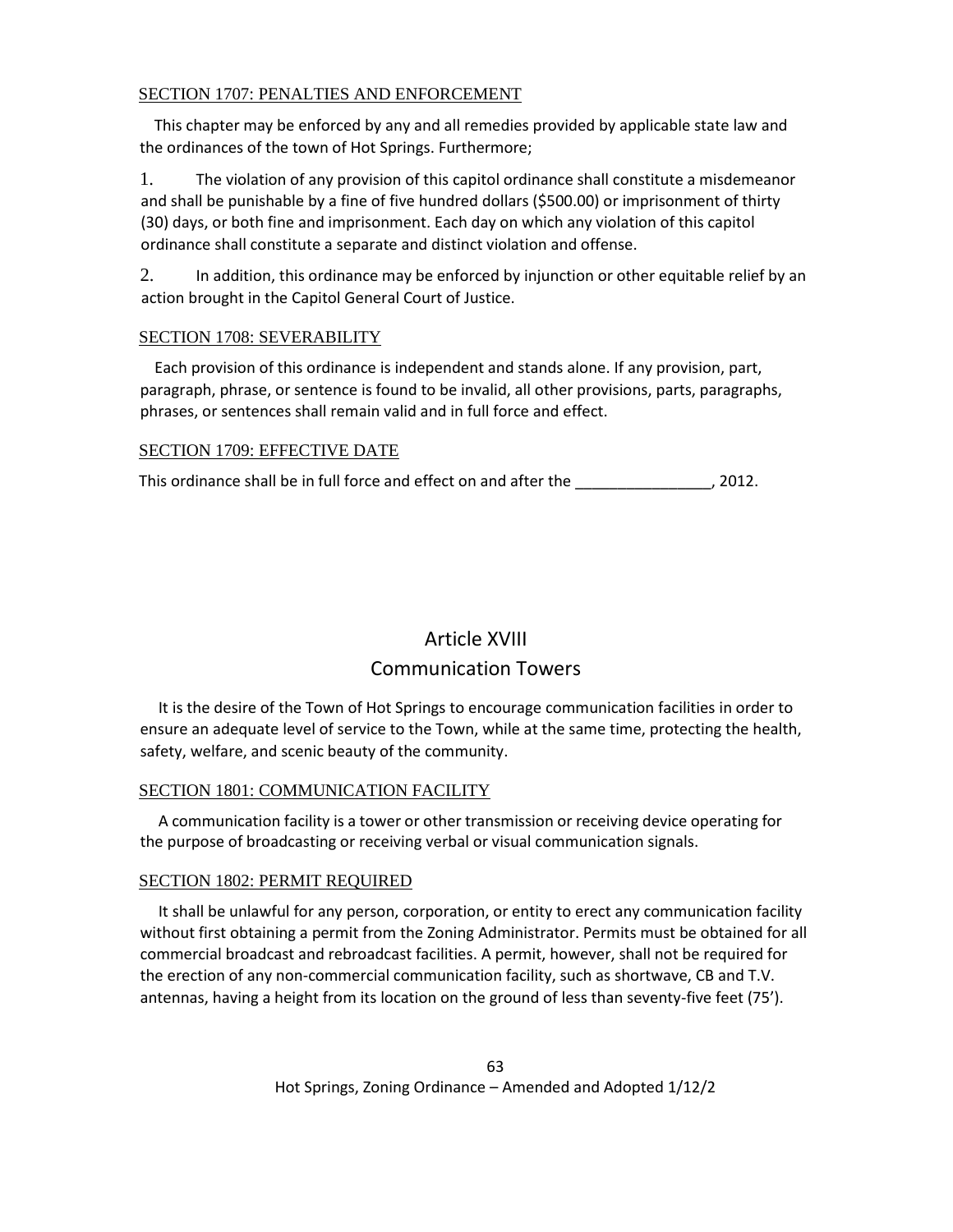SECTION 1707: PENALTIES AND ENFORCEMENT

This chapter may be enforced by any and all remedies provided by applicable state law and the ordinances of the town of Hot Springs. Furthermore;

1. The violation of any provision of this capitol ordinance shall constitute a misdemeanor and shall be punishable by a fine of five hundred dollars ($500.00) or imprisonment of thirty (30) days, or both fine and imprisonment. Each day on which any violation of this capitol ordinance shall constitute a separate and distinct violation and offense.

2. In addition, this ordinance may be enforced by injunction or other equitable relief by an action brought in the Capitol General Court of Justice.

SECTION 1708: SEVERABILITY

Each provision of this ordinance is independent and stands alone. If any provision, part, paragraph, phrase, or sentence is found to be invalid, all other provisions, parts, paragraphs, phrases, or sentences shall remain valid and in full force and effect.

SECTION 1709: EFFECTIVE DATE

This ordinance shall be in full force and effect on and after the ________________, 2012.

# Article XVIII

## Communication Towers

It is the desire of the Town of Hot Springs to encourage communication facilities in order to ensure an adequate level of service to the Town, while at the same time, protecting the health, safety, welfare, and scenic beauty of the community.

SECTION 1801: COMMUNICATION FACILITY

A communication facility is a tower or other transmission or receiving device operating for the purpose of broadcasting or receiving verbal or visual communication signals.

SECTION 1802: PERMIT REQUIRED

It shall be unlawful for any person, corporation, or entity to erect any communication facility without first obtaining a permit from the Zoning Administrator. Permits must be obtained for all commercial broadcast and rebroadcast facilities. A permit, however, shall not be required for the erection of any non-commercial communication facility, such as shortwave, CB and T.V. antennas, having a height from its location on the ground of less than seventy-five feet (75').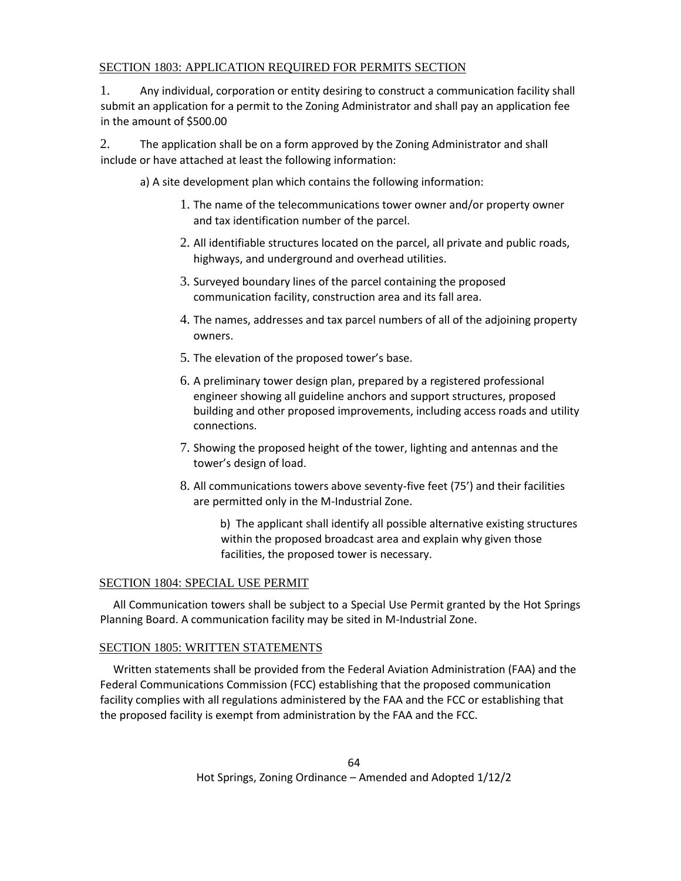## SECTION 1803: APPLICATION REQUIRED FOR PERMITS SECTION

1. Any individual, corporation or entity desiring to construct a communication facility shall submit an application for a permit to the Zoning Administrator and shall pay an application fee in the amount of $500.00

2. The application shall be on a form approved by the Zoning Administrator and shall include or have attached at least the following information:

   a) A site development plan which contains the following information:

      1. The name of the telecommunications tower owner and/or property owner and tax identification number of the parcel.
      2. All identifiable structures located on the parcel, all private and public roads, highways, and underground and overhead utilities.
      3. Surveyed boundary lines of the parcel containing the proposed communication facility, construction area and its fall area.
      4. The names, addresses and tax parcel numbers of all of the adjoining property owners.
      5. The elevation of the proposed tower's base.
      6. A preliminary tower design plan, prepared by a registered professional engineer showing all guideline anchors and support structures, proposed building and other proposed improvements, including access roads and utility connections.
      7. Showing the proposed height of the tower, lighting and antennas and the tower's design of load.
      8. All communications towers above seventy-five feet (75') and their facilities are permitted only in the M-Industrial Zone.

   b) The applicant shall identify all possible alternative existing structures within the proposed broadcast area and explain why given those facilities, the proposed tower is necessary.

## SECTION 1804: SPECIAL USE PERMIT

All Communication towers shall be subject to a Special Use Permit granted by the Hot Springs Planning Board. A communication facility may be sited in M-Industrial Zone.

## SECTION 1805: WRITTEN STATEMENTS

Written statements shall be provided from the Federal Aviation Administration (FAA) and the Federal Communications Commission (FCC) establishing that the proposed communication facility complies with all regulations administered by the FAA and the FCC or establishing that the proposed facility is exempt from administration by the FAA and the FCC.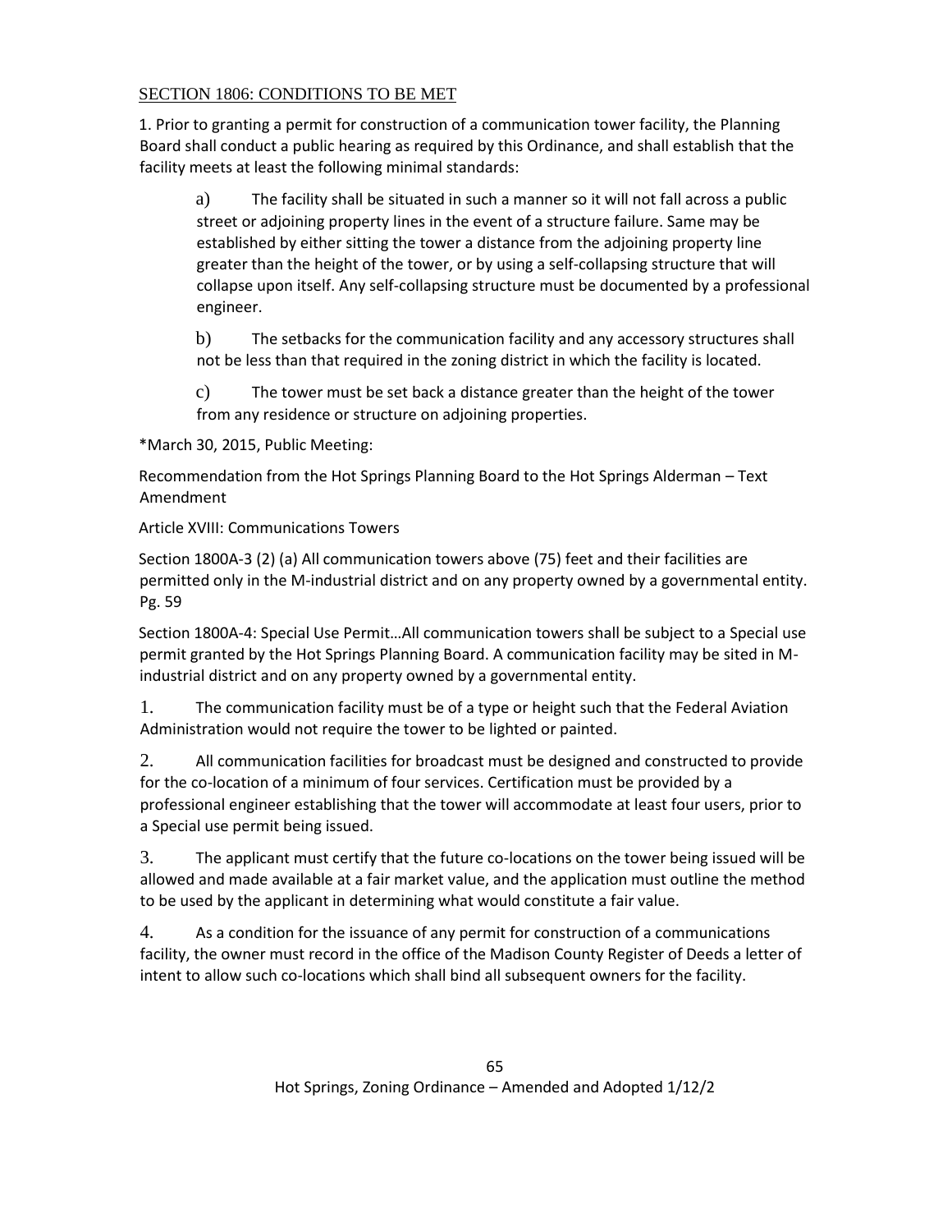## SECTION 1806: CONDITIONS TO BE MET

1. Prior to granting a permit for construction of a communication tower facility, the Planning Board shall conduct a public hearing as required by this Ordinance, and shall establish that the facility meets at least the following minimal standards:

   a) The facility shall be situated in such a manner so it will not fall across a public street or adjoining property lines in the event of a structure failure. Same may be established by either sitting the tower a distance from the adjoining property line greater than the height of the tower, or by using a self-collapsing structure that will collapse upon itself. Any self-collapsing structure must be documented by a professional engineer.

   b) The setbacks for the communication facility and any accessory structures shall not be less than that required in the zoning district in which the facility is located.

   c) The tower must be set back a distance greater than the height of the tower from any residence or structure on adjoining properties.

*March 30, 2015, Public Meeting:

Recommendation from the Hot Springs Planning Board to the Hot Springs Alderman – Text Amendment

Article XVIII: Communications Towers

Section 1800A-3 (2) (a) All communication towers above (75) feet and their facilities are permitted only in the M-industrial district and on any property owned by a governmental entity. Pg. 59

Section 1800A-4: Special Use Permit…All communication towers shall be subject to a Special use permit granted by the Hot Springs Planning Board. A communication facility may be sited in M-industrial district and on any property owned by a governmental entity.

1. The communication facility must be of a type or height such that the Federal Aviation Administration would not require the tower to be lighted or painted.

2. All communication facilities for broadcast must be designed and constructed to provide for the co-location of a minimum of four services. Certification must be provided by a professional engineer establishing that the tower will accommodate at least four users, prior to a Special use permit being issued.

3. The applicant must certify that the future co-locations on the tower being issued will be allowed and made available at a fair market value, and the application must outline the method to be used by the applicant in determining what would constitute a fair value.

4. As a condition for the issuance of any permit for construction of a communications facility, the owner must record in the office of the Madison County Register of Deeds a letter of intent to allow such co-locations which shall bind all subsequent owners for the facility.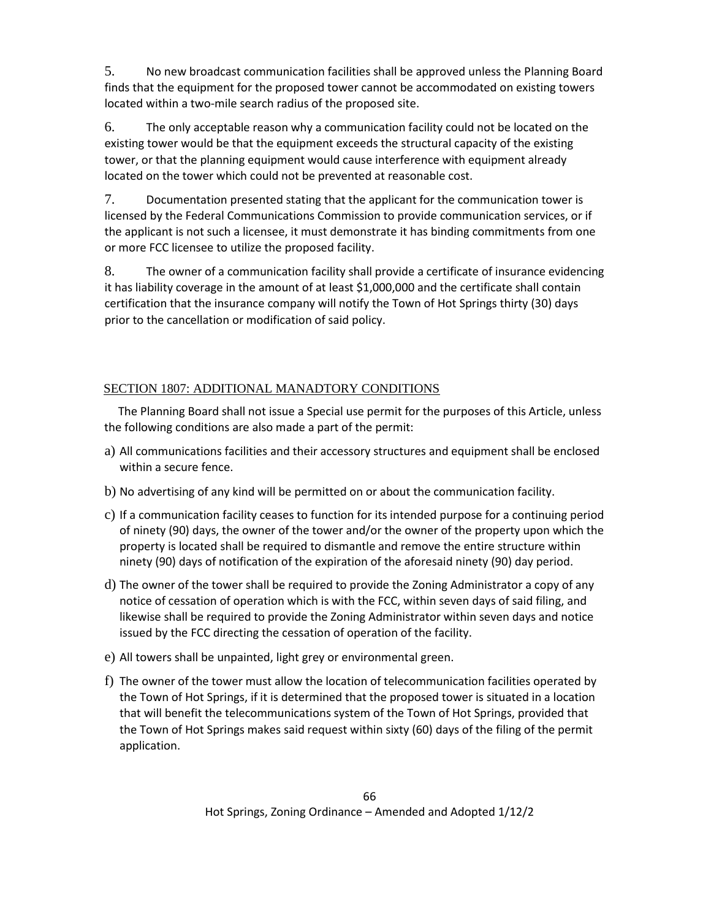5. No new broadcast communication facilities shall be approved unless the Planning Board finds that the equipment for the proposed tower cannot be accommodated on existing towers located within a two-mile search radius of the proposed site.

6. The only acceptable reason why a communication facility could not be located on the existing tower would be that the equipment exceeds the structural capacity of the existing tower, or that the planning equipment would cause interference with equipment already located on the tower which could not be prevented at reasonable cost.

7. Documentation presented stating that the applicant for the communication tower is licensed by the Federal Communications Commission to provide communication services, or if the applicant is not such a licensee, it must demonstrate it has binding commitments from one or more FCC licensee to utilize the proposed facility.

8. The owner of a communication facility shall provide a certificate of insurance evidencing it has liability coverage in the amount of at least $1,000,000 and the certificate shall contain certification that the insurance company will notify the Town of Hot Springs thirty (30) days prior to the cancellation or modification of said policy.

## SECTION 1807: ADDITIONAL MANADTORY CONDITIONS

The Planning Board shall not issue a Special use permit for the purposes of this Article, unless the following conditions are also made a part of the permit:

a) All communications facilities and their accessory structures and equipment shall be enclosed within a secure fence.

b) No advertising of any kind will be permitted on or about the communication facility.

c) If a communication facility ceases to function for its intended purpose for a continuing period of ninety (90) days, the owner of the tower and/or the owner of the property upon which the property is located shall be required to dismantle and remove the entire structure within ninety (90) days of notification of the expiration of the aforesaid ninety (90) day period.

d) The owner of the tower shall be required to provide the Zoning Administrator a copy of any notice of cessation of operation which is with the FCC, within seven days of said filing, and likewise shall be required to provide the Zoning Administrator within seven days and notice issued by the FCC directing the cessation of operation of the facility.

e) All towers shall be unpainted, light grey or environmental green.

f) The owner of the tower must allow the location of telecommunication facilities operated by the Town of Hot Springs, if it is determined that the proposed tower is situated in a location that will benefit the telecommunications system of the Town of Hot Springs, provided that the Town of Hot Springs makes said request within sixty (60) days of the filing of the permit application.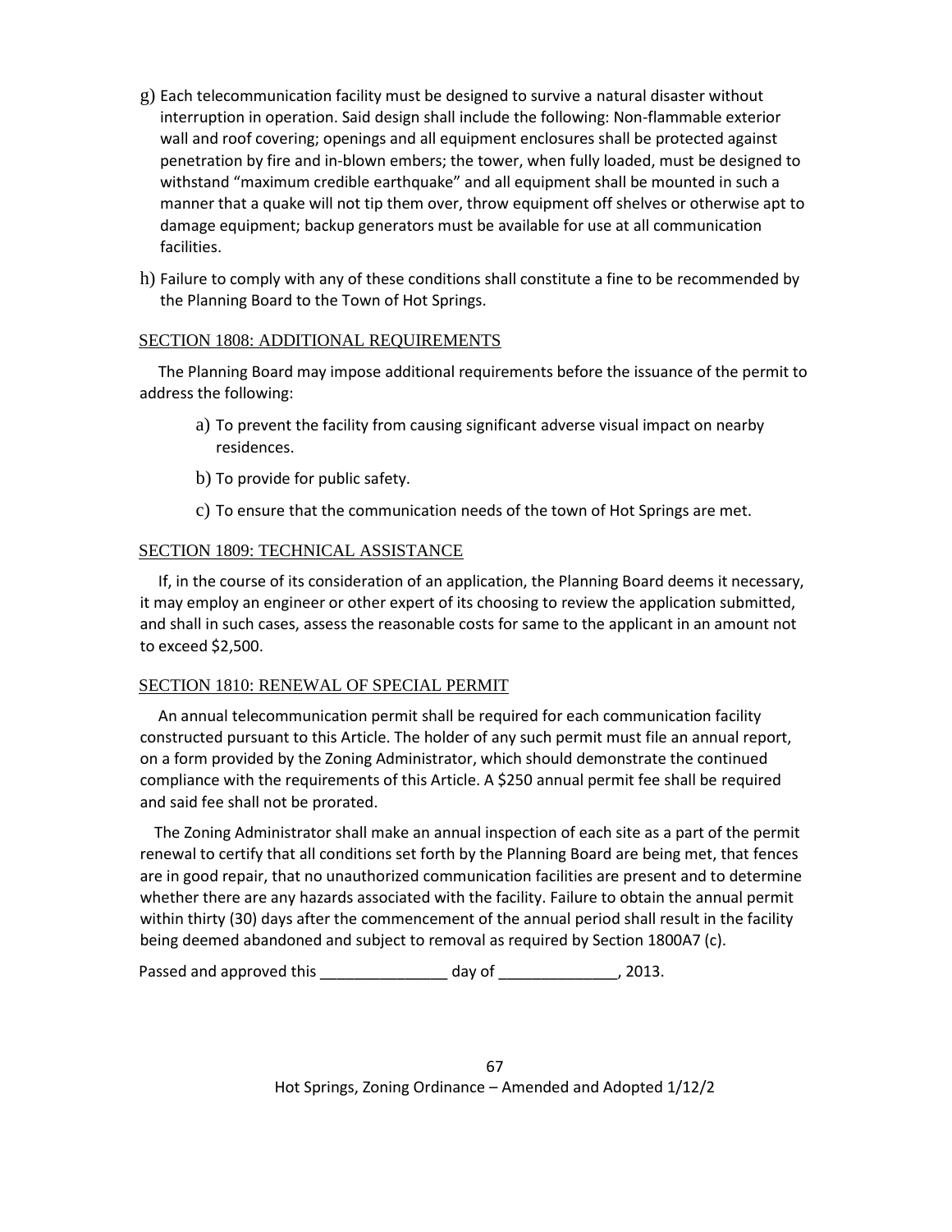g) Each telecommunication facility must be designed to survive a natural disaster without interruption in operation. Said design shall include the following: Non-flammable exterior wall and roof covering; openings and all equipment enclosures shall be protected against penetration by fire and in-blown embers; the tower, when fully loaded, must be designed to withstand "maximum credible earthquake" and all equipment shall be mounted in such a manner that a quake will not tip them over, throw equipment off shelves or otherwise apt to damage equipment; backup generators must be available for use at all communication facilities.

h) Failure to comply with any of these conditions shall constitute a fine to be recommended by the Planning Board to the Town of Hot Springs.

## SECTION 1808: ADDITIONAL REQUIREMENTS

The Planning Board may impose additional requirements before the issuance of the permit to address the following:

a) To prevent the facility from causing significant adverse visual impact on nearby residences.

b) To provide for public safety.

c) To ensure that the communication needs of the town of Hot Springs are met.

## SECTION 1809: TECHNICAL ASSISTANCE

If, in the course of its consideration of an application, the Planning Board deems it necessary, it may employ an engineer or other expert of its choosing to review the application submitted, and shall in such cases, assess the reasonable costs for same to the applicant in an amount not to exceed $2,500.

## SECTION 1810: RENEWAL OF SPECIAL PERMIT

An annual telecommunication permit shall be required for each communication facility constructed pursuant to this Article. The holder of any such permit must file an annual report, on a form provided by the Zoning Administrator, which should demonstrate the continued compliance with the requirements of this Article. A $250 annual permit fee shall be required and said fee shall not be prorated.

The Zoning Administrator shall make an annual inspection of each site as a part of the permit renewal to certify that all conditions set forth by the Planning Board are being met, that fences are in good repair, that no unauthorized communication facilities are present and to determine whether there are any hazards associated with the facility. Failure to obtain the annual permit within thirty (30) days after the commencement of the annual period shall result in the facility being deemed abandoned and subject to removal as required by Section 1800A7 (c).

Passed and approved this _______________ day of ______________, 2013.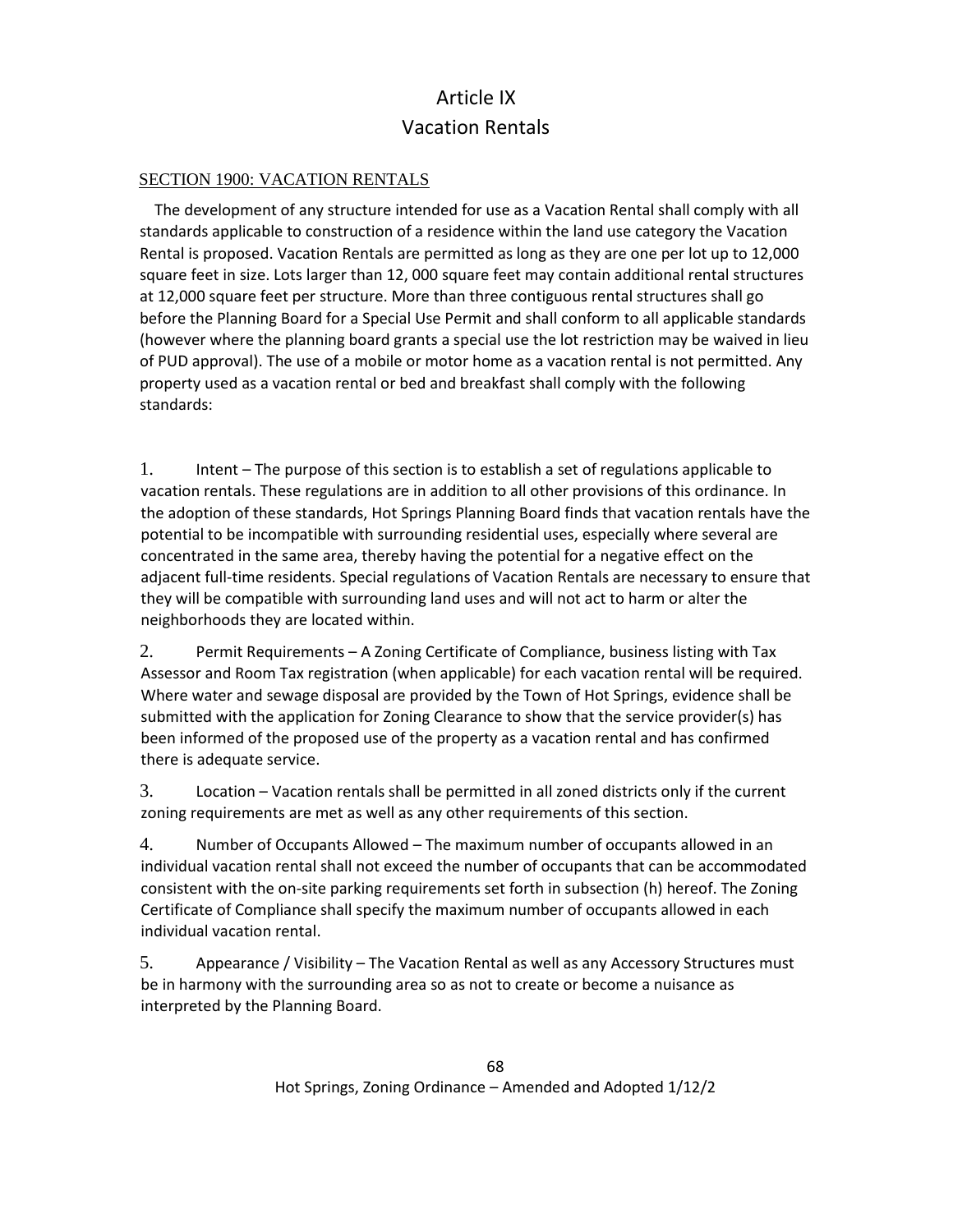# Article IX
# Vacation Rentals

## SECTION 1900: VACATION RENTALS

The development of any structure intended for use as a Vacation Rental shall comply with all standards applicable to construction of a residence within the land use category the Vacation Rental is proposed. Vacation Rentals are permitted as long as they are one per lot up to 12,000 square feet in size. Lots larger than 12, 000 square feet may contain additional rental structures at 12,000 square feet per structure. More than three contiguous rental structures shall go before the Planning Board for a Special Use Permit and shall conform to all applicable standards (however where the planning board grants a special use the lot restriction may be waived in lieu of PUD approval). The use of a mobile or motor home as a vacation rental is not permitted. Any property used as a vacation rental or bed and breakfast shall comply with the following standards:

1. Intent – The purpose of this section is to establish a set of regulations applicable to vacation rentals. These regulations are in addition to all other provisions of this ordinance. In the adoption of these standards, Hot Springs Planning Board finds that vacation rentals have the potential to be incompatible with surrounding residential uses, especially where several are concentrated in the same area, thereby having the potential for a negative effect on the adjacent full-time residents. Special regulations of Vacation Rentals are necessary to ensure that they will be compatible with surrounding land uses and will not act to harm or alter the neighborhoods they are located within.

2. Permit Requirements – A Zoning Certificate of Compliance, business listing with Tax Assessor and Room Tax registration (when applicable) for each vacation rental will be required. Where water and sewage disposal are provided by the Town of Hot Springs, evidence shall be submitted with the application for Zoning Clearance to show that the service provider(s) has been informed of the proposed use of the property as a vacation rental and has confirmed there is adequate service.

3. Location – Vacation rentals shall be permitted in all zoned districts only if the current zoning requirements are met as well as any other requirements of this section.

4. Number of Occupants Allowed – The maximum number of occupants allowed in an individual vacation rental shall not exceed the number of occupants that can be accommodated consistent with the on-site parking requirements set forth in subsection (h) hereof. The Zoning Certificate of Compliance shall specify the maximum number of occupants allowed in each individual vacation rental.

5. Appearance / Visibility – The Vacation Rental as well as any Accessory Structures must be in harmony with the surrounding area so as not to create or become a nuisance as interpreted by the Planning Board.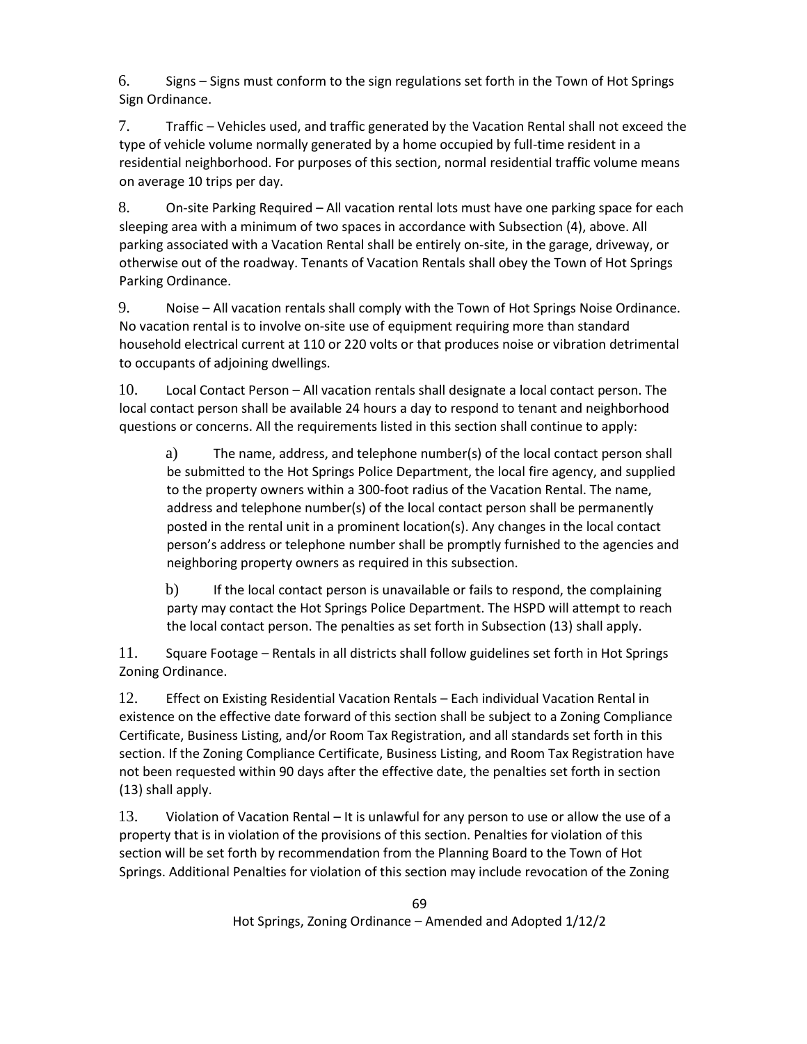6. Signs – Signs must conform to the sign regulations set forth in the Town of Hot Springs Sign Ordinance.

7. Traffic – Vehicles used, and traffic generated by the Vacation Rental shall not exceed the type of vehicle volume normally generated by a home occupied by full-time resident in a residential neighborhood. For purposes of this section, normal residential traffic volume means on average 10 trips per day.

8. On-site Parking Required – All vacation rental lots must have one parking space for each sleeping area with a minimum of two spaces in accordance with Subsection (4), above. All parking associated with a Vacation Rental shall be entirely on-site, in the garage, driveway, or otherwise out of the roadway. Tenants of Vacation Rentals shall obey the Town of Hot Springs Parking Ordinance.

9. Noise – All vacation rentals shall comply with the Town of Hot Springs Noise Ordinance. No vacation rental is to involve on-site use of equipment requiring more than standard household electrical current at 110 or 220 volts or that produces noise or vibration detrimental to occupants of adjoining dwellings.

10. Local Contact Person – All vacation rentals shall designate a local contact person. The local contact person shall be available 24 hours a day to respond to tenant and neighborhood questions or concerns. All the requirements listed in this section shall continue to apply:

   a) The name, address, and telephone number(s) of the local contact person shall be submitted to the Hot Springs Police Department, the local fire agency, and supplied to the property owners within a 300-foot radius of the Vacation Rental. The name, address and telephone number(s) of the local contact person shall be permanently posted in the rental unit in a prominent location(s). Any changes in the local contact person's address or telephone number shall be promptly furnished to the agencies and neighboring property owners as required in this subsection.

   b) If the local contact person is unavailable or fails to respond, the complaining party may contact the Hot Springs Police Department. The HSPD will attempt to reach the local contact person. The penalties as set forth in Subsection (13) shall apply.

11. Square Footage – Rentals in all districts shall follow guidelines set forth in Hot Springs Zoning Ordinance.

12. Effect on Existing Residential Vacation Rentals – Each individual Vacation Rental in existence on the effective date forward of this section shall be subject to a Zoning Compliance Certificate, Business Listing, and/or Room Tax Registration, and all standards set forth in this section. If the Zoning Compliance Certificate, Business Listing, and Room Tax Registration have not been requested within 90 days after the effective date, the penalties set forth in section (13) shall apply.

13. Violation of Vacation Rental – It is unlawful for any person to use or allow the use of a property that is in violation of the provisions of this section. Penalties for violation of this section will be set forth by recommendation from the Planning Board to the Town of Hot Springs. Additional Penalties for violation of this section may include revocation of the Zoning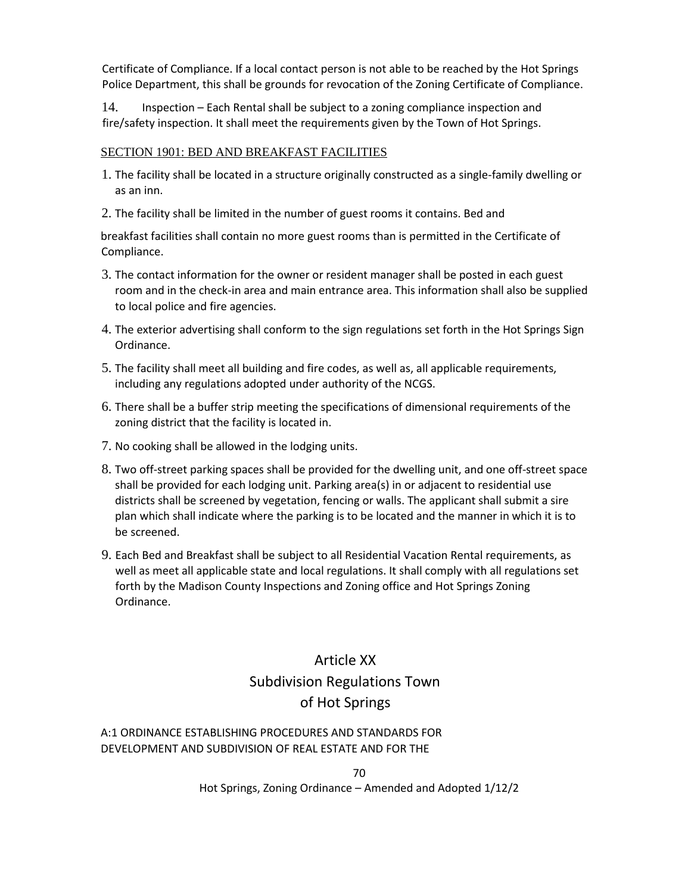Certificate of Compliance. If a local contact person is not able to be reached by the Hot Springs Police Department, this shall be grounds for revocation of the Zoning Certificate of Compliance.

14. Inspection – Each Rental shall be subject to a zoning compliance inspection and fire/safety inspection. It shall meet the requirements given by the Town of Hot Springs.

## SECTION 1901: BED AND BREAKFAST FACILITIES

1. The facility shall be located in a structure originally constructed as a single-family dwelling or as an inn.
2. The facility shall be limited in the number of guest rooms it contains. Bed and

breakfast facilities shall contain no more guest rooms than is permitted in the Certificate of Compliance.

3. The contact information for the owner or resident manager shall be posted in each guest room and in the check-in area and main entrance area. This information shall also be supplied to local police and fire agencies.
4. The exterior advertising shall conform to the sign regulations set forth in the Hot Springs Sign Ordinance.
5. The facility shall meet all building and fire codes, as well as, all applicable requirements, including any regulations adopted under authority of the NCGS.
6. There shall be a buffer strip meeting the specifications of dimensional requirements of the zoning district that the facility is located in.
7. No cooking shall be allowed in the lodging units.
8. Two off-street parking spaces shall be provided for the dwelling unit, and one off-street space shall be provided for each lodging unit. Parking area(s) in or adjacent to residential use districts shall be screened by vegetation, fencing or walls. The applicant shall submit a sire plan which shall indicate where the parking is to be located and the manner in which it is to be screened.
9. Each Bed and Breakfast shall be subject to all Residential Vacation Rental requirements, as well as meet all applicable state and local regulations. It shall comply with all regulations set forth by the Madison County Inspections and Zoning office and Hot Springs Zoning Ordinance.

# Article XX
# Subdivision Regulations Town of Hot Springs

A:1 ORDINANCE ESTABLISHING PROCEDURES AND STANDARDS FOR DEVELOPMENT AND SUBDIVISION OF REAL ESTATE AND FOR THE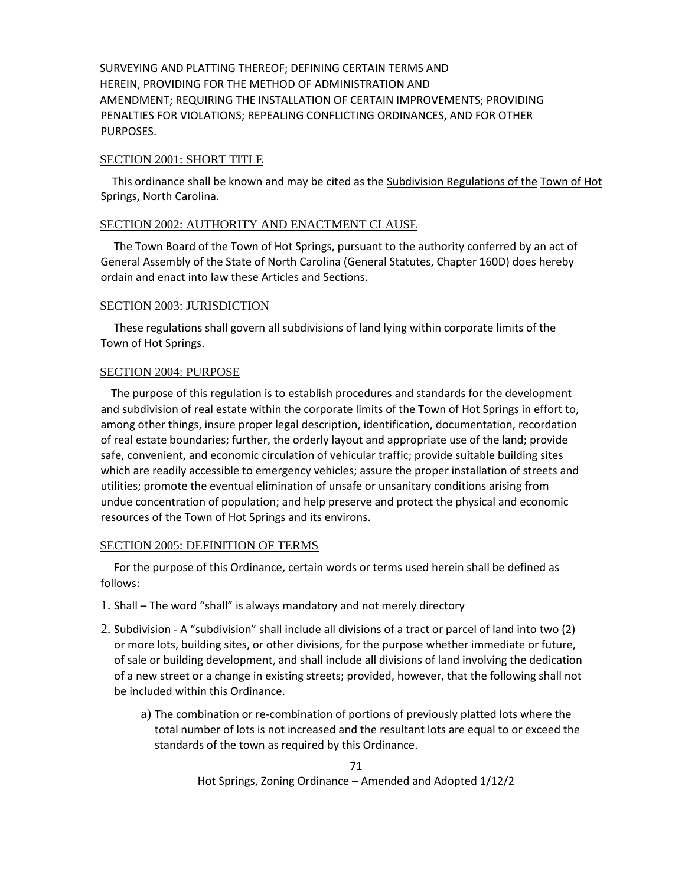SURVEYING AND PLATTING THEREOF; DEFINING CERTAIN TERMS AND HEREIN, PROVIDING FOR THE METHOD OF ADMINISTRATION AND AMENDMENT; REQUIRING THE INSTALLATION OF CERTAIN IMPROVEMENTS; PROVIDING PENALTIES FOR VIOLATIONS; REPEALING CONFLICTING ORDINANCES, AND FOR OTHER PURPOSES.

## SECTION 2001: SHORT TITLE

This ordinance shall be known and may be cited as the Subdivision Regulations of the Town of Hot Springs, North Carolina.

## SECTION 2002: AUTHORITY AND ENACTMENT CLAUSE

The Town Board of the Town of Hot Springs, pursuant to the authority conferred by an act of General Assembly of the State of North Carolina (General Statutes, Chapter 160D) does hereby ordain and enact into law these Articles and Sections.

## SECTION 2003: JURISDICTION

These regulations shall govern all subdivisions of land lying within corporate limits of the Town of Hot Springs.

## SECTION 2004: PURPOSE

The purpose of this regulation is to establish procedures and standards for the development and subdivision of real estate within the corporate limits of the Town of Hot Springs in effort to, among other things, insure proper legal description, identification, documentation, recordation of real estate boundaries; further, the orderly layout and appropriate use of the land; provide safe, convenient, and economic circulation of vehicular traffic; provide suitable building sites which are readily accessible to emergency vehicles; assure the proper installation of streets and utilities; promote the eventual elimination of unsafe or unsanitary conditions arising from undue concentration of population; and help preserve and protect the physical and economic resources of the Town of Hot Springs and its environs.

## SECTION 2005: DEFINITION OF TERMS

For the purpose of this Ordinance, certain words or terms used herein shall be defined as follows:

1. Shall – The word "shall" is always mandatory and not merely directory
2. Subdivision - A "subdivision" shall include all divisions of a tract or parcel of land into two (2) or more lots, building sites, or other divisions, for the purpose whether immediate or future, of sale or building development, and shall include all divisions of land involving the dedication of a new street or a change in existing streets; provided, however, that the following shall not be included within this Ordinance.
   a) The combination or re-combination of portions of previously platted lots where the total number of lots is not increased and the resultant lots are equal to or exceed the standards of the town as required by this Ordinance.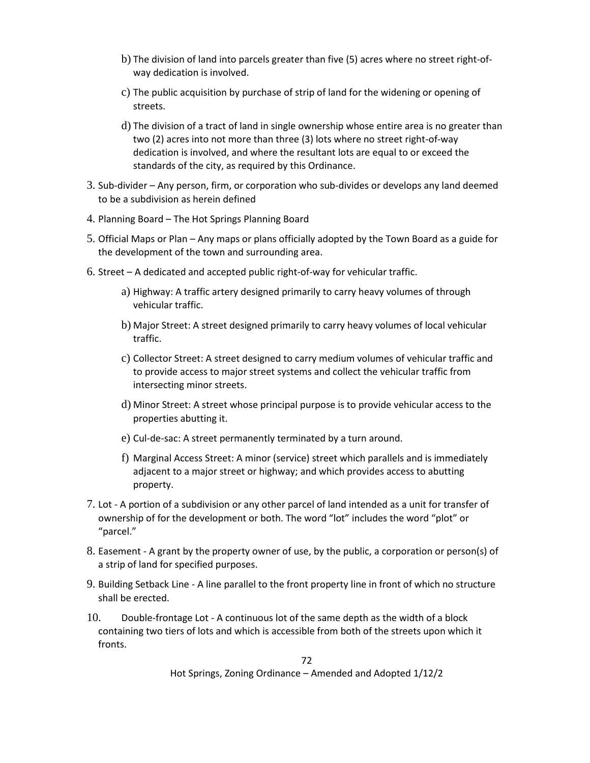b) The division of land into parcels greater than five (5) acres where no street right-of-way dedication is involved.

c) The public acquisition by purchase of strip of land for the widening or opening of streets.

d) The division of a tract of land in single ownership whose entire area is no greater than two (2) acres into not more than three (3) lots where no street right-of-way dedication is involved, and where the resultant lots are equal to or exceed the standards of the city, as required by this Ordinance.

3. Sub-divider – Any person, firm, or corporation who sub-divides or develops any land deemed to be a subdivision as herein defined

4. Planning Board – The Hot Springs Planning Board

5. Official Maps or Plan – Any maps or plans officially adopted by the Town Board as a guide for the development of the town and surrounding area.

6. Street – A dedicated and accepted public right-of-way for vehicular traffic.

   a) Highway: A traffic artery designed primarily to carry heavy volumes of through vehicular traffic.

   b) Major Street: A street designed primarily to carry heavy volumes of local vehicular traffic.

   c) Collector Street: A street designed to carry medium volumes of vehicular traffic and to provide access to major street systems and collect the vehicular traffic from intersecting minor streets.

   d) Minor Street: A street whose principal purpose is to provide vehicular access to the properties abutting it.

   e) Cul-de-sac: A street permanently terminated by a turn around.

   f) Marginal Access Street: A minor (service) street which parallels and is immediately adjacent to a major street or highway; and which provides access to abutting property.

7. Lot - A portion of a subdivision or any other parcel of land intended as a unit for transfer of ownership of for the development or both. The word "lot" includes the word "plot" or "parcel."

8. Easement - A grant by the property owner of use, by the public, a corporation or person(s) of a strip of land for specified purposes.

9. Building Setback Line - A line parallel to the front property line in front of which no structure shall be erected.

10. Double-frontage Lot - A continuous lot of the same depth as the width of a block containing two tiers of lots and which is accessible from both of the streets upon which it fronts.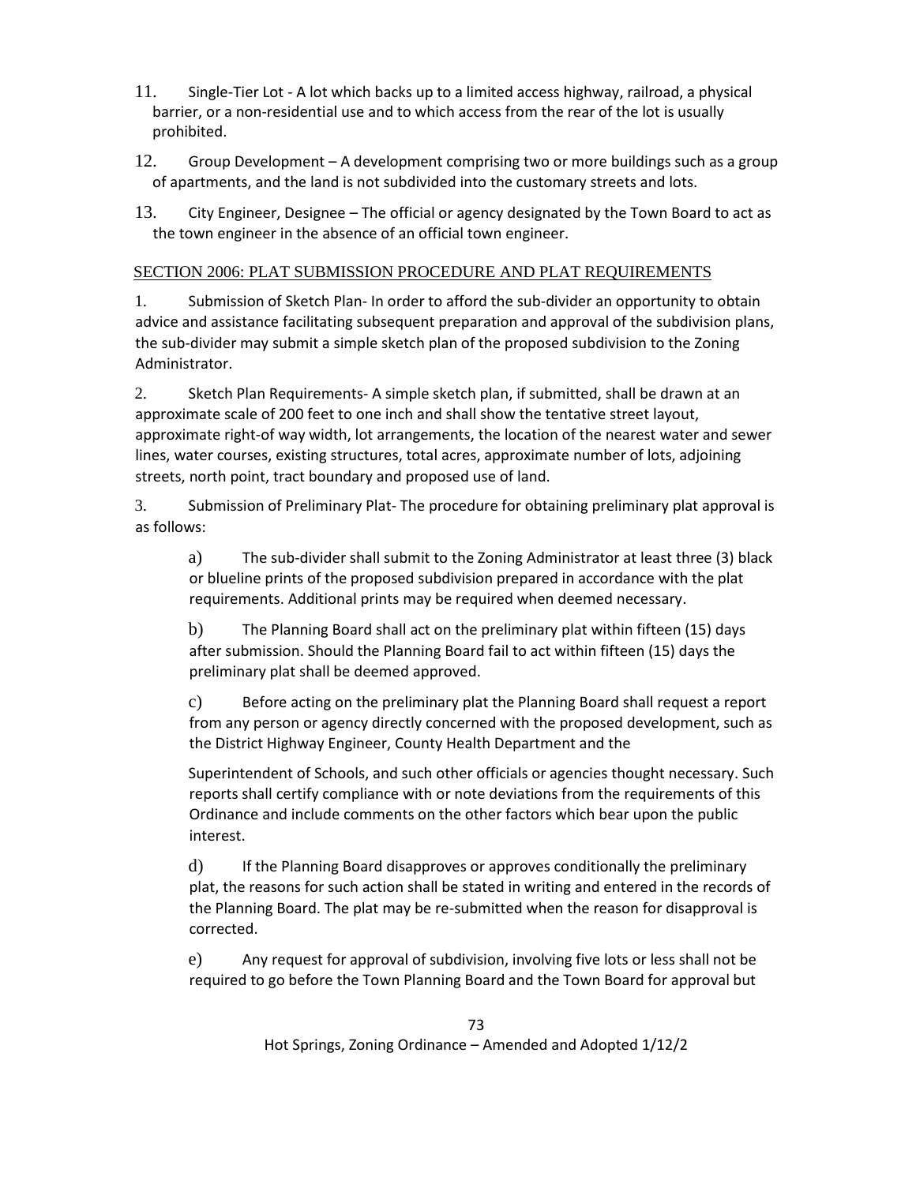11. Single-Tier Lot - A lot which backs up to a limited access highway, railroad, a physical barrier, or a non-residential use and to which access from the rear of the lot is usually prohibited.

12. Group Development – A development comprising two or more buildings such as a group of apartments, and the land is not subdivided into the customary streets and lots.

13. City Engineer, Designee – The official or agency designated by the Town Board to act as the town engineer in the absence of an official town engineer.

## SECTION 2006: PLAT SUBMISSION PROCEDURE AND PLAT REQUIREMENTS

1. Submission of Sketch Plan- In order to afford the sub-divider an opportunity to obtain advice and assistance facilitating subsequent preparation and approval of the subdivision plans, the sub-divider may submit a simple sketch plan of the proposed subdivision to the Zoning Administrator.

2. Sketch Plan Requirements- A simple sketch plan, if submitted, shall be drawn at an approximate scale of 200 feet to one inch and shall show the tentative street layout, approximate right-of way width, lot arrangements, the location of the nearest water and sewer lines, water courses, existing structures, total acres, approximate number of lots, adjoining streets, north point, tract boundary and proposed use of land.

3. Submission of Preliminary Plat- The procedure for obtaining preliminary plat approval is as follows:

   a) The sub-divider shall submit to the Zoning Administrator at least three (3) black or blueline prints of the proposed subdivision prepared in accordance with the plat requirements. Additional prints may be required when deemed necessary.

   b) The Planning Board shall act on the preliminary plat within fifteen (15) days after submission. Should the Planning Board fail to act within fifteen (15) days the preliminary plat shall be deemed approved.

   c) Before acting on the preliminary plat the Planning Board shall request a report from any person or agency directly concerned with the proposed development, such as the District Highway Engineer, County Health Department and the

   Superintendent of Schools, and such other officials or agencies thought necessary. Such reports shall certify compliance with or note deviations from the requirements of this Ordinance and include comments on the other factors which bear upon the public interest.

   d) If the Planning Board disapproves or approves conditionally the preliminary plat, the reasons for such action shall be stated in writing and entered in the records of the Planning Board. The plat may be re-submitted when the reason for disapproval is corrected.

   e) Any request for approval of subdivision, involving five lots or less shall not be required to go before the Town Planning Board and the Town Board for approval but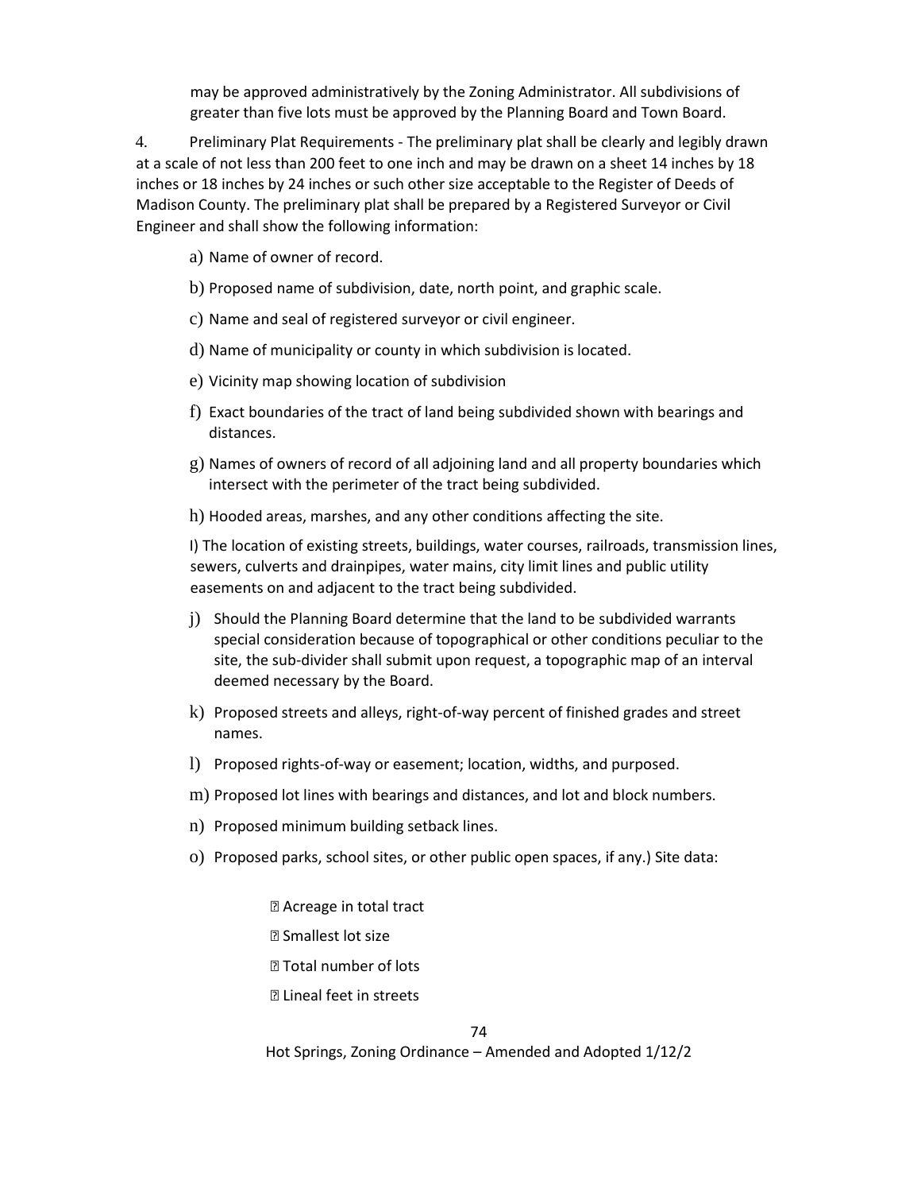may be approved administratively by the Zoning Administrator. All subdivisions of greater than five lots must be approved by the Planning Board and Town Board.

4. Preliminary Plat Requirements - The preliminary plat shall be clearly and legibly drawn at a scale of not less than 200 feet to one inch and may be drawn on a sheet 14 inches by 18 inches or 18 inches by 24 inches or such other size acceptable to the Register of Deeds of Madison County. The preliminary plat shall be prepared by a Registered Surveyor or Civil Engineer and shall show the following information:

a) Name of owner of record.

b) Proposed name of subdivision, date, north point, and graphic scale.

c) Name and seal of registered surveyor or civil engineer.

d) Name of municipality or county in which subdivision is located.

e) Vicinity map showing location of subdivision

f) Exact boundaries of the tract of land being subdivided shown with bearings and distances.

g) Names of owners of record of all adjoining land and all property boundaries which intersect with the perimeter of the tract being subdivided.

h) Hooded areas, marshes, and any other conditions affecting the site.

I) The location of existing streets, buildings, water courses, railroads, transmission lines, sewers, culverts and drainpipes, water mains, city limit lines and public utility easements on and adjacent to the tract being subdivided.

j) Should the Planning Board determine that the land to be subdivided warrants special consideration because of topographical or other conditions peculiar to the site, the sub-divider shall submit upon request, a topographic map of an interval deemed necessary by the Board.

k) Proposed streets and alleys, right-of-way percent of finished grades and street names.

l) Proposed rights-of-way or easement; location, widths, and purposed.

m) Proposed lot lines with bearings and distances, and lot and block numbers.

n) Proposed minimum building setback lines.

o) Proposed parks, school sites, or other public open spaces, if any.) Site data:

- Acreage in total tract
- Smallest lot size
- Total number of lots
- Lineal feet in streets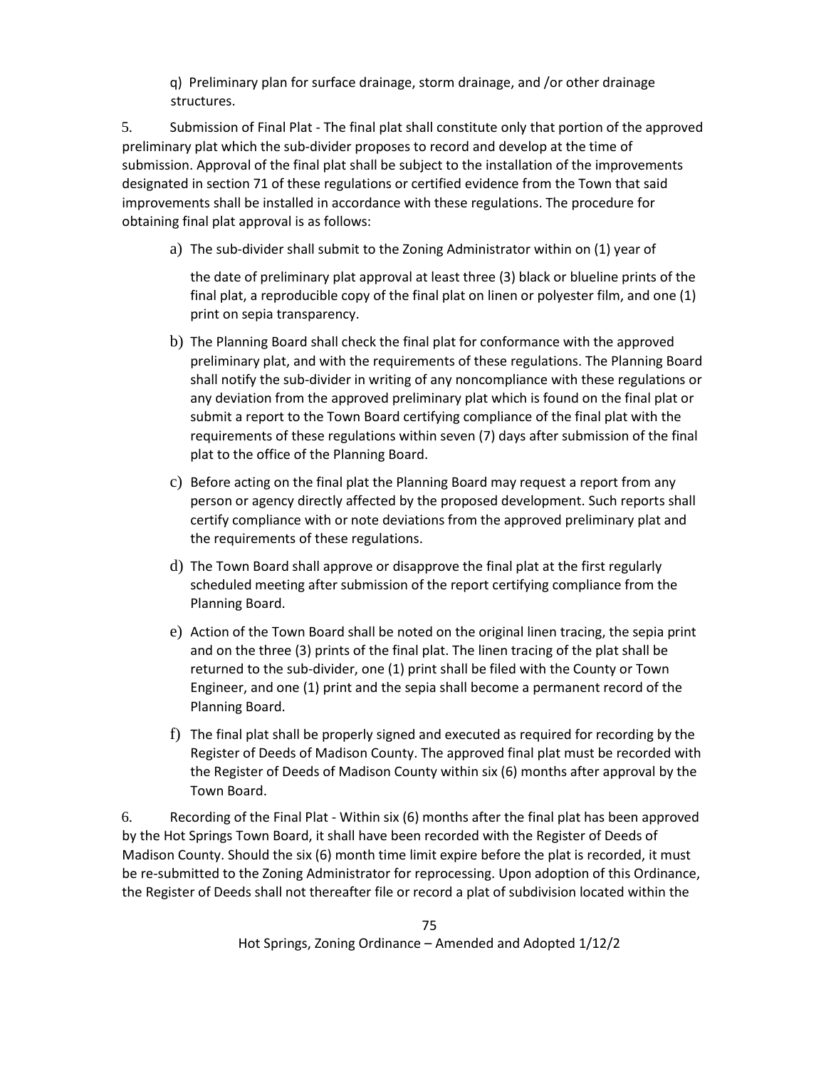q) Preliminary plan for surface drainage, storm drainage, and /or other drainage structures.

5. Submission of Final Plat - The final plat shall constitute only that portion of the approved preliminary plat which the sub-divider proposes to record and develop at the time of submission. Approval of the final plat shall be subject to the installation of the improvements designated in section 71 of these regulations or certified evidence from the Town that said improvements shall be installed in accordance with these regulations. The procedure for obtaining final plat approval is as follows:

a) The sub-divider shall submit to the Zoning Administrator within on (1) year of the date of preliminary plat approval at least three (3) black or blueline prints of the final plat, a reproducible copy of the final plat on linen or polyester film, and one (1) print on sepia transparency.

b) The Planning Board shall check the final plat for conformance with the approved preliminary plat, and with the requirements of these regulations. The Planning Board shall notify the sub-divider in writing of any noncompliance with these regulations or any deviation from the approved preliminary plat which is found on the final plat or submit a report to the Town Board certifying compliance of the final plat with the requirements of these regulations within seven (7) days after submission of the final plat to the office of the Planning Board.

c) Before acting on the final plat the Planning Board may request a report from any person or agency directly affected by the proposed development. Such reports shall certify compliance with or note deviations from the approved preliminary plat and the requirements of these regulations.

d) The Town Board shall approve or disapprove the final plat at the first regularly scheduled meeting after submission of the report certifying compliance from the Planning Board.

e) Action of the Town Board shall be noted on the original linen tracing, the sepia print and on the three (3) prints of the final plat. The linen tracing of the plat shall be returned to the sub-divider, one (1) print shall be filed with the County or Town Engineer, and one (1) print and the sepia shall become a permanent record of the Planning Board.

f) The final plat shall be properly signed and executed as required for recording by the Register of Deeds of Madison County. The approved final plat must be recorded with the Register of Deeds of Madison County within six (6) months after approval by the Town Board.

6. Recording of the Final Plat - Within six (6) months after the final plat has been approved by the Hot Springs Town Board, it shall have been recorded with the Register of Deeds of Madison County. Should the six (6) month time limit expire before the plat is recorded, it must be re-submitted to the Zoning Administrator for reprocessing. Upon adoption of this Ordinance, the Register of Deeds shall not thereafter file or record a plat of subdivision located within the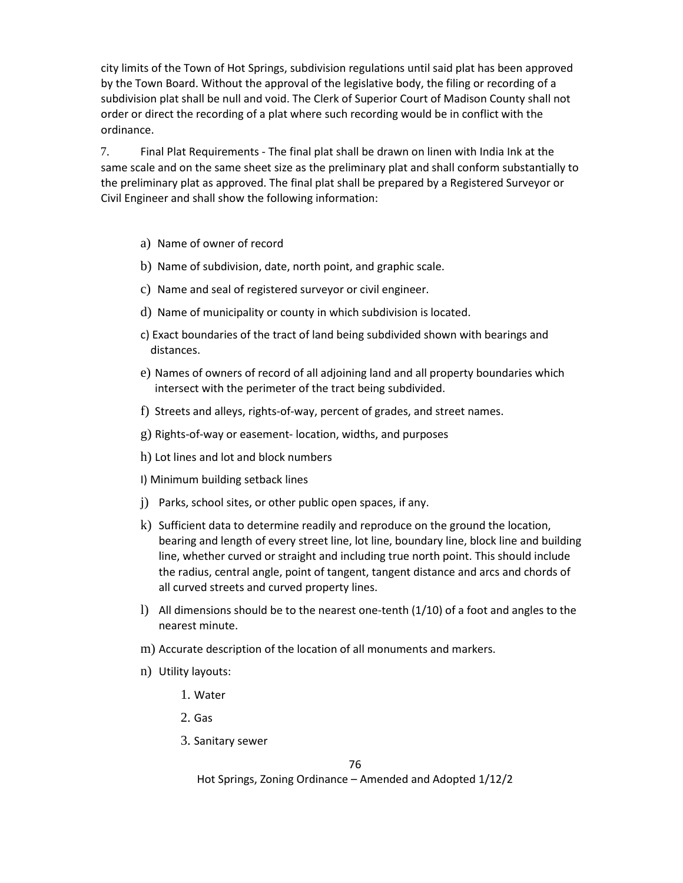city limits of the Town of Hot Springs, subdivision regulations until said plat has been approved by the Town Board. Without the approval of the legislative body, the filing or recording of a subdivision plat shall be null and void. The Clerk of Superior Court of Madison County shall not order or direct the recording of a plat where such recording would be in conflict with the ordinance.

7. Final Plat Requirements - The final plat shall be drawn on linen with India Ink at the same scale and on the same sheet size as the preliminary plat and shall conform substantially to the preliminary plat as approved. The final plat shall be prepared by a Registered Surveyor or Civil Engineer and shall show the following information:

a) Name of owner of record

b) Name of subdivision, date, north point, and graphic scale.

c) Name and seal of registered surveyor or civil engineer.

d) Name of municipality or county in which subdivision is located.

c) Exact boundaries of the tract of land being subdivided shown with bearings and distances.

e) Names of owners of record of all adjoining land and all property boundaries which intersect with the perimeter of the tract being subdivided.

f) Streets and alleys, rights-of-way, percent of grades, and street names.

g) Rights-of-way or easement- location, widths, and purposes

h) Lot lines and lot and block numbers

I) Minimum building setback lines

j) Parks, school sites, or other public open spaces, if any.

k) Sufficient data to determine readily and reproduce on the ground the location, bearing and length of every street line, lot line, boundary line, block line and building line, whether curved or straight and including true north point. This should include the radius, central angle, point of tangent, tangent distance and arcs and chords of all curved streets and curved property lines.

l) All dimensions should be to the nearest one-tenth (1/10) of a foot and angles to the nearest minute.

m) Accurate description of the location of all monuments and markers.

n) Utility layouts:

1. Water
2. Gas
3. Sanitary sewer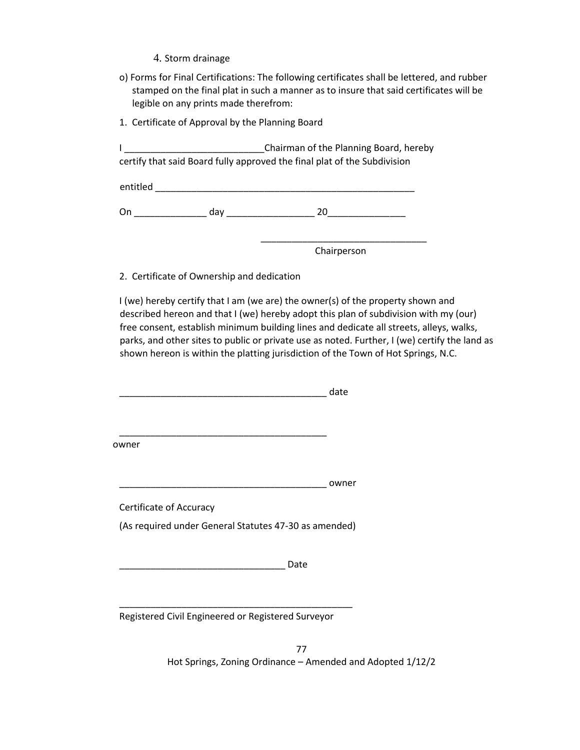4. Storm drainage

o) Forms for Final Certifications: The following certificates shall be lettered, and rubber stamped on the final plat in such a manner as to insure that said certificates will be legible on any prints made therefrom:

1. Certificate of Approval by the Planning Board

I ___________________________Chairman of the Planning Board, hereby certify that said Board fully approved the final plat of the Subdivision

entitled ____________________________________________________

On ______________ day _________________ 20_______________

________________________________
Chairperson

2. Certificate of Ownership and dedication

I (we) hereby certify that I am (we are) the owner(s) of the property shown and described hereon and that I (we) hereby adopt this plan of subdivision with my (our) free consent, establish minimum building lines and dedicate all streets, alleys, walks, parks, and other sites to public or private use as noted. Further, I (we) certify the land as shown hereon is within the platting jurisdiction of the Town of Hot Springs, N.C.

_________________________________________ date

_________________________________________
owner

_________________________________________ owner

Certificate of Accuracy

(As required under General Statutes 47-30 as amended)

________________________________ Date

______________________________________________
Registered Civil Engineered or Registered Surveyor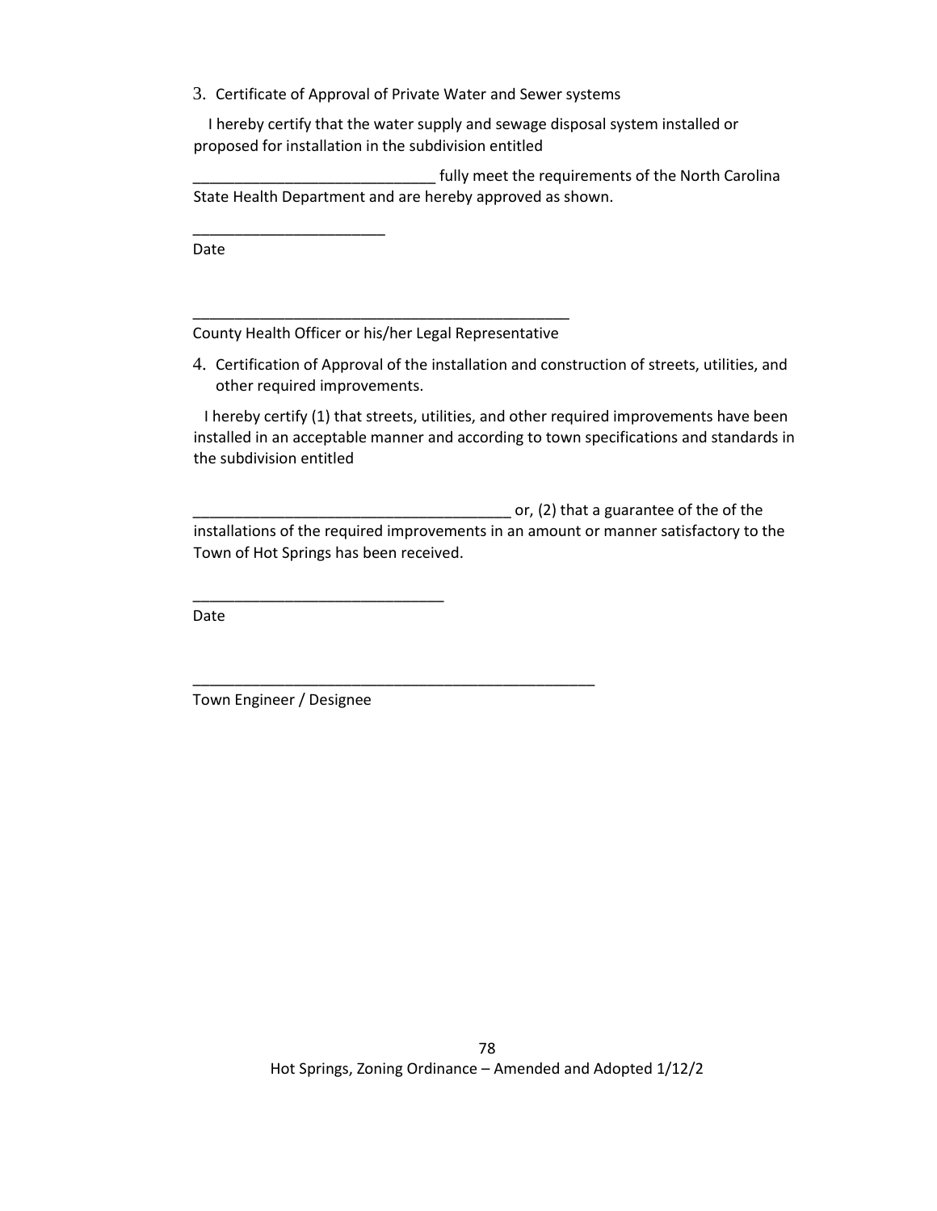3. Certificate of Approval of Private Water and Sewer systems

I hereby certify that the water supply and sewage disposal system installed or proposed for installation in the subdivision entitled

_____________________________ fully meet the requirements of the North Carolina State Health Department and are hereby approved as shown.

_______________________

Date

______________________________________________

County Health Officer or his/her Legal Representative

4. Certification of Approval of the installation and construction of streets, utilities, and other required improvements.

I hereby certify (1) that streets, utilities, and other required improvements have been installed in an acceptable manner and according to town specifications and standards in the subdivision entitled

______________________________________ or, (2) that a guarantee of the of the installations of the required improvements in an amount or manner satisfactory to the Town of Hot Springs has been received.

______________________________

Date

_________________________________________________

Town Engineer / Designee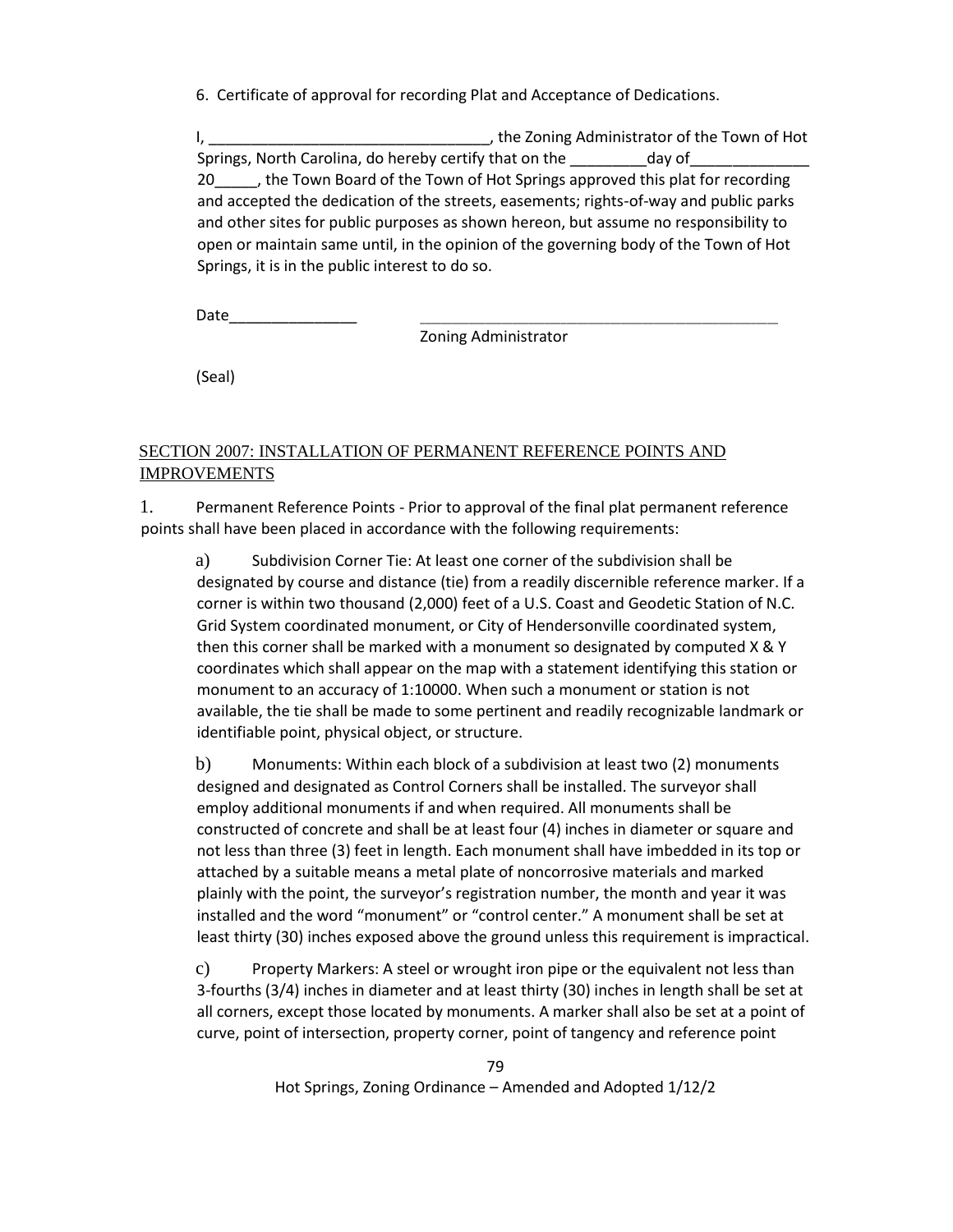6. Certificate of approval for recording Plat and Acceptance of Dedications.

I, _________________________________, the Zoning Administrator of the Town of Hot Springs, North Carolina, do hereby certify that on the _________day of______________ 20_____, the Town Board of the Town of Hot Springs approved this plat for recording and accepted the dedication of the streets, easements; rights-of-way and public parks and other sites for public purposes as shown hereon, but assume no responsibility to open or maintain same until, in the opinion of the governing body of the Town of Hot Springs, it is in the public interest to do so.

Date_______________ _____________________________________________
Zoning Administrator

(Seal)

## SECTION 2007: INSTALLATION OF PERMANENT REFERENCE POINTS AND IMPROVEMENTS

1. Permanent Reference Points - Prior to approval of the final plat permanent reference points shall have been placed in accordance with the following requirements:

a) Subdivision Corner Tie: At least one corner of the subdivision shall be designated by course and distance (tie) from a readily discernible reference marker. If a corner is within two thousand (2,000) feet of a U.S. Coast and Geodetic Station of N.C. Grid System coordinated monument, or City of Hendersonville coordinated system, then this corner shall be marked with a monument so designated by computed X & Y coordinates which shall appear on the map with a statement identifying this station or monument to an accuracy of 1:10000. When such a monument or station is not available, the tie shall be made to some pertinent and readily recognizable landmark or identifiable point, physical object, or structure.

b) Monuments: Within each block of a subdivision at least two (2) monuments designed and designated as Control Corners shall be installed. The surveyor shall employ additional monuments if and when required. All monuments shall be constructed of concrete and shall be at least four (4) inches in diameter or square and not less than three (3) feet in length. Each monument shall have imbedded in its top or attached by a suitable means a metal plate of noncorrosive materials and marked plainly with the point, the surveyor's registration number, the month and year it was installed and the word "monument" or "control center." A monument shall be set at least thirty (30) inches exposed above the ground unless this requirement is impractical.

c) Property Markers: A steel or wrought iron pipe or the equivalent not less than 3-fourths (3/4) inches in diameter and at least thirty (30) inches in length shall be set at all corners, except those located by monuments. A marker shall also be set at a point of curve, point of intersection, property corner, point of tangency and reference point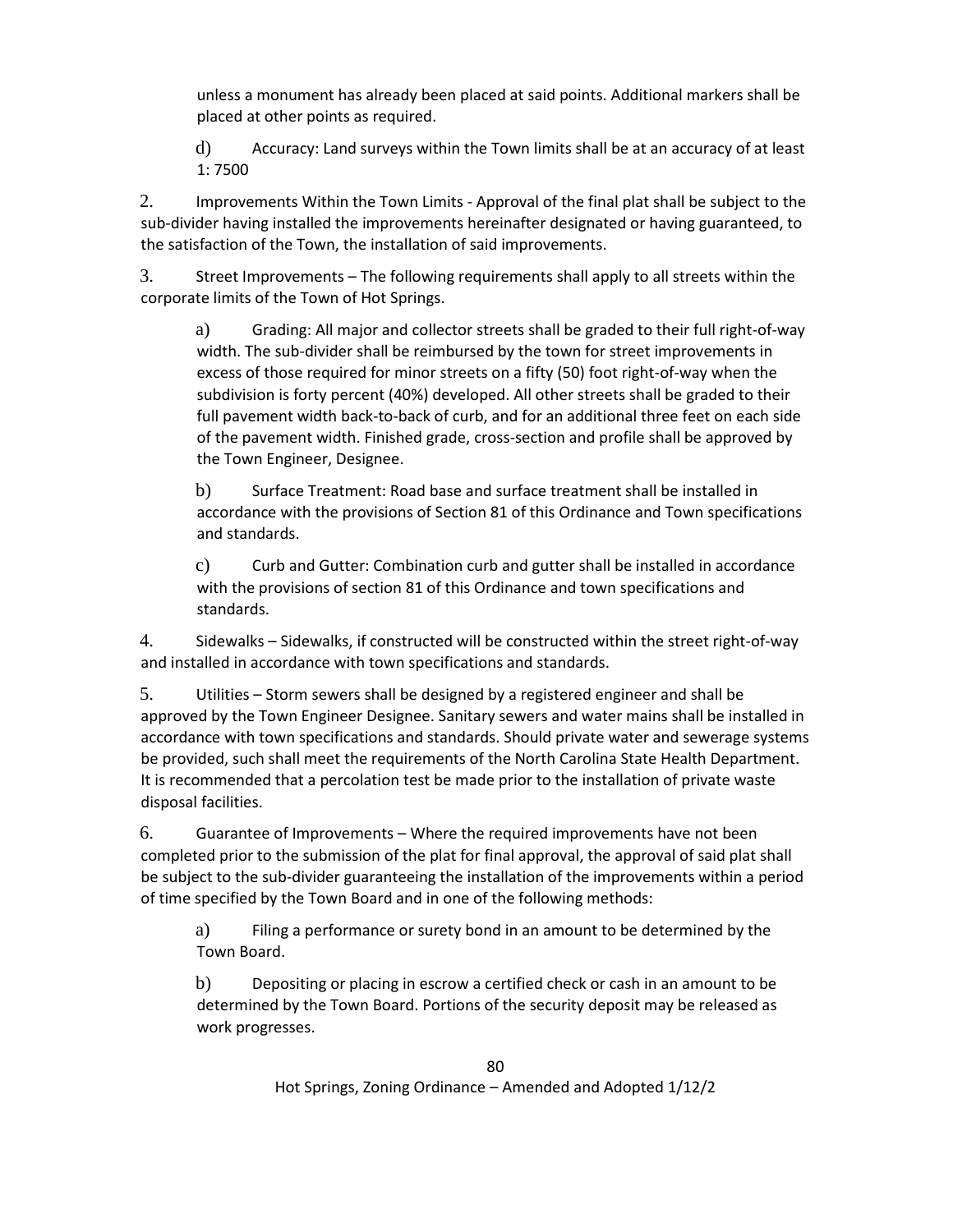unless a monument has already been placed at said points. Additional markers shall be placed at other points as required.

d) Accuracy: Land surveys within the Town limits shall be at an accuracy of at least 1: 7500

2. Improvements Within the Town Limits - Approval of the final plat shall be subject to the sub-divider having installed the improvements hereinafter designated or having guaranteed, to the satisfaction of the Town, the installation of said improvements.

3. Street Improvements – The following requirements shall apply to all streets within the corporate limits of the Town of Hot Springs.

a) Grading: All major and collector streets shall be graded to their full right-of-way width. The sub-divider shall be reimbursed by the town for street improvements in excess of those required for minor streets on a fifty (50) foot right-of-way when the subdivision is forty percent (40%) developed. All other streets shall be graded to their full pavement width back-to-back of curb, and for an additional three feet on each side of the pavement width. Finished grade, cross-section and profile shall be approved by the Town Engineer, Designee.

b) Surface Treatment: Road base and surface treatment shall be installed in accordance with the provisions of Section 81 of this Ordinance and Town specifications and standards.

c) Curb and Gutter: Combination curb and gutter shall be installed in accordance with the provisions of section 81 of this Ordinance and town specifications and standards.

4. Sidewalks – Sidewalks, if constructed will be constructed within the street right-of-way and installed in accordance with town specifications and standards.

5. Utilities – Storm sewers shall be designed by a registered engineer and shall be approved by the Town Engineer Designee. Sanitary sewers and water mains shall be installed in accordance with town specifications and standards. Should private water and sewerage systems be provided, such shall meet the requirements of the North Carolina State Health Department. It is recommended that a percolation test be made prior to the installation of private waste disposal facilities.

6. Guarantee of Improvements – Where the required improvements have not been completed prior to the submission of the plat for final approval, the approval of said plat shall be subject to the sub-divider guaranteeing the installation of the improvements within a period of time specified by the Town Board and in one of the following methods:

a) Filing a performance or surety bond in an amount to be determined by the Town Board.

b) Depositing or placing in escrow a certified check or cash in an amount to be determined by the Town Board. Portions of the security deposit may be released as work progresses.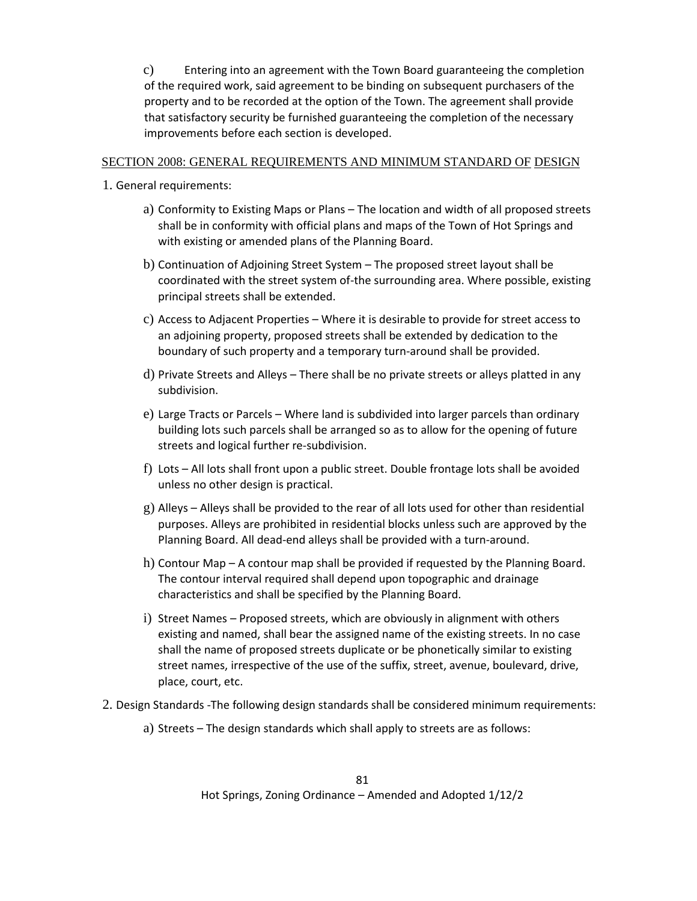c) Entering into an agreement with the Town Board guaranteeing the completion of the required work, said agreement to be binding on subsequent purchasers of the property and to be recorded at the option of the Town. The agreement shall provide that satisfactory security be furnished guaranteeing the completion of the necessary improvements before each section is developed.

## SECTION 2008: GENERAL REQUIREMENTS AND MINIMUM STANDARD OF DESIGN

1. General requirements:

   a) Conformity to Existing Maps or Plans – The location and width of all proposed streets shall be in conformity with official plans and maps of the Town of Hot Springs and with existing or amended plans of the Planning Board.

   b) Continuation of Adjoining Street System – The proposed street layout shall be coordinated with the street system of-the surrounding area. Where possible, existing principal streets shall be extended.

   c) Access to Adjacent Properties – Where it is desirable to provide for street access to an adjoining property, proposed streets shall be extended by dedication to the boundary of such property and a temporary turn-around shall be provided.

   d) Private Streets and Alleys – There shall be no private streets or alleys platted in any subdivision.

   e) Large Tracts or Parcels – Where land is subdivided into larger parcels than ordinary building lots such parcels shall be arranged so as to allow for the opening of future streets and logical further re-subdivision.

   f) Lots – All lots shall front upon a public street. Double frontage lots shall be avoided unless no other design is practical.

   g) Alleys – Alleys shall be provided to the rear of all lots used for other than residential purposes. Alleys are prohibited in residential blocks unless such are approved by the Planning Board. All dead-end alleys shall be provided with a turn-around.

   h) Contour Map – A contour map shall be provided if requested by the Planning Board. The contour interval required shall depend upon topographic and drainage characteristics and shall be specified by the Planning Board.

   i) Street Names – Proposed streets, which are obviously in alignment with others existing and named, shall bear the assigned name of the existing streets. In no case shall the name of proposed streets duplicate or be phonetically similar to existing street names, irrespective of the use of the suffix, street, avenue, boulevard, drive, place, court, etc.

2. Design Standards -The following design standards shall be considered minimum requirements:

   a) Streets – The design standards which shall apply to streets are as follows: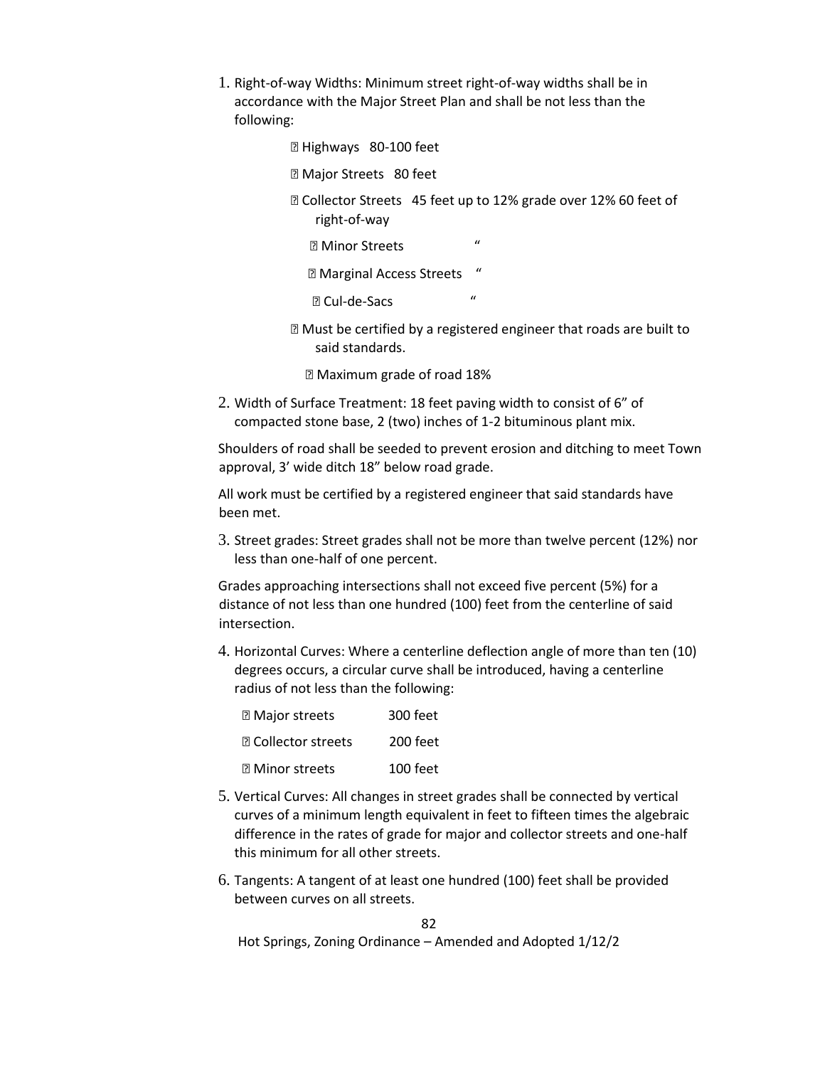1. Right-of-way Widths: Minimum street right-of-way widths shall be in accordance with the Major Street Plan and shall be not less than the following:

   - Highways 80-100 feet
   - Major Streets 80 feet
   - Collector Streets 45 feet up to 12% grade over 12% 60 feet of right-of-way
   - Minor Streets "
   - Marginal Access Streets "
   - Cul-de-Sacs "
   - Must be certified by a registered engineer that roads are built to said standards.
   - Maximum grade of road 18%

2. Width of Surface Treatment: 18 feet paving width to consist of 6" of compacted stone base, 2 (two) inches of 1-2 bituminous plant mix.

   Shoulders of road shall be seeded to prevent erosion and ditching to meet Town approval, 3' wide ditch 18" below road grade.

   All work must be certified by a registered engineer that said standards have been met.

3. Street grades: Street grades shall not be more than twelve percent (12%) nor less than one-half of one percent.

   Grades approaching intersections shall not exceed five percent (5%) for a distance of not less than one hundred (100) feet from the centerline of said intersection.

4. Horizontal Curves: Where a centerline deflection angle of more than ten (10) degrees occurs, a circular curve shall be introduced, having a centerline radius of not less than the following:

   - Major streets 300 feet
   - Collector streets 200 feet
   - Minor streets 100 feet

5. Vertical Curves: All changes in street grades shall be connected by vertical curves of a minimum length equivalent in feet to fifteen times the algebraic difference in the rates of grade for major and collector streets and one-half this minimum for all other streets.

6. Tangents: A tangent of at least one hundred (100) feet shall be provided between curves on all streets.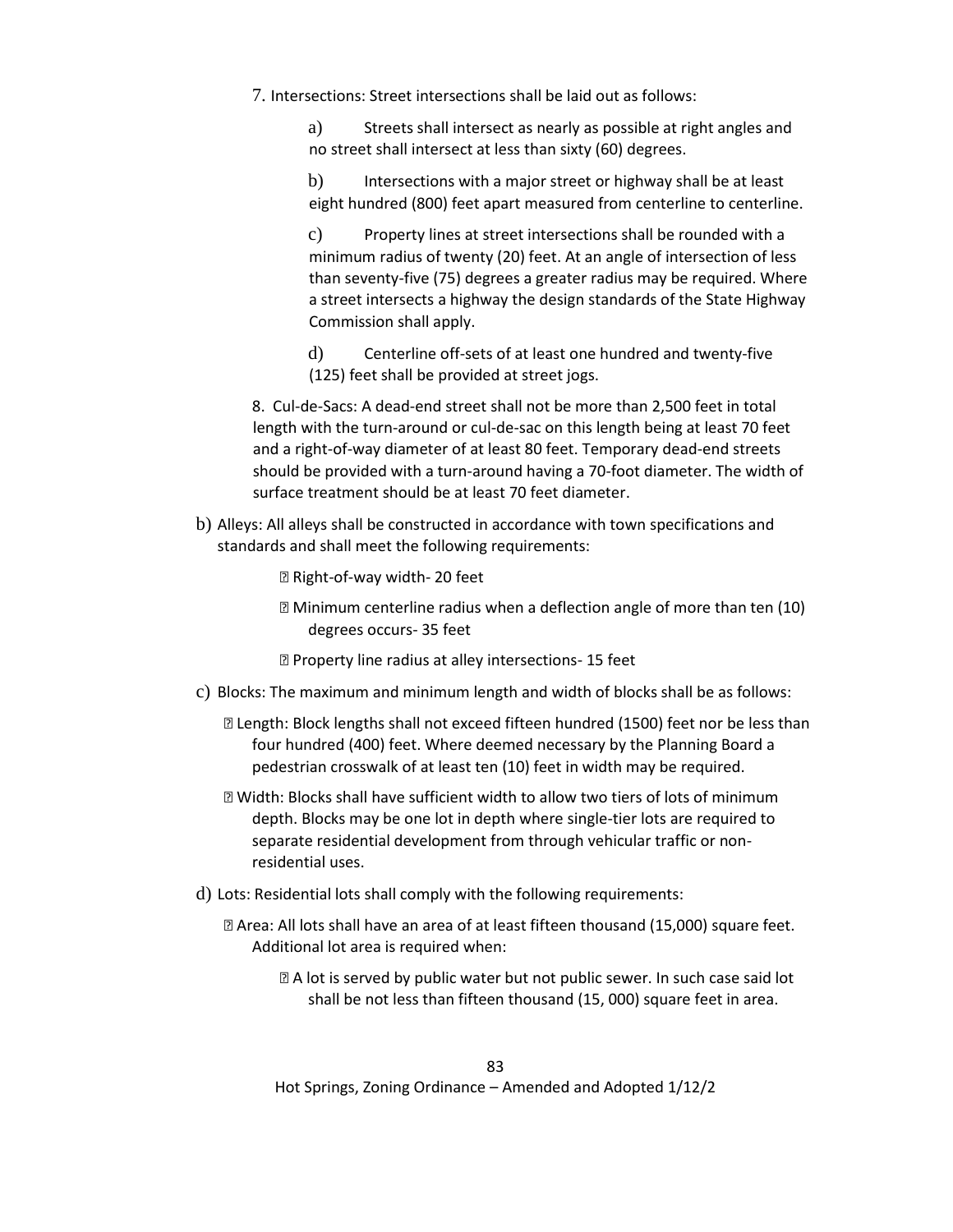7. Intersections: Street intersections shall be laid out as follows:

   a) Streets shall intersect as nearly as possible at right angles and no street shall intersect at less than sixty (60) degrees.

   b) Intersections with a major street or highway shall be at least eight hundred (800) feet apart measured from centerline to centerline.

   c) Property lines at street intersections shall be rounded with a minimum radius of twenty (20) feet. At an angle of intersection of less than seventy-five (75) degrees a greater radius may be required. Where a street intersects a highway the design standards of the State Highway Commission shall apply.

   d) Centerline off-sets of at least one hundred and twenty-five (125) feet shall be provided at street jogs.

8. Cul-de-Sacs: A dead-end street shall not be more than 2,500 feet in total length with the turn-around or cul-de-sac on this length being at least 70 feet and a right-of-way diameter of at least 80 feet. Temporary dead-end streets should be provided with a turn-around having a 70-foot diameter. The width of surface treatment should be at least 70 feet diameter.

b) Alleys: All alleys shall be constructed in accordance with town specifications and standards and shall meet the following requirements:

- Right-of-way width- 20 feet
- Minimum centerline radius when a deflection angle of more than ten (10) degrees occurs- 35 feet
- Property line radius at alley intersections- 15 feet

c) Blocks: The maximum and minimum length and width of blocks shall be as follows:

- Length: Block lengths shall not exceed fifteen hundred (1500) feet nor be less than four hundred (400) feet. Where deemed necessary by the Planning Board a pedestrian crosswalk of at least ten (10) feet in width may be required.
- Width: Blocks shall have sufficient width to allow two tiers of lots of minimum depth. Blocks may be one lot in depth where single-tier lots are required to separate residential development from through vehicular traffic or non-residential uses.

d) Lots: Residential lots shall comply with the following requirements:

- Area: All lots shall have an area of at least fifteen thousand (15,000) square feet. Additional lot area is required when:
  - A lot is served by public water but not public sewer. In such case said lot shall be not less than fifteen thousand (15, 000) square feet in area.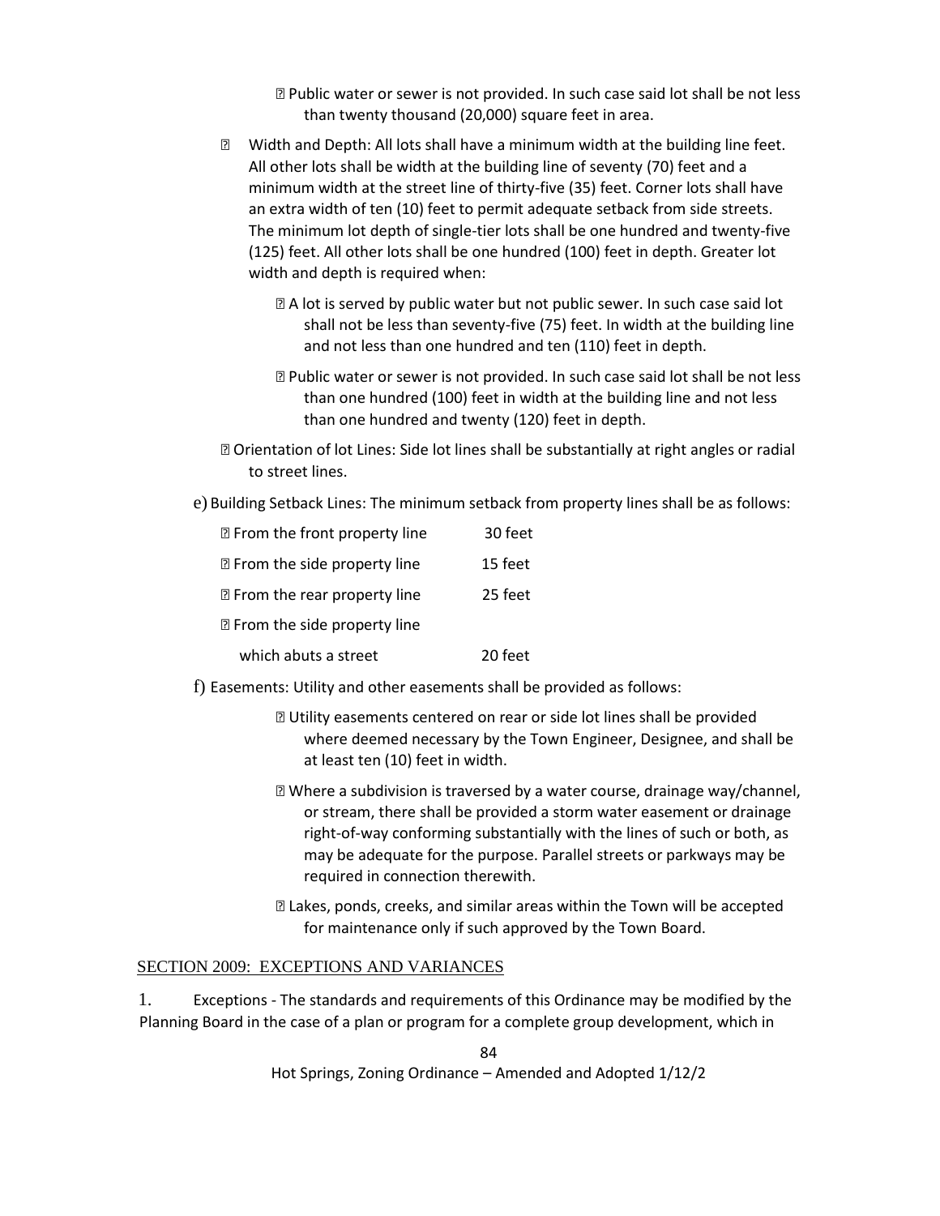- Public water or sewer is not provided. In such case said lot shall be not less than twenty thousand (20,000) square feet in area.

- Width and Depth: All lots shall have a minimum width at the building line feet. All other lots shall be width at the building line of seventy (70) feet and a minimum width at the street line of thirty-five (35) feet. Corner lots shall have an extra width of ten (10) feet to permit adequate setback from side streets. The minimum lot depth of single-tier lots shall be one hundred and twenty-five (125) feet. All other lots shall be one hundred (100) feet in depth. Greater lot width and depth is required when:

  - A lot is served by public water but not public sewer. In such case said lot shall not be less than seventy-five (75) feet. In width at the building line and not less than one hundred and ten (110) feet in depth.

  - Public water or sewer is not provided. In such case said lot shall be not less than one hundred (100) feet in width at the building line and not less than one hundred and twenty (120) feet in depth.

- Orientation of lot Lines: Side lot lines shall be substantially at right angles or radial to street lines.

e) Building Setback Lines: The minimum setback from property lines shall be as follows:

| | |
|---|---|
| From the front property line | 30 feet |
| From the side property line | 15 feet |
| From the rear property line | 25 feet |
| From the side property line which abuts a street | 20 feet |

f) Easements: Utility and other easements shall be provided as follows:

- Utility easements centered on rear or side lot lines shall be provided where deemed necessary by the Town Engineer, Designee, and shall be at least ten (10) feet in width.

- Where a subdivision is traversed by a water course, drainage way/channel, or stream, there shall be provided a storm water easement or drainage right-of-way conforming substantially with the lines of such or both, as may be adequate for the purpose. Parallel streets or parkways may be required in connection therewith.

- Lakes, ponds, creeks, and similar areas within the Town will be accepted for maintenance only if such approved by the Town Board.

## SECTION 2009: EXCEPTIONS AND VARIANCES

1. Exceptions - The standards and requirements of this Ordinance may be modified by the Planning Board in the case of a plan or program for a complete group development, which in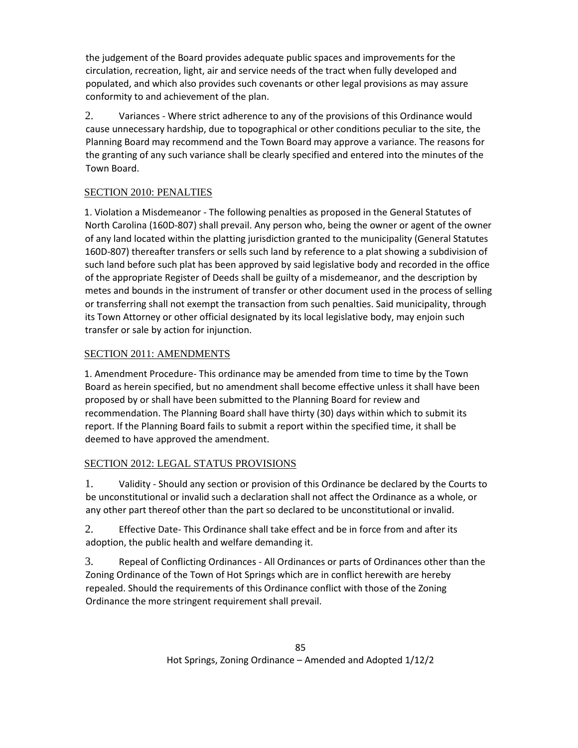the judgement of the Board provides adequate public spaces and improvements for the circulation, recreation, light, air and service needs of the tract when fully developed and populated, and which also provides such covenants or other legal provisions as may assure conformity to and achievement of the plan.

2. Variances - Where strict adherence to any of the provisions of this Ordinance would cause unnecessary hardship, due to topographical or other conditions peculiar to the site, the Planning Board may recommend and the Town Board may approve a variance. The reasons for the granting of any such variance shall be clearly specified and entered into the minutes of the Town Board.

## SECTION 2010: PENALTIES

1. Violation a Misdemeanor - The following penalties as proposed in the General Statutes of North Carolina (160D-807) shall prevail. Any person who, being the owner or agent of the owner of any land located within the platting jurisdiction granted to the municipality (General Statutes 160D-807) thereafter transfers or sells such land by reference to a plat showing a subdivision of such land before such plat has been approved by said legislative body and recorded in the office of the appropriate Register of Deeds shall be guilty of a misdemeanor, and the description by metes and bounds in the instrument of transfer or other document used in the process of selling or transferring shall not exempt the transaction from such penalties. Said municipality, through its Town Attorney or other official designated by its local legislative body, may enjoin such transfer or sale by action for injunction.

## SECTION 2011: AMENDMENTS

1. Amendment Procedure- This ordinance may be amended from time to time by the Town Board as herein specified, but no amendment shall become effective unless it shall have been proposed by or shall have been submitted to the Planning Board for review and recommendation. The Planning Board shall have thirty (30) days within which to submit its report. If the Planning Board fails to submit a report within the specified time, it shall be deemed to have approved the amendment.

## SECTION 2012: LEGAL STATUS PROVISIONS

1. Validity - Should any section or provision of this Ordinance be declared by the Courts to be unconstitutional or invalid such a declaration shall not affect the Ordinance as a whole, or any other part thereof other than the part so declared to be unconstitutional or invalid.

2. Effective Date- This Ordinance shall take effect and be in force from and after its adoption, the public health and welfare demanding it.

3. Repeal of Conflicting Ordinances - All Ordinances or parts of Ordinances other than the Zoning Ordinance of the Town of Hot Springs which are in conflict herewith are hereby repealed. Should the requirements of this Ordinance conflict with those of the Zoning Ordinance the more stringent requirement shall prevail.